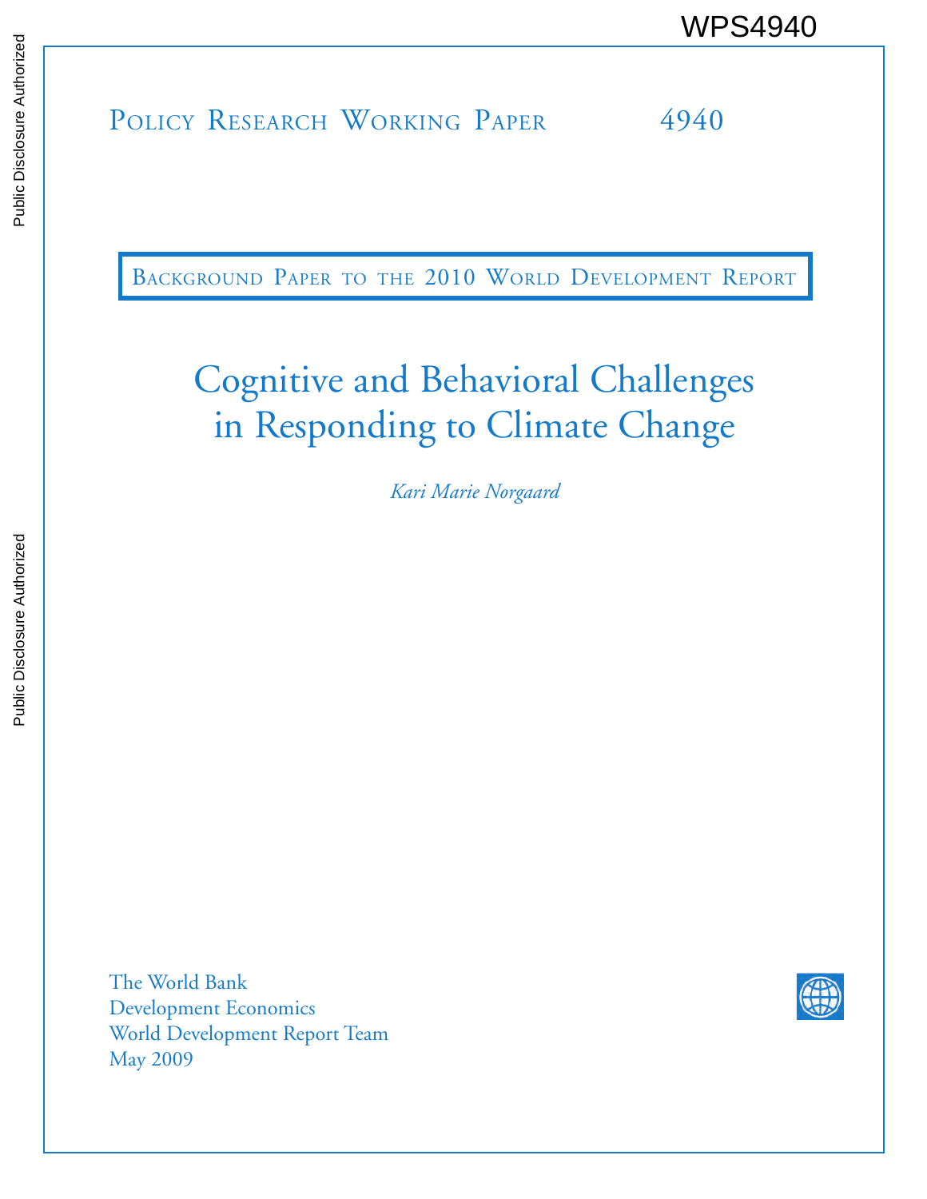WPS4940

Policy Research Working Paper 4940

Background Paper to the 2010 World Development Report

# Cognitive and Behavioral Challenges in Responding to Climate Change

*Kari Marie Norgaard*

The World Bank
Development Economics
World Development Report Team
May 2009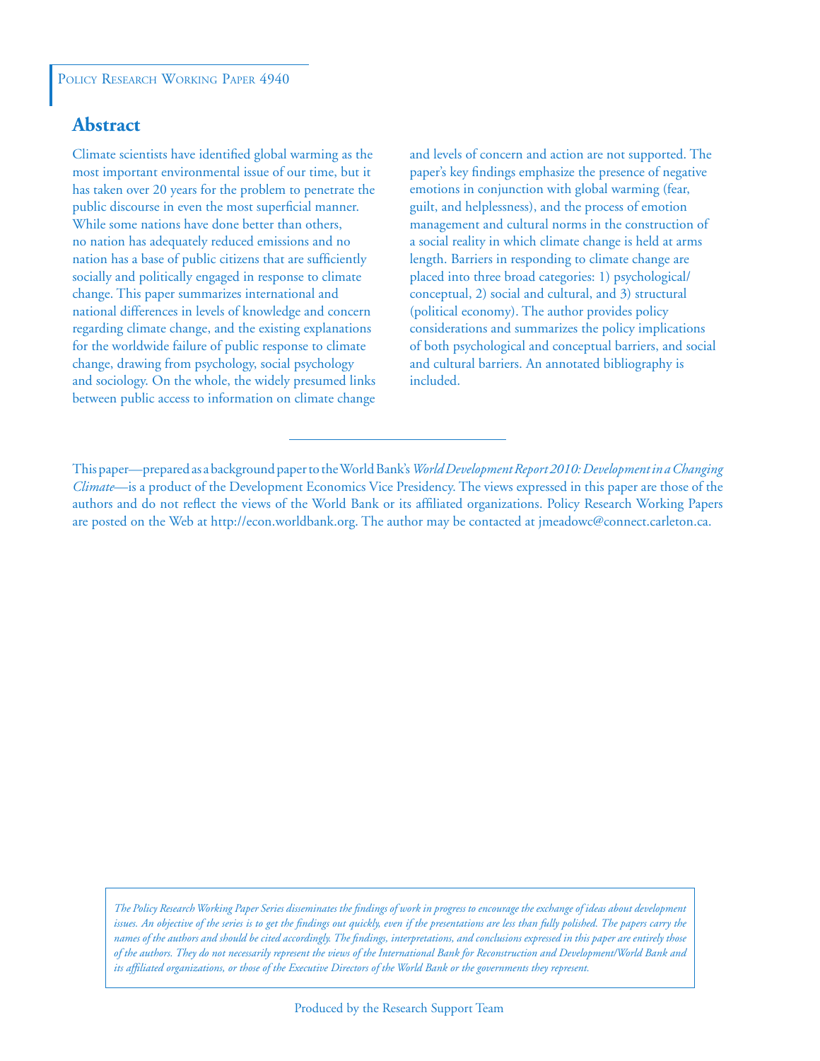Policy Research Working Paper 4940

## Abstract

Climate scientists have identified global warming as the most important environmental issue of our time, but it has taken over 20 years for the problem to penetrate the public discourse in even the most superficial manner. While some nations have done better than others, no nation has adequately reduced emissions and no nation has a base of public citizens that are sufficiently socially and politically engaged in response to climate change. This paper summarizes international and national differences in levels of knowledge and concern regarding climate change, and the existing explanations for the worldwide failure of public response to climate change, drawing from psychology, social psychology and sociology. On the whole, the widely presumed links between public access to information on climate change and levels of concern and action are not supported. The paper's key findings emphasize the presence of negative emotions in conjunction with global warming (fear, guilt, and helplessness), and the process of emotion management and cultural norms in the construction of a social reality in which climate change is held at arms length. Barriers in responding to climate change are placed into three broad categories: 1) psychological/conceptual, 2) social and cultural, and 3) structural (political economy). The author provides policy considerations and summarizes the policy implications of both psychological and conceptual barriers, and social and cultural barriers. An annotated bibliography is included.

---

This paper—prepared as a background paper to the World Bank's *World Development Report 2010: Development in a Changing Climate*—is a product of the Development Economics Vice Presidency. The views expressed in this paper are those of the authors and do not reflect the views of the World Bank or its affiliated organizations. Policy Research Working Papers are posted on the Web at http://econ.worldbank.org. The author may be contacted at jmeadowc@connect.carleton.ca.

*The Policy Research Working Paper Series disseminates the findings of work in progress to encourage the exchange of ideas about development issues. An objective of the series is to get the findings out quickly, even if the presentations are less than fully polished. The papers carry the names of the authors and should be cited accordingly. The findings, interpretations, and conclusions expressed in this paper are entirely those of the authors. They do not necessarily represent the views of the International Bank for Reconstruction and Development/World Bank and its affiliated organizations, or those of the Executive Directors of the World Bank or the governments they represent.*

Produced by the Research Support Team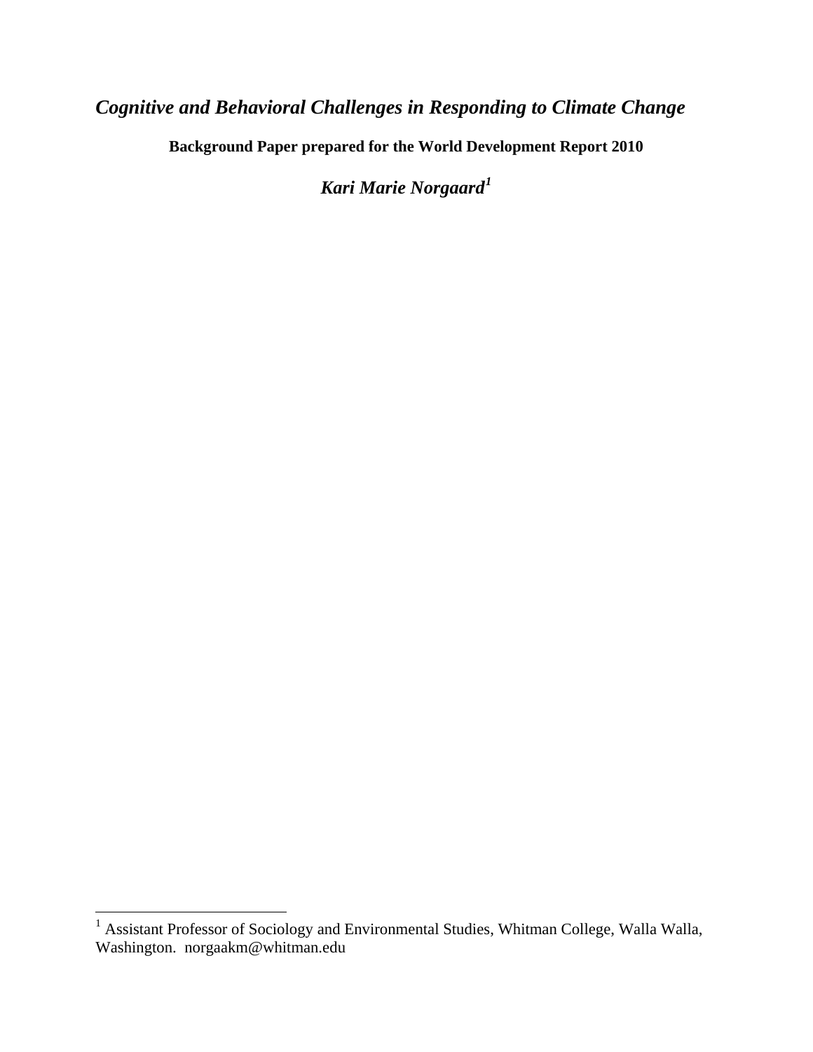# *Cognitive and Behavioral Challenges in Responding to Climate Change*

**Background Paper prepared for the World Development Report 2010**

***Kari Marie Norgaard***[1]

[1] Assistant Professor of Sociology and Environmental Studies, Whitman College, Walla Walla, Washington. norgaakm@whitman.edu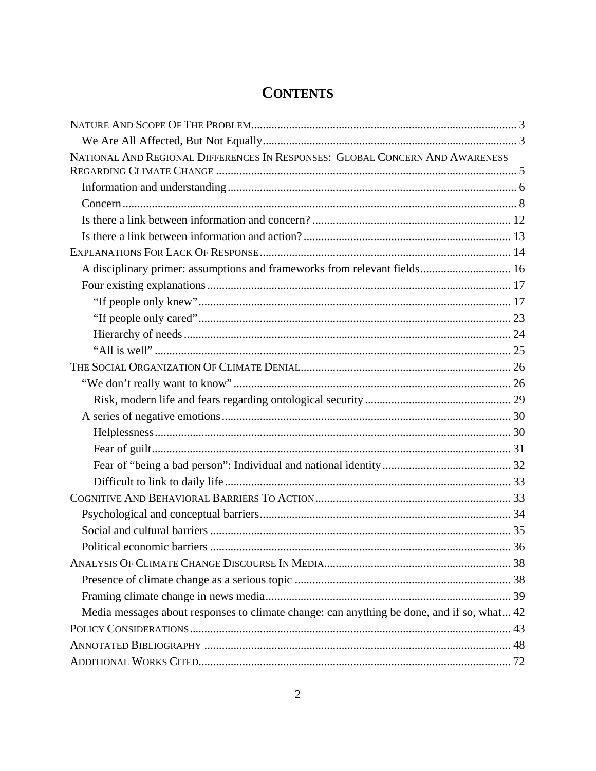# CONTENTS

- NATURE AND SCOPE OF THE PROBLEM ... 3
  - We Are All Affected, But Not Equally ... 3
- NATIONAL AND REGIONAL DIFFERENCES IN RESPONSES: GLOBAL CONCERN AND AWARENESS REGARDING CLIMATE CHANGE ... 5
  - Information and understanding ... 6
  - Concern ... 8
  - Is there a link between information and concern? ... 12
  - Is there a link between information and action? ... 13
- EXPLANATIONS FOR LACK OF RESPONSE ... 14
  - A disciplinary primer: assumptions and frameworks from relevant fields ... 16
  - Four existing explanations ... 17
    - "If people only knew" ... 17
    - "If people only cared" ... 23
    - Hierarchy of needs ... 24
    - "All is well" ... 25
- THE SOCIAL ORGANIZATION OF CLIMATE DENIAL ... 26
  - "We don't really want to know" ... 26
    - Risk, modern life and fears regarding ontological security ... 29
  - A series of negative emotions ... 30
    - Helplessness ... 30
    - Fear of guilt ... 31
    - Fear of "being a bad person": Individual and national identity ... 32
    - Difficult to link to daily life ... 33
- COGNITIVE AND BEHAVIORAL BARRIERS TO ACTION ... 33
  - Psychological and conceptual barriers ... 34
  - Social and cultural barriers ... 35
  - Political economic barriers ... 36
- ANALYSIS OF CLIMATE CHANGE DISCOURSE IN MEDIA ... 38
  - Presence of climate change as a serious topic ... 38
  - Framing climate change in news media ... 39
  - Media messages about responses to climate change: can anything be done, and if so, what ... 42
- POLICY CONSIDERATIONS ... 43
- ANNOTATED BIBLIOGRAPHY ... 48
- ADDITIONAL WORKS CITED ... 72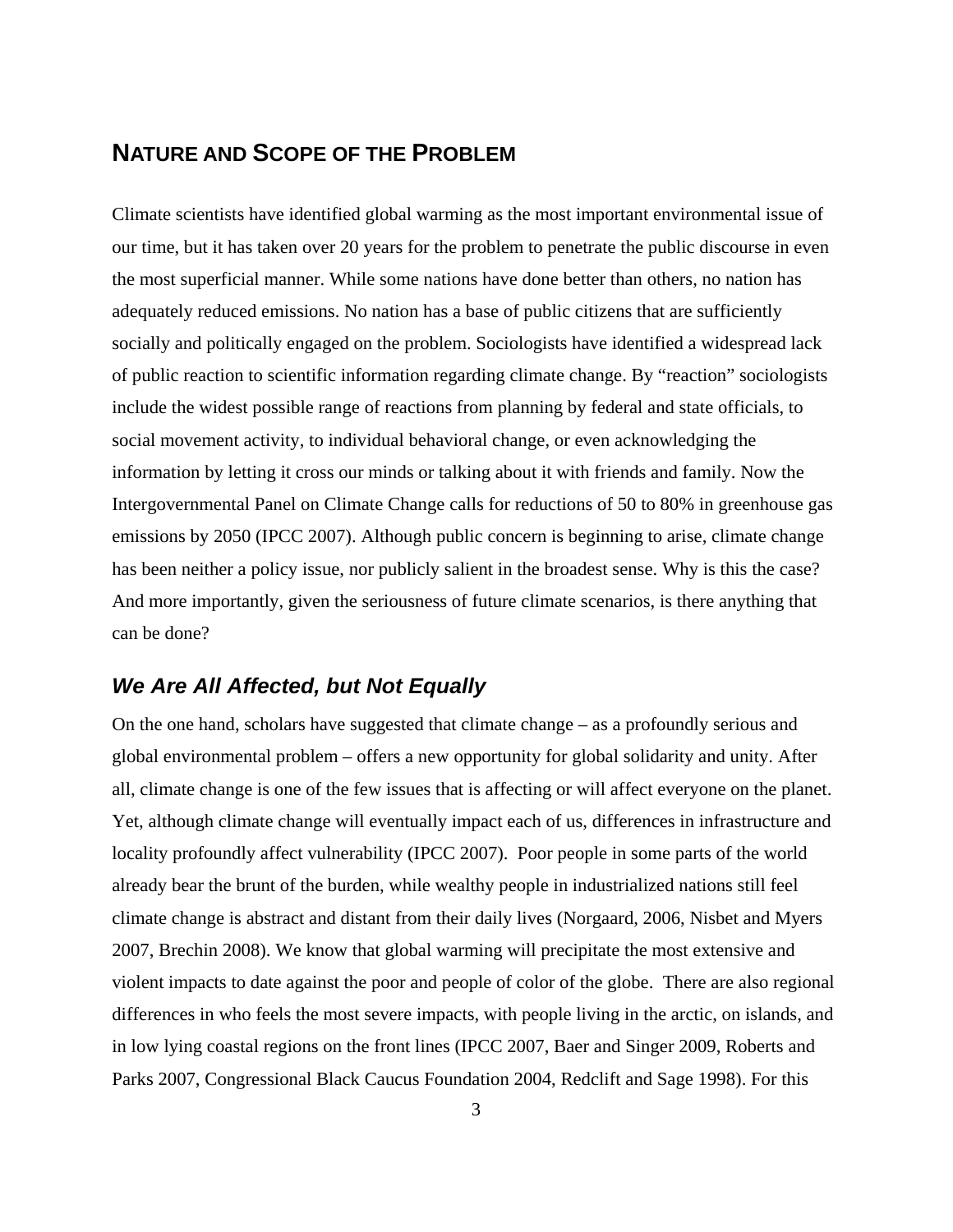## NATURE AND SCOPE OF THE PROBLEM

Climate scientists have identified global warming as the most important environmental issue of our time, but it has taken over 20 years for the problem to penetrate the public discourse in even the most superficial manner. While some nations have done better than others, no nation has adequately reduced emissions. No nation has a base of public citizens that are sufficiently socially and politically engaged on the problem. Sociologists have identified a widespread lack of public reaction to scientific information regarding climate change. By "reaction" sociologists include the widest possible range of reactions from planning by federal and state officials, to social movement activity, to individual behavioral change, or even acknowledging the information by letting it cross our minds or talking about it with friends and family. Now the Intergovernmental Panel on Climate Change calls for reductions of 50 to 80% in greenhouse gas emissions by 2050 (IPCC 2007). Although public concern is beginning to arise, climate change has been neither a policy issue, nor publicly salient in the broadest sense. Why is this the case? And more importantly, given the seriousness of future climate scenarios, is there anything that can be done?

### *We Are All Affected, but Not Equally*

On the one hand, scholars have suggested that climate change – as a profoundly serious and global environmental problem – offers a new opportunity for global solidarity and unity. After all, climate change is one of the few issues that is affecting or will affect everyone on the planet. Yet, although climate change will eventually impact each of us, differences in infrastructure and locality profoundly affect vulnerability (IPCC 2007). Poor people in some parts of the world already bear the brunt of the burden, while wealthy people in industrialized nations still feel climate change is abstract and distant from their daily lives (Norgaard, 2006, Nisbet and Myers 2007, Brechin 2008). We know that global warming will precipitate the most extensive and violent impacts to date against the poor and people of color of the globe. There are also regional differences in who feels the most severe impacts, with people living in the arctic, on islands, and in low lying coastal regions on the front lines (IPCC 2007, Baer and Singer 2009, Roberts and Parks 2007, Congressional Black Caucus Foundation 2004, Redclift and Sage 1998). For this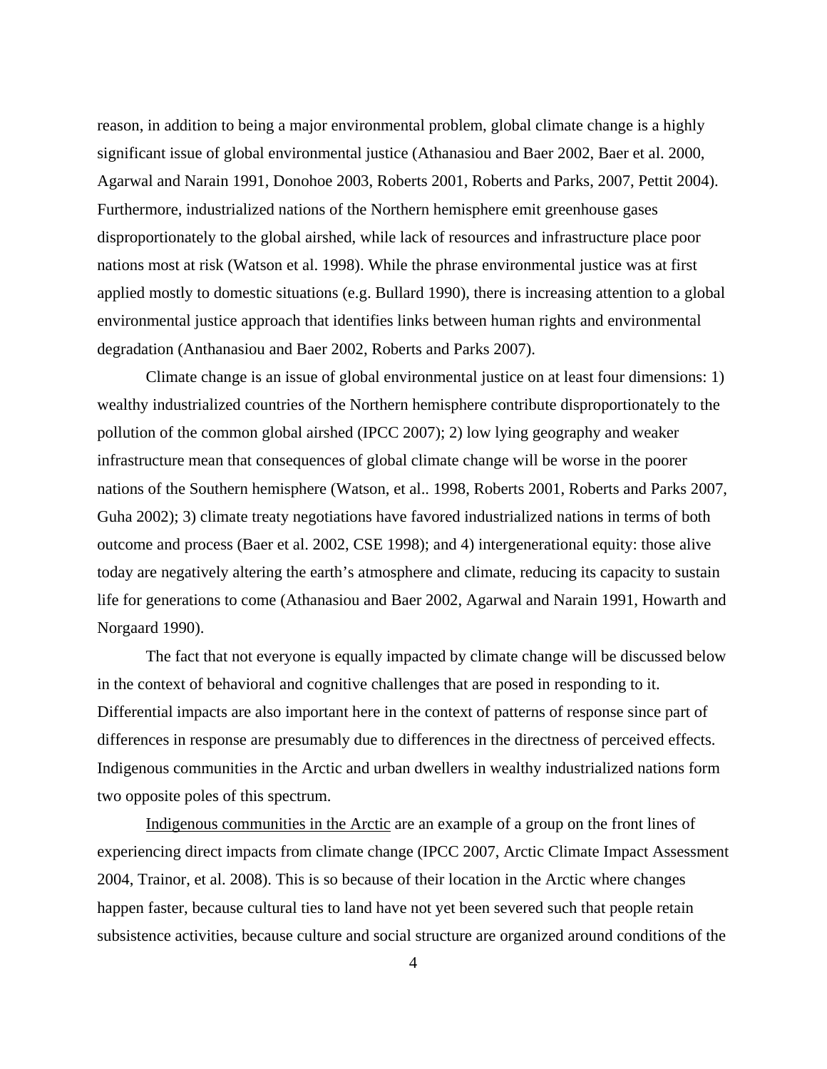reason, in addition to being a major environmental problem, global climate change is a highly significant issue of global environmental justice (Athanasiou and Baer 2002, Baer et al. 2000, Agarwal and Narain 1991, Donohoe 2003, Roberts 2001, Roberts and Parks, 2007, Pettit 2004). Furthermore, industrialized nations of the Northern hemisphere emit greenhouse gases disproportionately to the global airshed, while lack of resources and infrastructure place poor nations most at risk (Watson et al. 1998). While the phrase environmental justice was at first applied mostly to domestic situations (e.g. Bullard 1990), there is increasing attention to a global environmental justice approach that identifies links between human rights and environmental degradation (Anthanasiou and Baer 2002, Roberts and Parks 2007).

Climate change is an issue of global environmental justice on at least four dimensions: 1) wealthy industrialized countries of the Northern hemisphere contribute disproportionately to the pollution of the common global airshed (IPCC 2007); 2) low lying geography and weaker infrastructure mean that consequences of global climate change will be worse in the poorer nations of the Southern hemisphere (Watson, et al.. 1998, Roberts 2001, Roberts and Parks 2007, Guha 2002); 3) climate treaty negotiations have favored industrialized nations in terms of both outcome and process (Baer et al. 2002, CSE 1998); and 4) intergenerational equity: those alive today are negatively altering the earth's atmosphere and climate, reducing its capacity to sustain life for generations to come (Athanasiou and Baer 2002, Agarwal and Narain 1991, Howarth and Norgaard 1990).

The fact that not everyone is equally impacted by climate change will be discussed below in the context of behavioral and cognitive challenges that are posed in responding to it. Differential impacts are also important here in the context of patterns of response since part of differences in response are presumably due to differences in the directness of perceived effects. Indigenous communities in the Arctic and urban dwellers in wealthy industrialized nations form two opposite poles of this spectrum.

Indigenous communities in the Arctic are an example of a group on the front lines of experiencing direct impacts from climate change (IPCC 2007, Arctic Climate Impact Assessment 2004, Trainor, et al. 2008). This is so because of their location in the Arctic where changes happen faster, because cultural ties to land have not yet been severed such that people retain subsistence activities, because culture and social structure are organized around conditions of the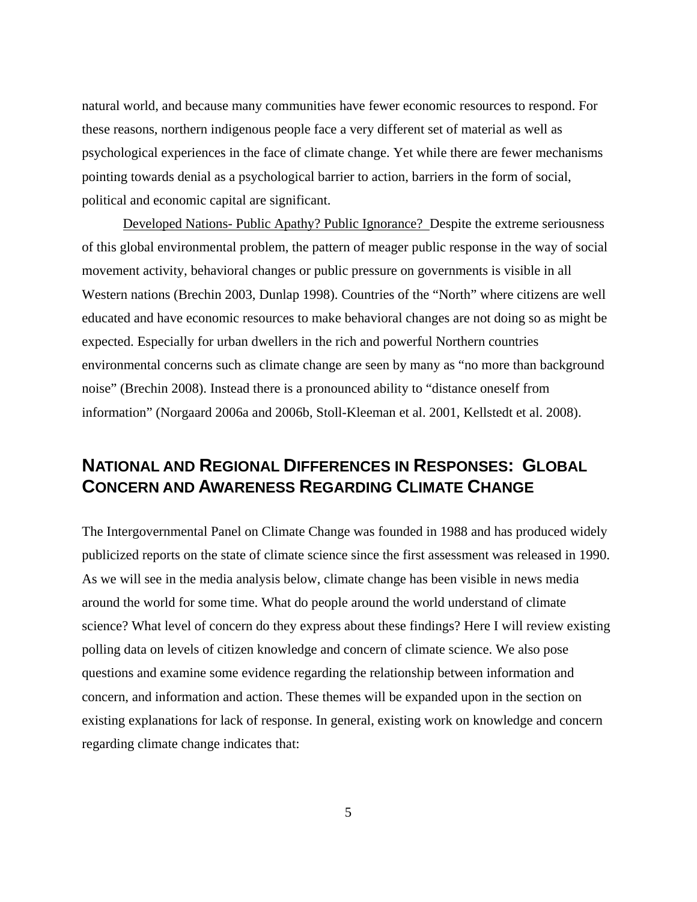natural world, and because many communities have fewer economic resources to respond. For these reasons, northern indigenous people face a very different set of material as well as psychological experiences in the face of climate change. Yet while there are fewer mechanisms pointing towards denial as a psychological barrier to action, barriers in the form of social, political and economic capital are significant.

<u>Developed Nations- Public Apathy? Public Ignorance?</u> Despite the extreme seriousness of this global environmental problem, the pattern of meager public response in the way of social movement activity, behavioral changes or public pressure on governments is visible in all Western nations (Brechin 2003, Dunlap 1998). Countries of the "North" where citizens are well educated and have economic resources to make behavioral changes are not doing so as might be expected. Especially for urban dwellers in the rich and powerful Northern countries environmental concerns such as climate change are seen by many as "no more than background noise" (Brechin 2008). Instead there is a pronounced ability to "distance oneself from information" (Norgaard 2006a and 2006b, Stoll-Kleeman et al. 2001, Kellstedt et al. 2008).

## NATIONAL AND REGIONAL DIFFERENCES IN RESPONSES: GLOBAL CONCERN AND AWARENESS REGARDING CLIMATE CHANGE

The Intergovernmental Panel on Climate Change was founded in 1988 and has produced widely publicized reports on the state of climate science since the first assessment was released in 1990. As we will see in the media analysis below, climate change has been visible in news media around the world for some time. What do people around the world understand of climate science? What level of concern do they express about these findings? Here I will review existing polling data on levels of citizen knowledge and concern of climate science. We also pose questions and examine some evidence regarding the relationship between information and concern, and information and action. These themes will be expanded upon in the section on existing explanations for lack of response. In general, existing work on knowledge and concern regarding climate change indicates that: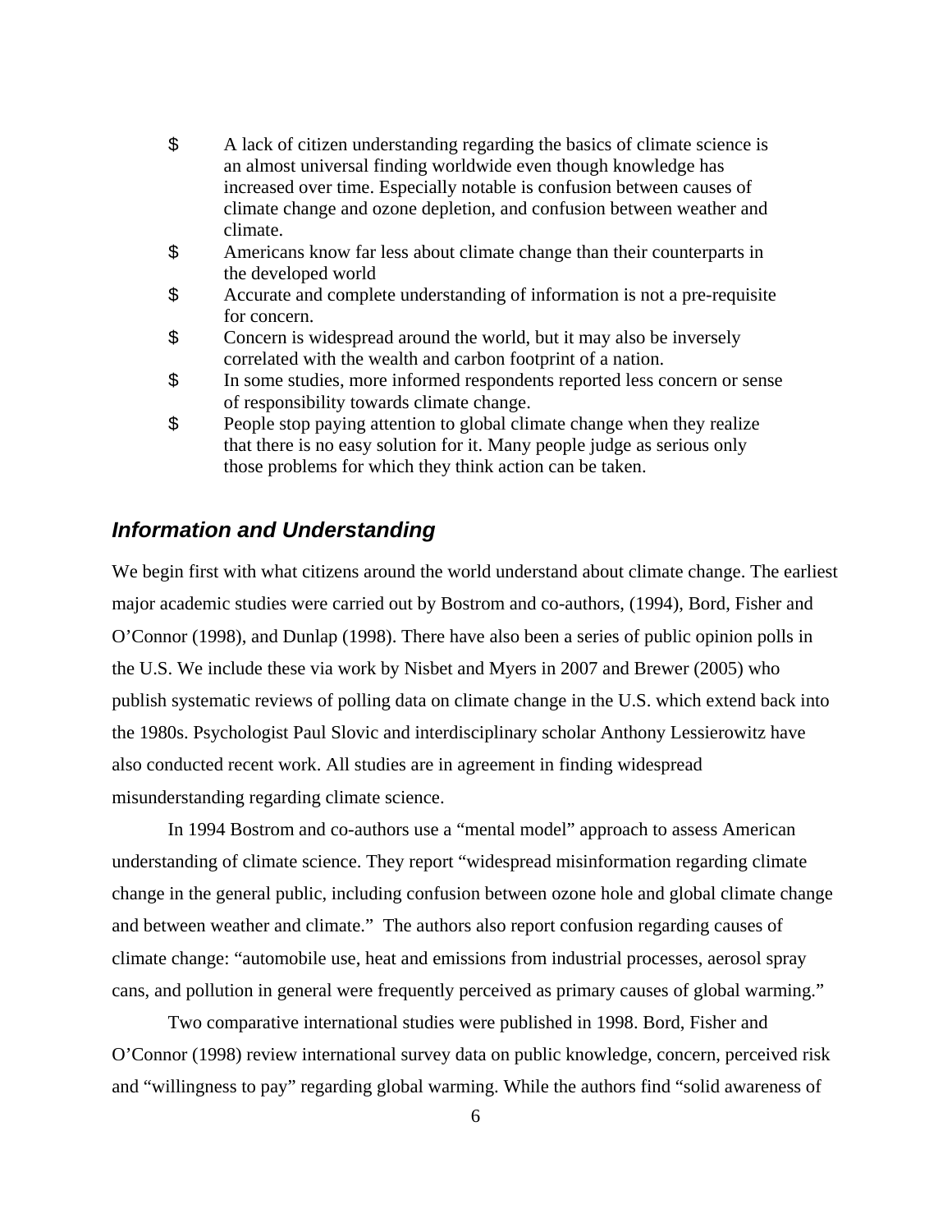- A lack of citizen understanding regarding the basics of climate science is an almost universal finding worldwide even though knowledge has increased over time. Especially notable is confusion between causes of climate change and ozone depletion, and confusion between weather and climate.
- Americans know far less about climate change than their counterparts in the developed world
- Accurate and complete understanding of information is not a pre-requisite for concern.
- Concern is widespread around the world, but it may also be inversely correlated with the wealth and carbon footprint of a nation.
- In some studies, more informed respondents reported less concern or sense of responsibility towards climate change.
- People stop paying attention to global climate change when they realize that there is no easy solution for it. Many people judge as serious only those problems for which they think action can be taken.

## *Information and Understanding*

We begin first with what citizens around the world understand about climate change. The earliest major academic studies were carried out by Bostrom and co-authors, (1994), Bord, Fisher and O'Connor (1998), and Dunlap (1998). There have also been a series of public opinion polls in the U.S. We include these via work by Nisbet and Myers in 2007 and Brewer (2005) who publish systematic reviews of polling data on climate change in the U.S. which extend back into the 1980s. Psychologist Paul Slovic and interdisciplinary scholar Anthony Lessierowitz have also conducted recent work. All studies are in agreement in finding widespread misunderstanding regarding climate science.

In 1994 Bostrom and co-authors use a "mental model" approach to assess American understanding of climate science. They report "widespread misinformation regarding climate change in the general public, including confusion between ozone hole and global climate change and between weather and climate." The authors also report confusion regarding causes of climate change: "automobile use, heat and emissions from industrial processes, aerosol spray cans, and pollution in general were frequently perceived as primary causes of global warming."

Two comparative international studies were published in 1998. Bord, Fisher and O'Connor (1998) review international survey data on public knowledge, concern, perceived risk and "willingness to pay" regarding global warming. While the authors find "solid awareness of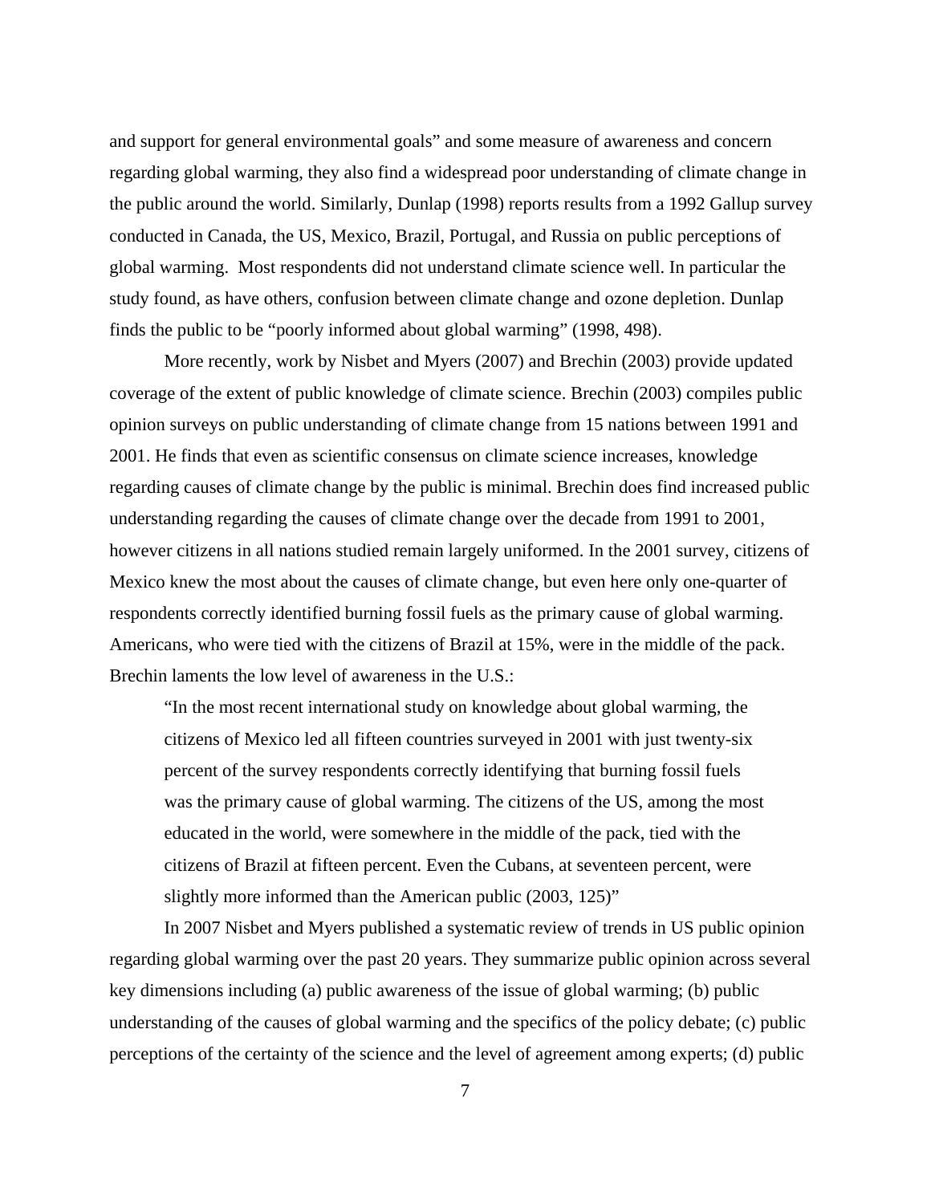and support for general environmental goals" and some measure of awareness and concern regarding global warming, they also find a widespread poor understanding of climate change in the public around the world. Similarly, Dunlap (1998) reports results from a 1992 Gallup survey conducted in Canada, the US, Mexico, Brazil, Portugal, and Russia on public perceptions of global warming. Most respondents did not understand climate science well. In particular the study found, as have others, confusion between climate change and ozone depletion. Dunlap finds the public to be "poorly informed about global warming" (1998, 498).

More recently, work by Nisbet and Myers (2007) and Brechin (2003) provide updated coverage of the extent of public knowledge of climate science. Brechin (2003) compiles public opinion surveys on public understanding of climate change from 15 nations between 1991 and 2001. He finds that even as scientific consensus on climate science increases, knowledge regarding causes of climate change by the public is minimal. Brechin does find increased public understanding regarding the causes of climate change over the decade from 1991 to 2001, however citizens in all nations studied remain largely uniformed. In the 2001 survey, citizens of Mexico knew the most about the causes of climate change, but even here only one-quarter of respondents correctly identified burning fossil fuels as the primary cause of global warming. Americans, who were tied with the citizens of Brazil at 15%, were in the middle of the pack. Brechin laments the low level of awareness in the U.S.:

> "In the most recent international study on knowledge about global warming, the citizens of Mexico led all fifteen countries surveyed in 2001 with just twenty-six percent of the survey respondents correctly identifying that burning fossil fuels was the primary cause of global warming. The citizens of the US, among the most educated in the world, were somewhere in the middle of the pack, tied with the citizens of Brazil at fifteen percent. Even the Cubans, at seventeen percent, were slightly more informed than the American public (2003, 125)"

In 2007 Nisbet and Myers published a systematic review of trends in US public opinion regarding global warming over the past 20 years. They summarize public opinion across several key dimensions including (a) public awareness of the issue of global warming; (b) public understanding of the causes of global warming and the specifics of the policy debate; (c) public perceptions of the certainty of the science and the level of agreement among experts; (d) public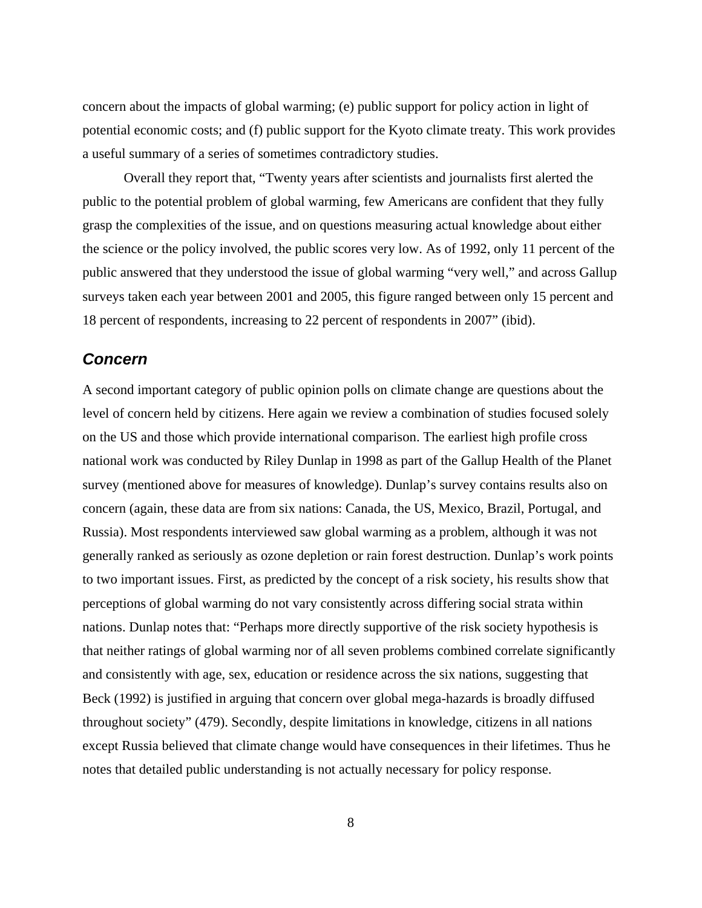concern about the impacts of global warming; (e) public support for policy action in light of potential economic costs; and (f) public support for the Kyoto climate treaty. This work provides a useful summary of a series of sometimes contradictory studies.

Overall they report that, "Twenty years after scientists and journalists first alerted the public to the potential problem of global warming, few Americans are confident that they fully grasp the complexities of the issue, and on questions measuring actual knowledge about either the science or the policy involved, the public scores very low. As of 1992, only 11 percent of the public answered that they understood the issue of global warming "very well," and across Gallup surveys taken each year between 2001 and 2005, this figure ranged between only 15 percent and 18 percent of respondents, increasing to 22 percent of respondents in 2007" (ibid).

## *Concern*

A second important category of public opinion polls on climate change are questions about the level of concern held by citizens. Here again we review a combination of studies focused solely on the US and those which provide international comparison. The earliest high profile cross national work was conducted by Riley Dunlap in 1998 as part of the Gallup Health of the Planet survey (mentioned above for measures of knowledge). Dunlap's survey contains results also on concern (again, these data are from six nations: Canada, the US, Mexico, Brazil, Portugal, and Russia). Most respondents interviewed saw global warming as a problem, although it was not generally ranked as seriously as ozone depletion or rain forest destruction. Dunlap's work points to two important issues. First, as predicted by the concept of a risk society, his results show that perceptions of global warming do not vary consistently across differing social strata within nations. Dunlap notes that: "Perhaps more directly supportive of the risk society hypothesis is that neither ratings of global warming nor of all seven problems combined correlate significantly and consistently with age, sex, education or residence across the six nations, suggesting that Beck (1992) is justified in arguing that concern over global mega-hazards is broadly diffused throughout society" (479). Secondly, despite limitations in knowledge, citizens in all nations except Russia believed that climate change would have consequences in their lifetimes. Thus he notes that detailed public understanding is not actually necessary for policy response.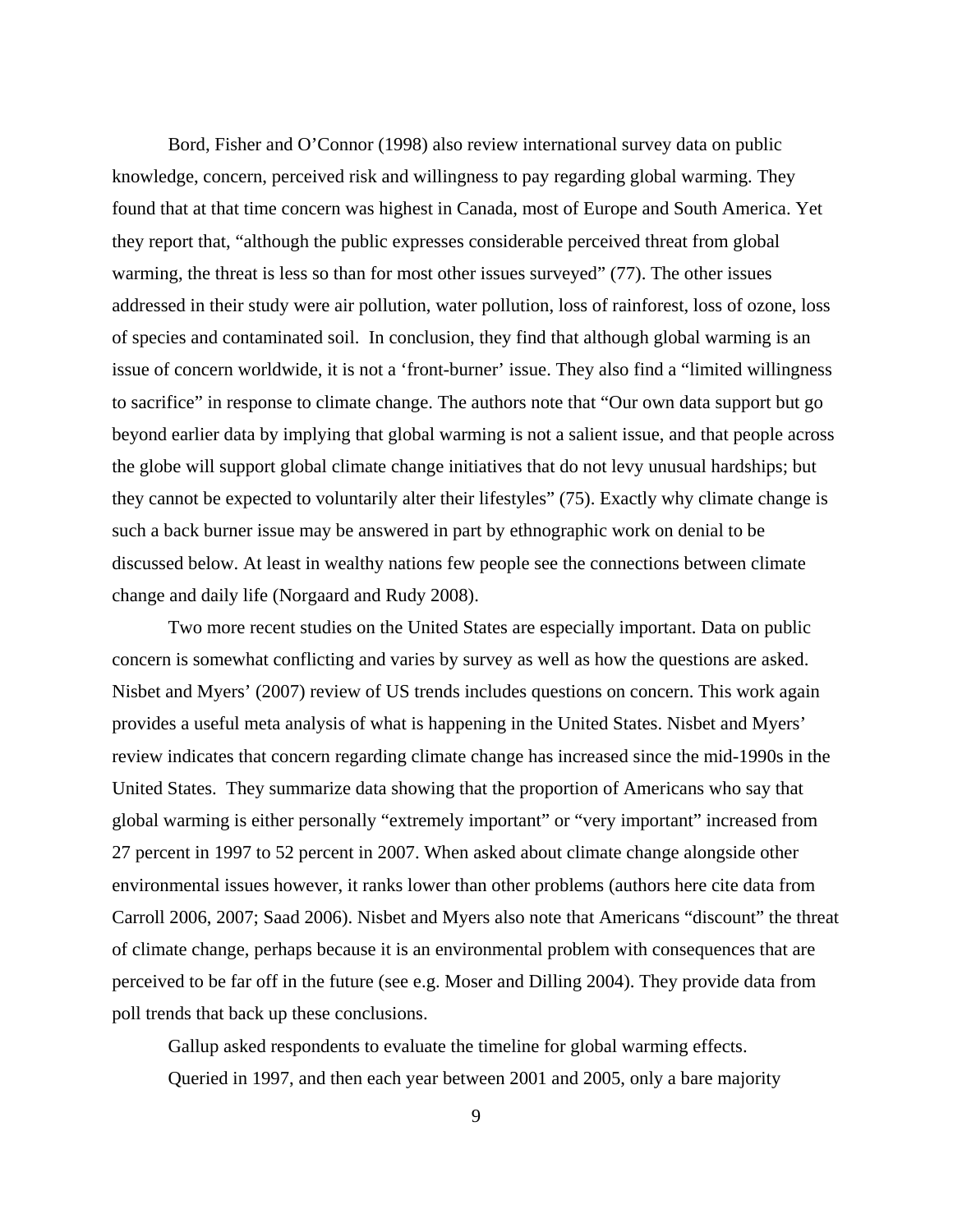Bord, Fisher and O'Connor (1998) also review international survey data on public knowledge, concern, perceived risk and willingness to pay regarding global warming. They found that at that time concern was highest in Canada, most of Europe and South America. Yet they report that, "although the public expresses considerable perceived threat from global warming, the threat is less so than for most other issues surveyed" (77). The other issues addressed in their study were air pollution, water pollution, loss of rainforest, loss of ozone, loss of species and contaminated soil. In conclusion, they find that although global warming is an issue of concern worldwide, it is not a 'front-burner' issue. They also find a "limited willingness to sacrifice" in response to climate change. The authors note that "Our own data support but go beyond earlier data by implying that global warming is not a salient issue, and that people across the globe will support global climate change initiatives that do not levy unusual hardships; but they cannot be expected to voluntarily alter their lifestyles" (75). Exactly why climate change is such a back burner issue may be answered in part by ethnographic work on denial to be discussed below. At least in wealthy nations few people see the connections between climate change and daily life (Norgaard and Rudy 2008).

Two more recent studies on the United States are especially important. Data on public concern is somewhat conflicting and varies by survey as well as how the questions are asked. Nisbet and Myers' (2007) review of US trends includes questions on concern. This work again provides a useful meta analysis of what is happening in the United States. Nisbet and Myers' review indicates that concern regarding climate change has increased since the mid-1990s in the United States. They summarize data showing that the proportion of Americans who say that global warming is either personally "extremely important" or "very important" increased from 27 percent in 1997 to 52 percent in 2007. When asked about climate change alongside other environmental issues however, it ranks lower than other problems (authors here cite data from Carroll 2006, 2007; Saad 2006). Nisbet and Myers also note that Americans "discount" the threat of climate change, perhaps because it is an environmental problem with consequences that are perceived to be far off in the future (see e.g. Moser and Dilling 2004). They provide data from poll trends that back up these conclusions.

Gallup asked respondents to evaluate the timeline for global warming effects. Queried in 1997, and then each year between 2001 and 2005, only a bare majority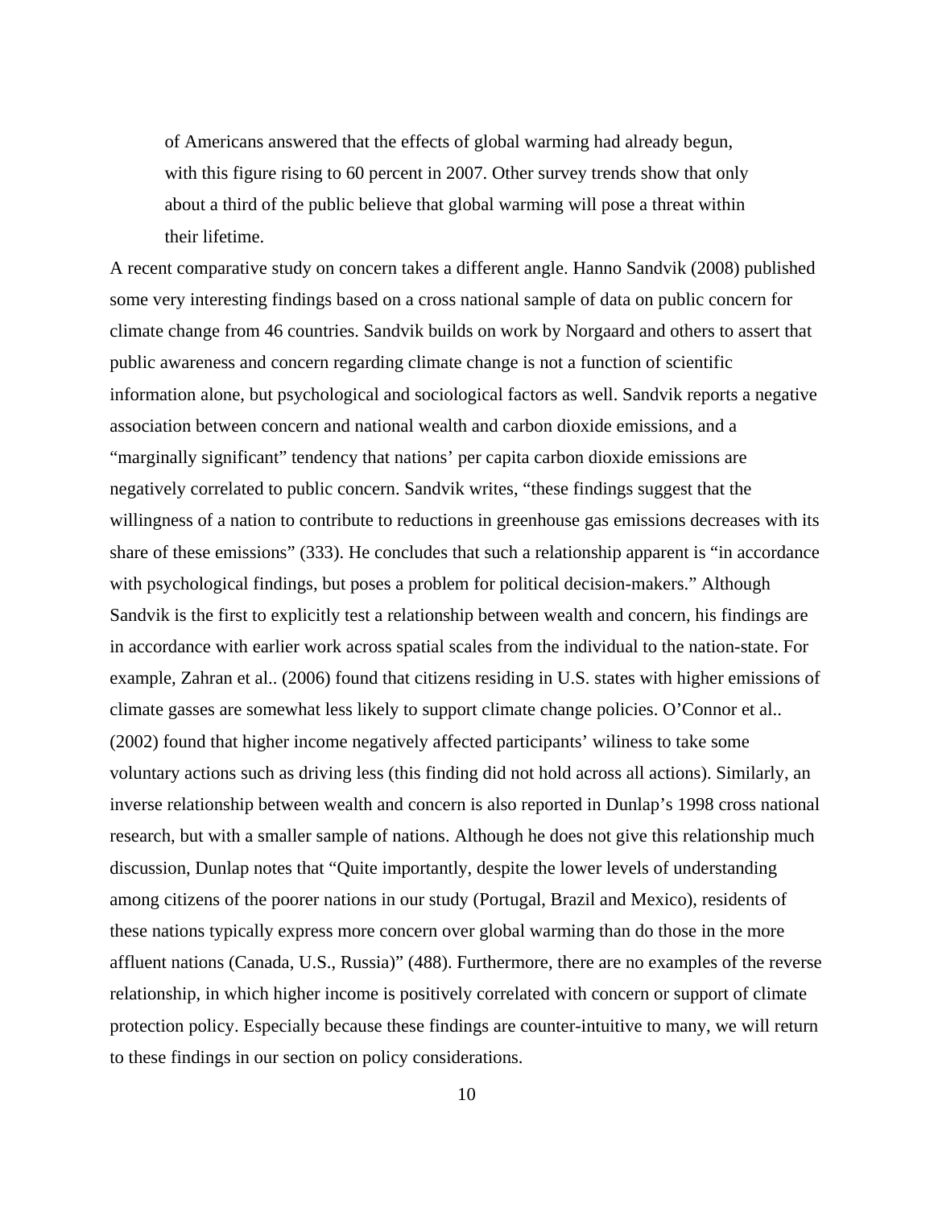> of Americans answered that the effects of global warming had already begun, with this figure rising to 60 percent in 2007. Other survey trends show that only about a third of the public believe that global warming will pose a threat within their lifetime.

A recent comparative study on concern takes a different angle. Hanno Sandvik (2008) published some very interesting findings based on a cross national sample of data on public concern for climate change from 46 countries. Sandvik builds on work by Norgaard and others to assert that public awareness and concern regarding climate change is not a function of scientific information alone, but psychological and sociological factors as well. Sandvik reports a negative association between concern and national wealth and carbon dioxide emissions, and a "marginally significant" tendency that nations' per capita carbon dioxide emissions are negatively correlated to public concern. Sandvik writes, "these findings suggest that the willingness of a nation to contribute to reductions in greenhouse gas emissions decreases with its share of these emissions" (333). He concludes that such a relationship apparent is "in accordance with psychological findings, but poses a problem for political decision-makers." Although Sandvik is the first to explicitly test a relationship between wealth and concern, his findings are in accordance with earlier work across spatial scales from the individual to the nation-state. For example, Zahran et al.. (2006) found that citizens residing in U.S. states with higher emissions of climate gasses are somewhat less likely to support climate change policies. O'Connor et al.. (2002) found that higher income negatively affected participants' wiliness to take some voluntary actions such as driving less (this finding did not hold across all actions). Similarly, an inverse relationship between wealth and concern is also reported in Dunlap's 1998 cross national research, but with a smaller sample of nations. Although he does not give this relationship much discussion, Dunlap notes that "Quite importantly, despite the lower levels of understanding among citizens of the poorer nations in our study (Portugal, Brazil and Mexico), residents of these nations typically express more concern over global warming than do those in the more affluent nations (Canada, U.S., Russia)" (488). Furthermore, there are no examples of the reverse relationship, in which higher income is positively correlated with concern or support of climate protection policy. Especially because these findings are counter-intuitive to many, we will return to these findings in our section on policy considerations.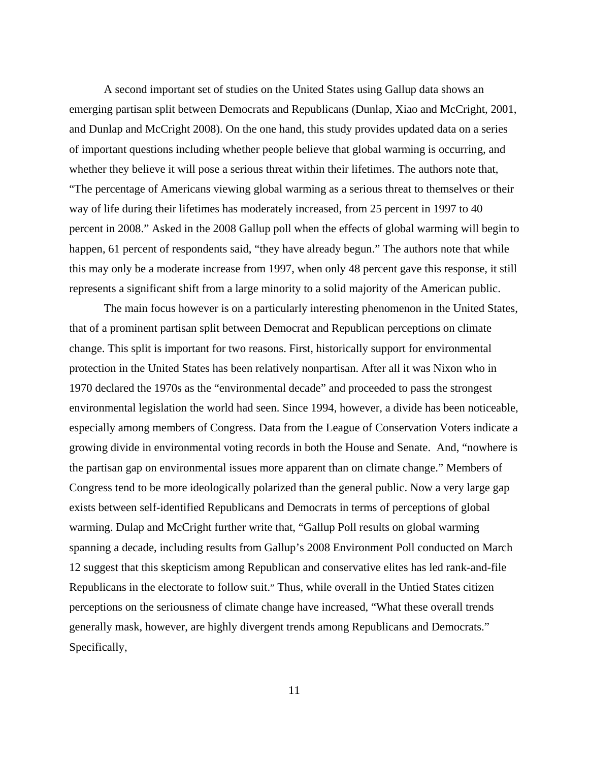A second important set of studies on the United States using Gallup data shows an emerging partisan split between Democrats and Republicans (Dunlap, Xiao and McCright, 2001, and Dunlap and McCright 2008). On the one hand, this study provides updated data on a series of important questions including whether people believe that global warming is occurring, and whether they believe it will pose a serious threat within their lifetimes. The authors note that, "The percentage of Americans viewing global warming as a serious threat to themselves or their way of life during their lifetimes has moderately increased, from 25 percent in 1997 to 40 percent in 2008." Asked in the 2008 Gallup poll when the effects of global warming will begin to happen, 61 percent of respondents said, "they have already begun." The authors note that while this may only be a moderate increase from 1997, when only 48 percent gave this response, it still represents a significant shift from a large minority to a solid majority of the American public.

The main focus however is on a particularly interesting phenomenon in the United States, that of a prominent partisan split between Democrat and Republican perceptions on climate change. This split is important for two reasons. First, historically support for environmental protection in the United States has been relatively nonpartisan. After all it was Nixon who in 1970 declared the 1970s as the "environmental decade" and proceeded to pass the strongest environmental legislation the world had seen. Since 1994, however, a divide has been noticeable, especially among members of Congress. Data from the League of Conservation Voters indicate a growing divide in environmental voting records in both the House and Senate. And, "nowhere is the partisan gap on environmental issues more apparent than on climate change." Members of Congress tend to be more ideologically polarized than the general public. Now a very large gap exists between self-identified Republicans and Democrats in terms of perceptions of global warming. Dulap and McCright further write that, "Gallup Poll results on global warming spanning a decade, including results from Gallup's 2008 Environment Poll conducted on March 12 suggest that this skepticism among Republican and conservative elites has led rank-and-file Republicans in the electorate to follow suit." Thus, while overall in the Untied States citizen perceptions on the seriousness of climate change have increased, "What these overall trends generally mask, however, are highly divergent trends among Republicans and Democrats." Specifically,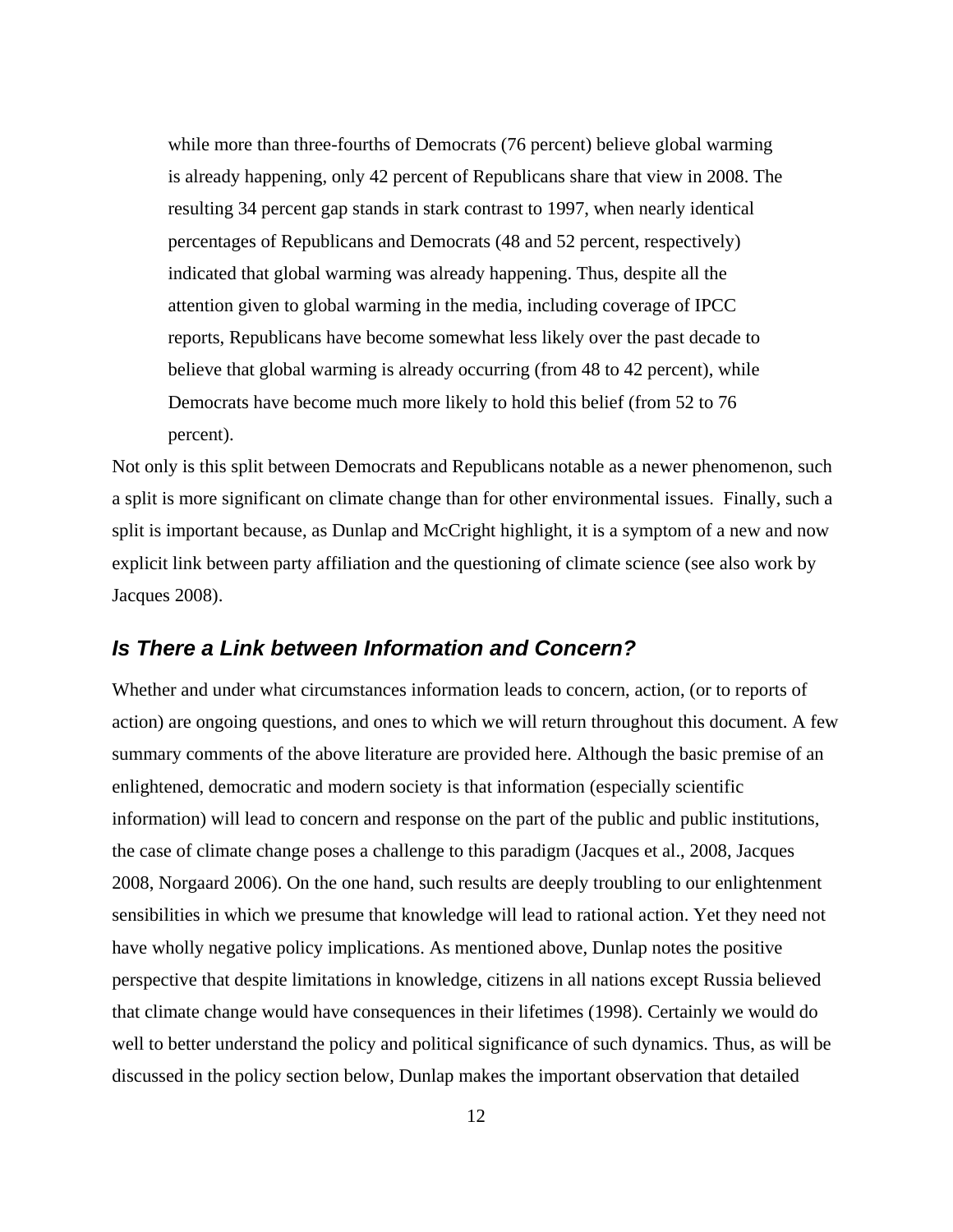> while more than three-fourths of Democrats (76 percent) believe global warming is already happening, only 42 percent of Republicans share that view in 2008. The resulting 34 percent gap stands in stark contrast to 1997, when nearly identical percentages of Republicans and Democrats (48 and 52 percent, respectively) indicated that global warming was already happening. Thus, despite all the attention given to global warming in the media, including coverage of IPCC reports, Republicans have become somewhat less likely over the past decade to believe that global warming is already occurring (from 48 to 42 percent), while Democrats have become much more likely to hold this belief (from 52 to 76 percent).

Not only is this split between Democrats and Republicans notable as a newer phenomenon, such a split is more significant on climate change than for other environmental issues. Finally, such a split is important because, as Dunlap and McCright highlight, it is a symptom of a new and now explicit link between party affiliation and the questioning of climate science (see also work by Jacques 2008).

### *Is There a Link between Information and Concern?*

Whether and under what circumstances information leads to concern, action, (or to reports of action) are ongoing questions, and ones to which we will return throughout this document. A few summary comments of the above literature are provided here. Although the basic premise of an enlightened, democratic and modern society is that information (especially scientific information) will lead to concern and response on the part of the public and public institutions, the case of climate change poses a challenge to this paradigm (Jacques et al., 2008, Jacques 2008, Norgaard 2006). On the one hand, such results are deeply troubling to our enlightenment sensibilities in which we presume that knowledge will lead to rational action. Yet they need not have wholly negative policy implications. As mentioned above, Dunlap notes the positive perspective that despite limitations in knowledge, citizens in all nations except Russia believed that climate change would have consequences in their lifetimes (1998). Certainly we would do well to better understand the policy and political significance of such dynamics. Thus, as will be discussed in the policy section below, Dunlap makes the important observation that detailed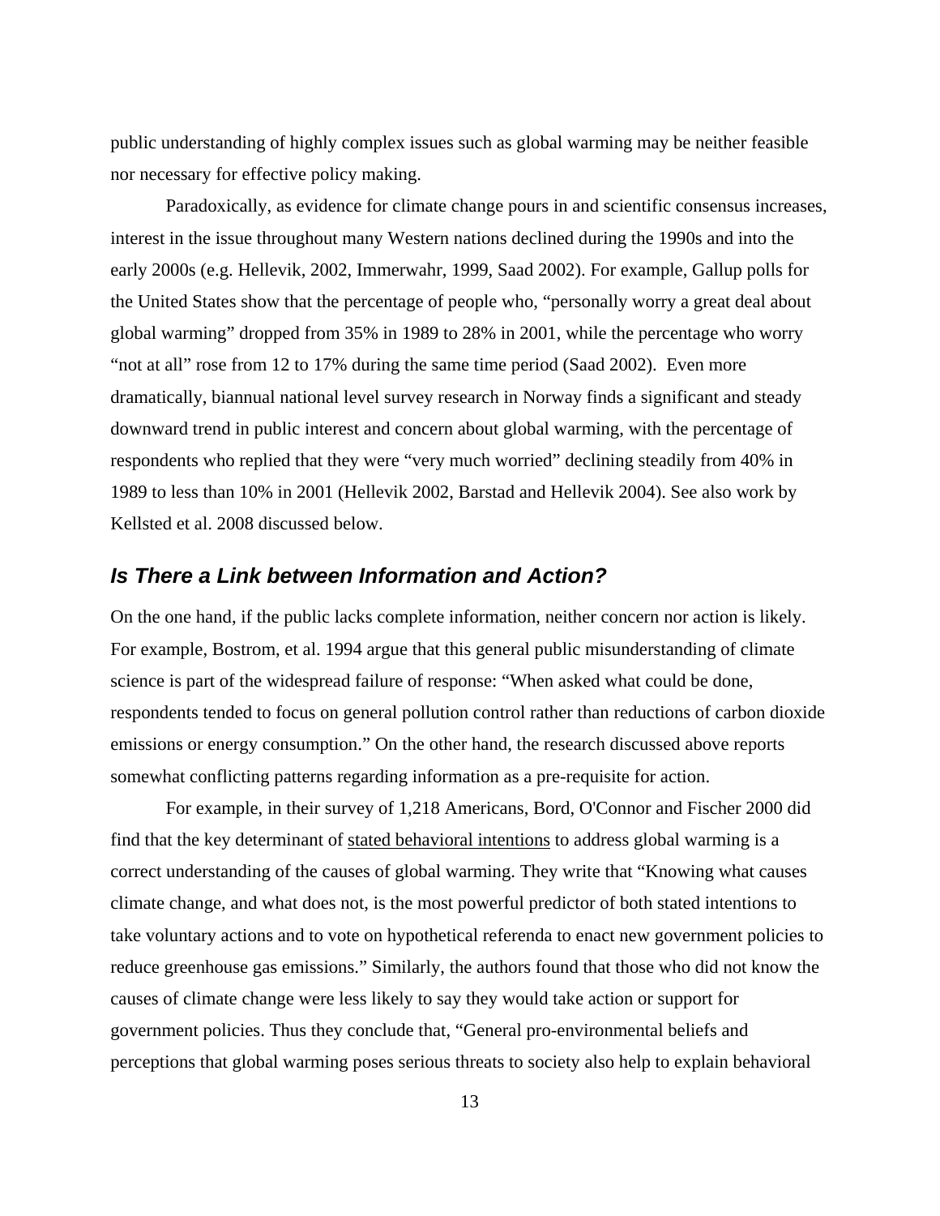public understanding of highly complex issues such as global warming may be neither feasible nor necessary for effective policy making.

Paradoxically, as evidence for climate change pours in and scientific consensus increases, interest in the issue throughout many Western nations declined during the 1990s and into the early 2000s (e.g. Hellevik, 2002, Immerwahr, 1999, Saad 2002). For example, Gallup polls for the United States show that the percentage of people who, "personally worry a great deal about global warming" dropped from 35% in 1989 to 28% in 2001, while the percentage who worry "not at all" rose from 12 to 17% during the same time period (Saad 2002). Even more dramatically, biannual national level survey research in Norway finds a significant and steady downward trend in public interest and concern about global warming, with the percentage of respondents who replied that they were "very much worried" declining steadily from 40% in 1989 to less than 10% in 2001 (Hellevik 2002, Barstad and Hellevik 2004). See also work by Kellsted et al. 2008 discussed below.

## *Is There a Link between Information and Action?*

On the one hand, if the public lacks complete information, neither concern nor action is likely. For example, Bostrom, et al. 1994 argue that this general public misunderstanding of climate science is part of the widespread failure of response: "When asked what could be done, respondents tended to focus on general pollution control rather than reductions of carbon dioxide emissions or energy consumption." On the other hand, the research discussed above reports somewhat conflicting patterns regarding information as a pre-requisite for action.

For example, in their survey of 1,218 Americans, Bord, O'Connor and Fischer 2000 did find that the key determinant of <u>stated behavioral intentions</u> to address global warming is a correct understanding of the causes of global warming. They write that "Knowing what causes climate change, and what does not, is the most powerful predictor of both stated intentions to take voluntary actions and to vote on hypothetical referenda to enact new government policies to reduce greenhouse gas emissions." Similarly, the authors found that those who did not know the causes of climate change were less likely to say they would take action or support for government policies. Thus they conclude that, "General pro-environmental beliefs and perceptions that global warming poses serious threats to society also help to explain behavioral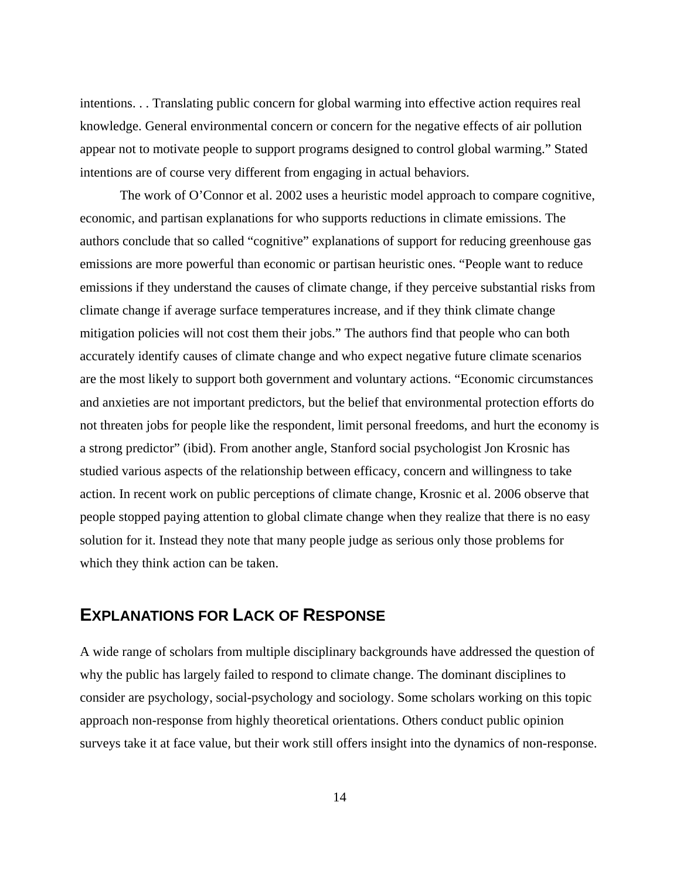intentions. . . Translating public concern for global warming into effective action requires real knowledge. General environmental concern or concern for the negative effects of air pollution appear not to motivate people to support programs designed to control global warming." Stated intentions are of course very different from engaging in actual behaviors.

The work of O'Connor et al. 2002 uses a heuristic model approach to compare cognitive, economic, and partisan explanations for who supports reductions in climate emissions. The authors conclude that so called "cognitive" explanations of support for reducing greenhouse gas emissions are more powerful than economic or partisan heuristic ones. "People want to reduce emissions if they understand the causes of climate change, if they perceive substantial risks from climate change if average surface temperatures increase, and if they think climate change mitigation policies will not cost them their jobs." The authors find that people who can both accurately identify causes of climate change and who expect negative future climate scenarios are the most likely to support both government and voluntary actions. "Economic circumstances and anxieties are not important predictors, but the belief that environmental protection efforts do not threaten jobs for people like the respondent, limit personal freedoms, and hurt the economy is a strong predictor" (ibid). From another angle, Stanford social psychologist Jon Krosnic has studied various aspects of the relationship between efficacy, concern and willingness to take action. In recent work on public perceptions of climate change, Krosnic et al. 2006 observe that people stopped paying attention to global climate change when they realize that there is no easy solution for it. Instead they note that many people judge as serious only those problems for which they think action can be taken.

## EXPLANATIONS FOR LACK OF RESPONSE

A wide range of scholars from multiple disciplinary backgrounds have addressed the question of why the public has largely failed to respond to climate change. The dominant disciplines to consider are psychology, social-psychology and sociology. Some scholars working on this topic approach non-response from highly theoretical orientations. Others conduct public opinion surveys take it at face value, but their work still offers insight into the dynamics of non-response.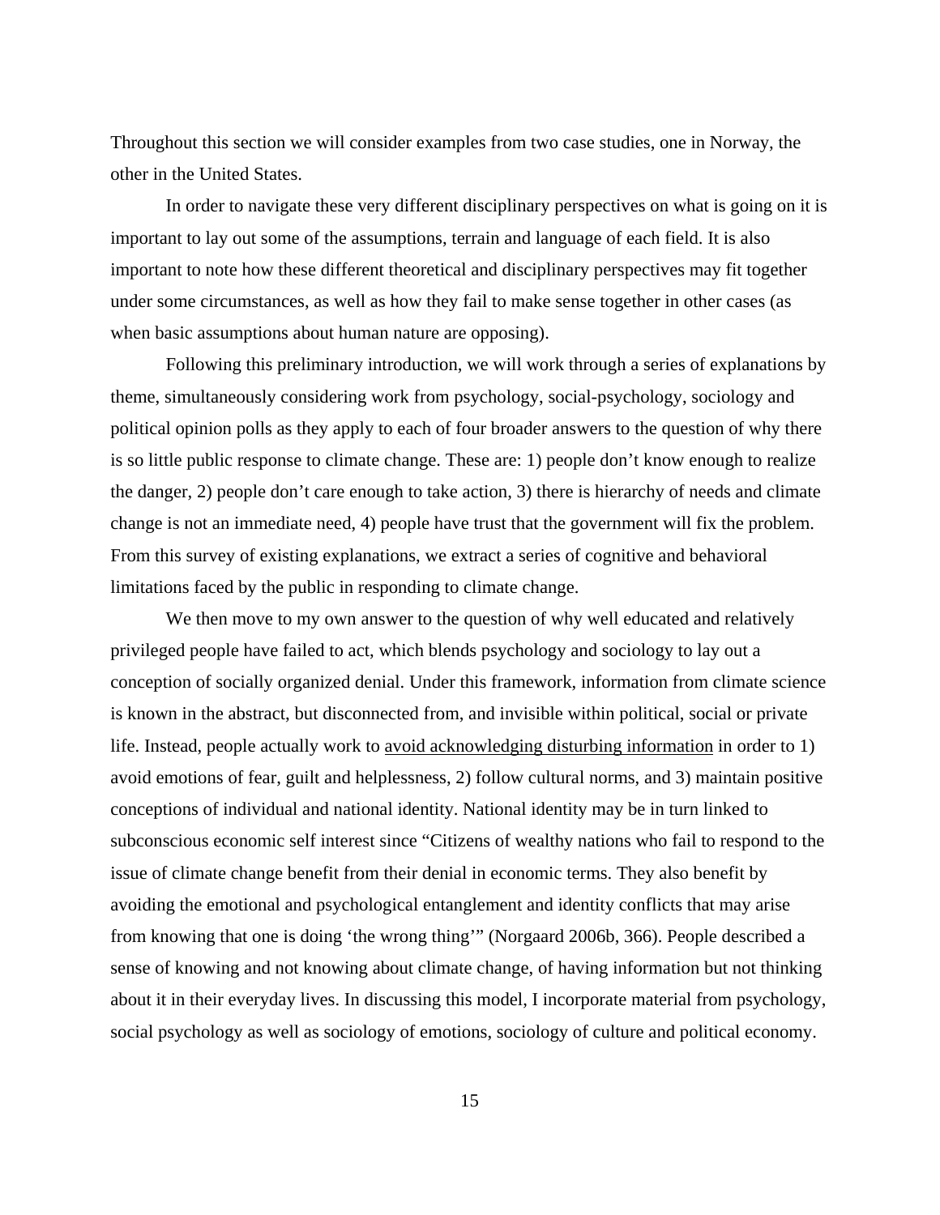Throughout this section we will consider examples from two case studies, one in Norway, the other in the United States.

In order to navigate these very different disciplinary perspectives on what is going on it is important to lay out some of the assumptions, terrain and language of each field. It is also important to note how these different theoretical and disciplinary perspectives may fit together under some circumstances, as well as how they fail to make sense together in other cases (as when basic assumptions about human nature are opposing).

Following this preliminary introduction, we will work through a series of explanations by theme, simultaneously considering work from psychology, social-psychology, sociology and political opinion polls as they apply to each of four broader answers to the question of why there is so little public response to climate change. These are: 1) people don't know enough to realize the danger, 2) people don't care enough to take action, 3) there is hierarchy of needs and climate change is not an immediate need, 4) people have trust that the government will fix the problem. From this survey of existing explanations, we extract a series of cognitive and behavioral limitations faced by the public in responding to climate change.

We then move to my own answer to the question of why well educated and relatively privileged people have failed to act, which blends psychology and sociology to lay out a conception of socially organized denial. Under this framework, information from climate science is known in the abstract, but disconnected from, and invisible within political, social or private life. Instead, people actually work to <u>avoid acknowledging disturbing information</u> in order to 1) avoid emotions of fear, guilt and helplessness, 2) follow cultural norms, and 3) maintain positive conceptions of individual and national identity. National identity may be in turn linked to subconscious economic self interest since "Citizens of wealthy nations who fail to respond to the issue of climate change benefit from their denial in economic terms. They also benefit by avoiding the emotional and psychological entanglement and identity conflicts that may arise from knowing that one is doing 'the wrong thing'" (Norgaard 2006b, 366). People described a sense of knowing and not knowing about climate change, of having information but not thinking about it in their everyday lives. In discussing this model, I incorporate material from psychology, social psychology as well as sociology of emotions, sociology of culture and political economy.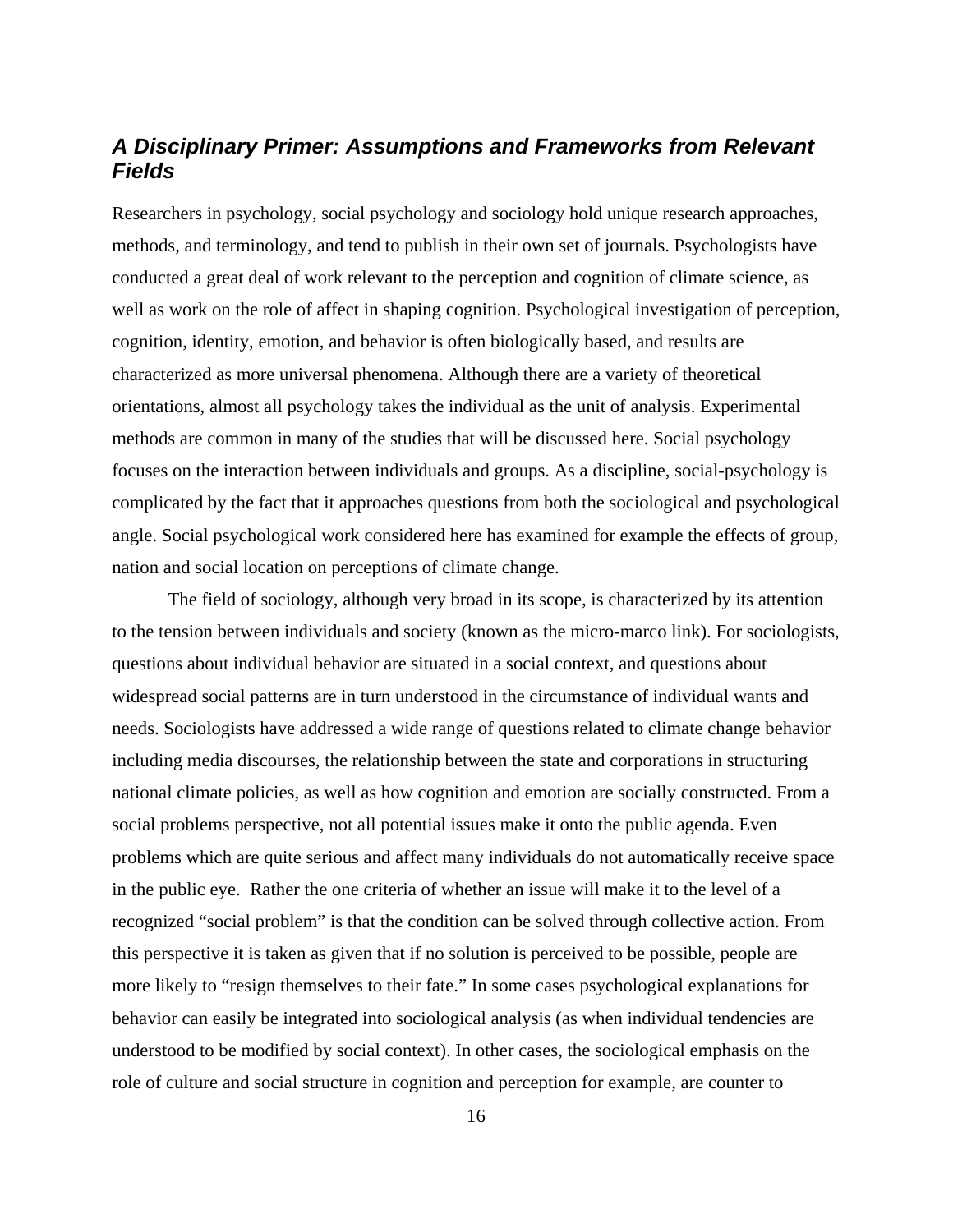## *A Disciplinary Primer: Assumptions and Frameworks from Relevant Fields*

Researchers in psychology, social psychology and sociology hold unique research approaches, methods, and terminology, and tend to publish in their own set of journals. Psychologists have conducted a great deal of work relevant to the perception and cognition of climate science, as well as work on the role of affect in shaping cognition. Psychological investigation of perception, cognition, identity, emotion, and behavior is often biologically based, and results are characterized as more universal phenomena. Although there are a variety of theoretical orientations, almost all psychology takes the individual as the unit of analysis. Experimental methods are common in many of the studies that will be discussed here. Social psychology focuses on the interaction between individuals and groups. As a discipline, social-psychology is complicated by the fact that it approaches questions from both the sociological and psychological angle. Social psychological work considered here has examined for example the effects of group, nation and social location on perceptions of climate change.

The field of sociology, although very broad in its scope, is characterized by its attention to the tension between individuals and society (known as the micro-marco link). For sociologists, questions about individual behavior are situated in a social context, and questions about widespread social patterns are in turn understood in the circumstance of individual wants and needs. Sociologists have addressed a wide range of questions related to climate change behavior including media discourses, the relationship between the state and corporations in structuring national climate policies, as well as how cognition and emotion are socially constructed. From a social problems perspective, not all potential issues make it onto the public agenda. Even problems which are quite serious and affect many individuals do not automatically receive space in the public eye. Rather the one criteria of whether an issue will make it to the level of a recognized "social problem" is that the condition can be solved through collective action. From this perspective it is taken as given that if no solution is perceived to be possible, people are more likely to "resign themselves to their fate." In some cases psychological explanations for behavior can easily be integrated into sociological analysis (as when individual tendencies are understood to be modified by social context). In other cases, the sociological emphasis on the role of culture and social structure in cognition and perception for example, are counter to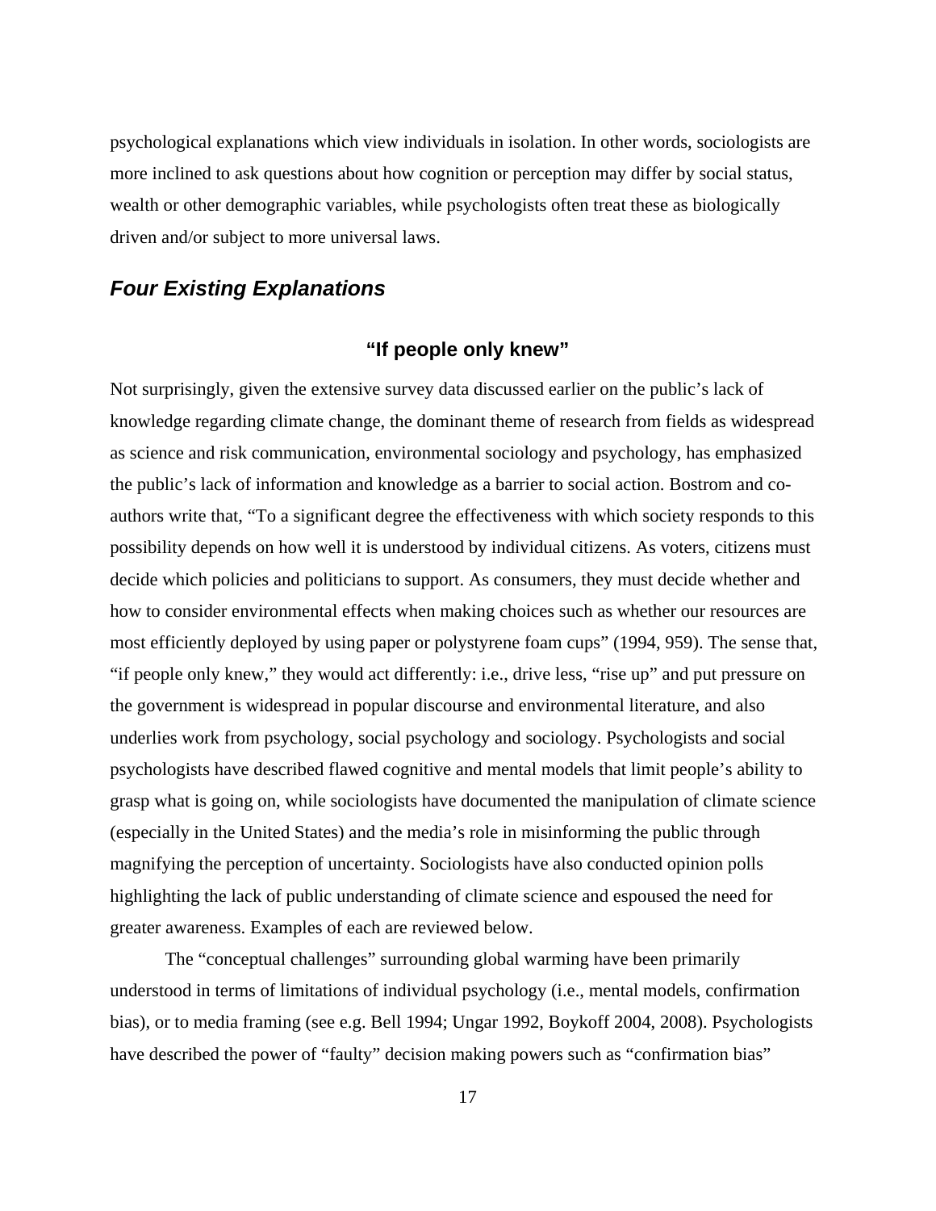psychological explanations which view individuals in isolation. In other words, sociologists are more inclined to ask questions about how cognition or perception may differ by social status, wealth or other demographic variables, while psychologists often treat these as biologically driven and/or subject to more universal laws.

## *Four Existing Explanations*

### "If people only knew"

Not surprisingly, given the extensive survey data discussed earlier on the public's lack of knowledge regarding climate change, the dominant theme of research from fields as widespread as science and risk communication, environmental sociology and psychology, has emphasized the public's lack of information and knowledge as a barrier to social action. Bostrom and co-authors write that, "To a significant degree the effectiveness with which society responds to this possibility depends on how well it is understood by individual citizens. As voters, citizens must decide which policies and politicians to support. As consumers, they must decide whether and how to consider environmental effects when making choices such as whether our resources are most efficiently deployed by using paper or polystyrene foam cups" (1994, 959). The sense that, "if people only knew," they would act differently: i.e., drive less, "rise up" and put pressure on the government is widespread in popular discourse and environmental literature, and also underlies work from psychology, social psychology and sociology. Psychologists and social psychologists have described flawed cognitive and mental models that limit people's ability to grasp what is going on, while sociologists have documented the manipulation of climate science (especially in the United States) and the media's role in misinforming the public through magnifying the perception of uncertainty. Sociologists have also conducted opinion polls highlighting the lack of public understanding of climate science and espoused the need for greater awareness. Examples of each are reviewed below.

The "conceptual challenges" surrounding global warming have been primarily understood in terms of limitations of individual psychology (i.e., mental models, confirmation bias), or to media framing (see e.g. Bell 1994; Ungar 1992, Boykoff 2004, 2008). Psychologists have described the power of "faulty" decision making powers such as "confirmation bias"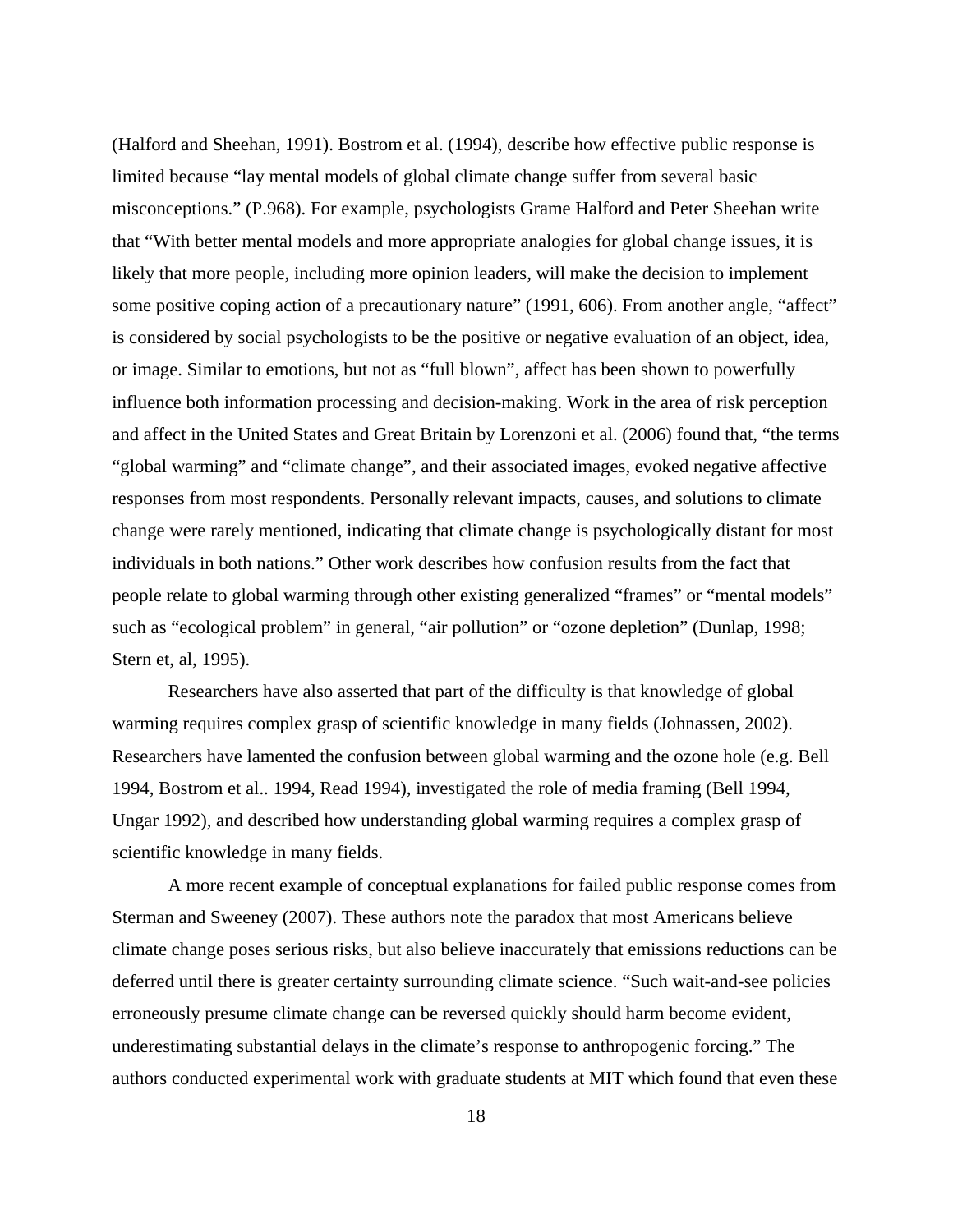(Halford and Sheehan, 1991). Bostrom et al. (1994), describe how effective public response is limited because "lay mental models of global climate change suffer from several basic misconceptions." (P.968). For example, psychologists Grame Halford and Peter Sheehan write that "With better mental models and more appropriate analogies for global change issues, it is likely that more people, including more opinion leaders, will make the decision to implement some positive coping action of a precautionary nature" (1991, 606). From another angle, "affect" is considered by social psychologists to be the positive or negative evaluation of an object, idea, or image. Similar to emotions, but not as "full blown", affect has been shown to powerfully influence both information processing and decision-making. Work in the area of risk perception and affect in the United States and Great Britain by Lorenzoni et al. (2006) found that, "the terms "global warming" and "climate change", and their associated images, evoked negative affective responses from most respondents. Personally relevant impacts, causes, and solutions to climate change were rarely mentioned, indicating that climate change is psychologically distant for most individuals in both nations." Other work describes how confusion results from the fact that people relate to global warming through other existing generalized "frames" or "mental models" such as "ecological problem" in general, "air pollution" or "ozone depletion" (Dunlap, 1998; Stern et, al, 1995).

Researchers have also asserted that part of the difficulty is that knowledge of global warming requires complex grasp of scientific knowledge in many fields (Johnassen, 2002). Researchers have lamented the confusion between global warming and the ozone hole (e.g. Bell 1994, Bostrom et al.. 1994, Read 1994), investigated the role of media framing (Bell 1994, Ungar 1992), and described how understanding global warming requires a complex grasp of scientific knowledge in many fields.

A more recent example of conceptual explanations for failed public response comes from Sterman and Sweeney (2007). These authors note the paradox that most Americans believe climate change poses serious risks, but also believe inaccurately that emissions reductions can be deferred until there is greater certainty surrounding climate science. "Such wait-and-see policies erroneously presume climate change can be reversed quickly should harm become evident, underestimating substantial delays in the climate's response to anthropogenic forcing." The authors conducted experimental work with graduate students at MIT which found that even these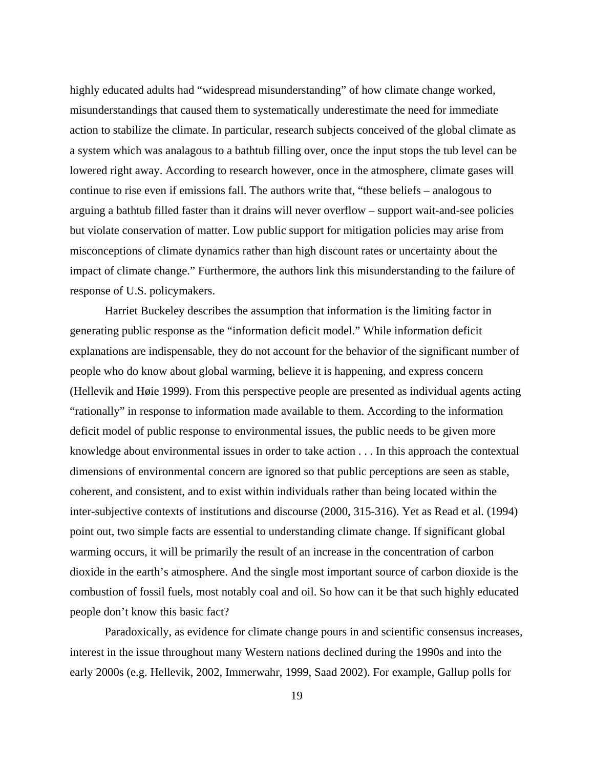highly educated adults had "widespread misunderstanding" of how climate change worked, misunderstandings that caused them to systematically underestimate the need for immediate action to stabilize the climate. In particular, research subjects conceived of the global climate as a system which was analagous to a bathtub filling over, once the input stops the tub level can be lowered right away. According to research however, once in the atmosphere, climate gases will continue to rise even if emissions fall. The authors write that, "these beliefs – analogous to arguing a bathtub filled faster than it drains will never overflow – support wait-and-see policies but violate conservation of matter. Low public support for mitigation policies may arise from misconceptions of climate dynamics rather than high discount rates or uncertainty about the impact of climate change." Furthermore, the authors link this misunderstanding to the failure of response of U.S. policymakers.

Harriet Buckeley describes the assumption that information is the limiting factor in generating public response as the "information deficit model." While information deficit explanations are indispensable, they do not account for the behavior of the significant number of people who do know about global warming, believe it is happening, and express concern (Hellevik and Høie 1999). From this perspective people are presented as individual agents acting "rationally" in response to information made available to them. According to the information deficit model of public response to environmental issues, the public needs to be given more knowledge about environmental issues in order to take action . . . In this approach the contextual dimensions of environmental concern are ignored so that public perceptions are seen as stable, coherent, and consistent, and to exist within individuals rather than being located within the inter-subjective contexts of institutions and discourse (2000, 315-316). Yet as Read et al. (1994) point out, two simple facts are essential to understanding climate change. If significant global warming occurs, it will be primarily the result of an increase in the concentration of carbon dioxide in the earth's atmosphere. And the single most important source of carbon dioxide is the combustion of fossil fuels, most notably coal and oil. So how can it be that such highly educated people don't know this basic fact?

Paradoxically, as evidence for climate change pours in and scientific consensus increases, interest in the issue throughout many Western nations declined during the 1990s and into the early 2000s (e.g. Hellevik, 2002, Immerwahr, 1999, Saad 2002). For example, Gallup polls for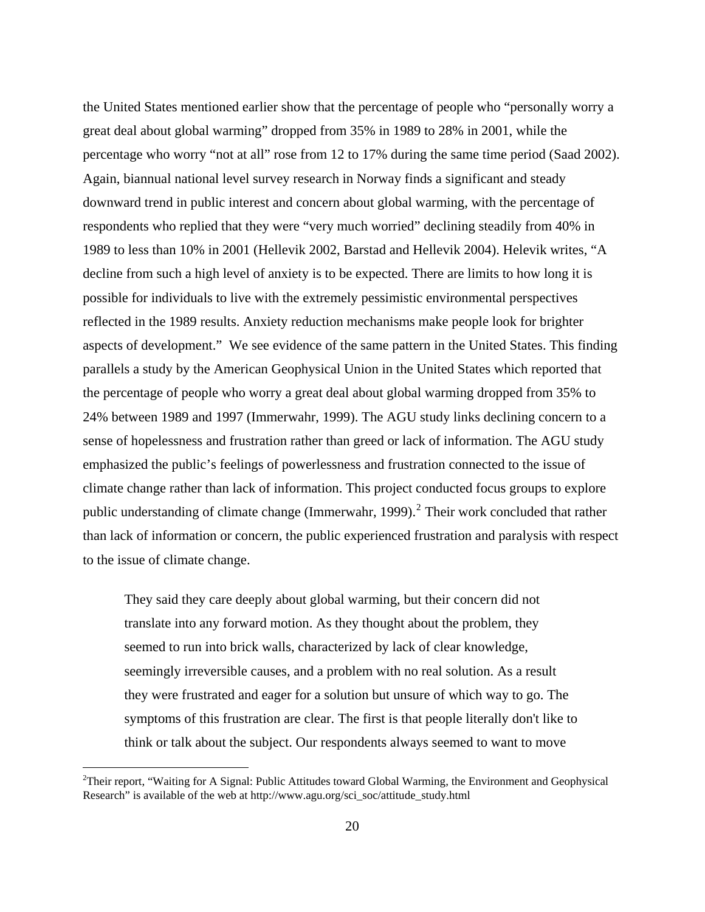the United States mentioned earlier show that the percentage of people who "personally worry a great deal about global warming" dropped from 35% in 1989 to 28% in 2001, while the percentage who worry "not at all" rose from 12 to 17% during the same time period (Saad 2002). Again, biannual national level survey research in Norway finds a significant and steady downward trend in public interest and concern about global warming, with the percentage of respondents who replied that they were "very much worried" declining steadily from 40% in 1989 to less than 10% in 2001 (Hellevik 2002, Barstad and Hellevik 2004). Helevik writes, "A decline from such a high level of anxiety is to be expected. There are limits to how long it is possible for individuals to live with the extremely pessimistic environmental perspectives reflected in the 1989 results. Anxiety reduction mechanisms make people look for brighter aspects of development." We see evidence of the same pattern in the United States. This finding parallels a study by the American Geophysical Union in the United States which reported that the percentage of people who worry a great deal about global warming dropped from 35% to 24% between 1989 and 1997 (Immerwahr, 1999). The AGU study links declining concern to a sense of hopelessness and frustration rather than greed or lack of information. The AGU study emphasized the public's feelings of powerlessness and frustration connected to the issue of climate change rather than lack of information. This project conducted focus groups to explore public understanding of climate change (Immerwahr, 1999).[2] Their work concluded that rather than lack of information or concern, the public experienced frustration and paralysis with respect to the issue of climate change.

> They said they care deeply about global warming, but their concern did not translate into any forward motion. As they thought about the problem, they seemed to run into brick walls, characterized by lack of clear knowledge, seemingly irreversible causes, and a problem with no real solution. As a result they were frustrated and eager for a solution but unsure of which way to go. The symptoms of this frustration are clear. The first is that people literally don't like to think or talk about the subject. Our respondents always seemed to want to move

---

[2] Their report, "Waiting for A Signal: Public Attitudes toward Global Warming, the Environment and Geophysical Research" is available of the web at http://www.agu.org/sci_soc/attitude_study.html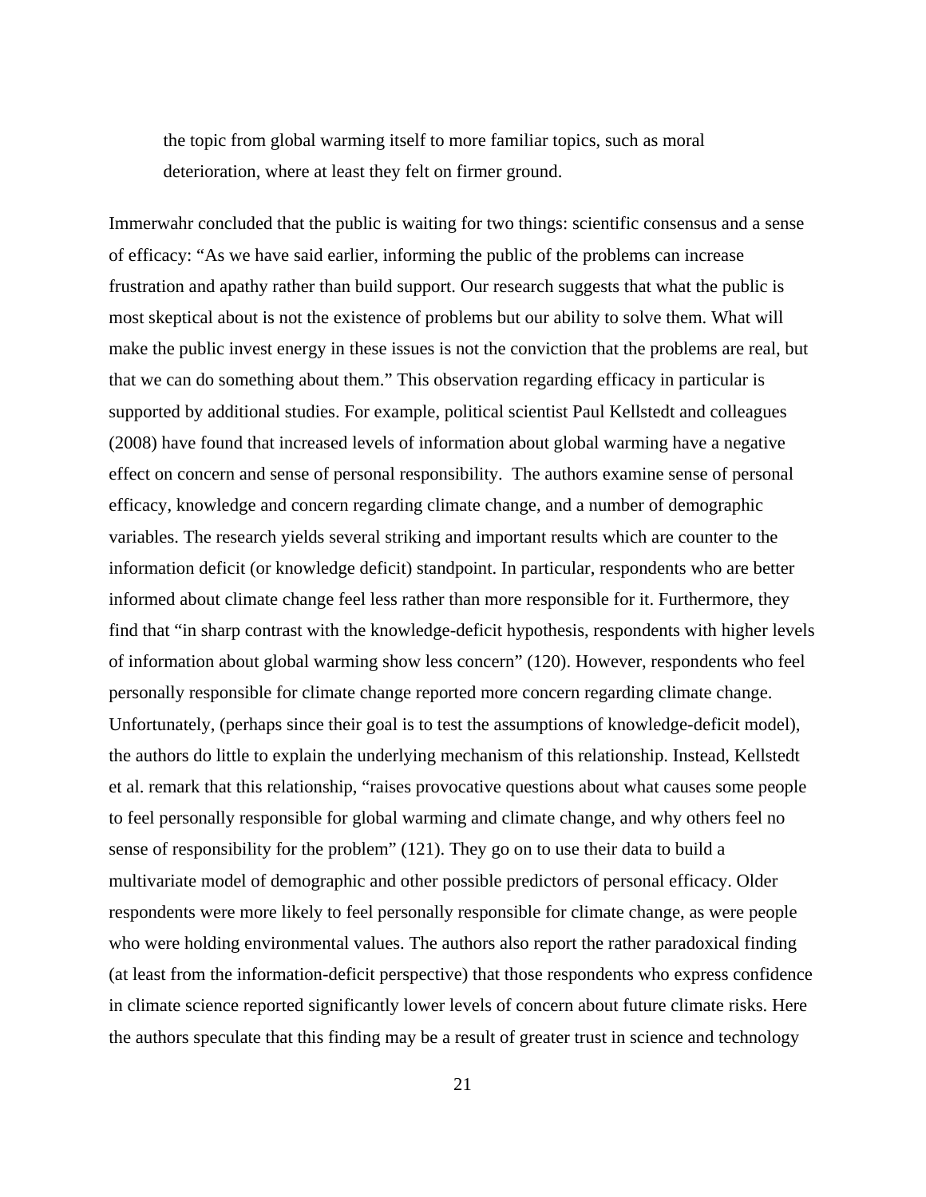> the topic from global warming itself to more familiar topics, such as moral deterioration, where at least they felt on firmer ground.

Immerwahr concluded that the public is waiting for two things: scientific consensus and a sense of efficacy: "As we have said earlier, informing the public of the problems can increase frustration and apathy rather than build support. Our research suggests that what the public is most skeptical about is not the existence of problems but our ability to solve them. What will make the public invest energy in these issues is not the conviction that the problems are real, but that we can do something about them." This observation regarding efficacy in particular is supported by additional studies. For example, political scientist Paul Kellstedt and colleagues (2008) have found that increased levels of information about global warming have a negative effect on concern and sense of personal responsibility. The authors examine sense of personal efficacy, knowledge and concern regarding climate change, and a number of demographic variables. The research yields several striking and important results which are counter to the information deficit (or knowledge deficit) standpoint. In particular, respondents who are better informed about climate change feel less rather than more responsible for it. Furthermore, they find that "in sharp contrast with the knowledge-deficit hypothesis, respondents with higher levels of information about global warming show less concern" (120). However, respondents who feel personally responsible for climate change reported more concern regarding climate change. Unfortunately, (perhaps since their goal is to test the assumptions of knowledge-deficit model), the authors do little to explain the underlying mechanism of this relationship. Instead, Kellstedt et al. remark that this relationship, "raises provocative questions about what causes some people to feel personally responsible for global warming and climate change, and why others feel no sense of responsibility for the problem" (121). They go on to use their data to build a multivariate model of demographic and other possible predictors of personal efficacy. Older respondents were more likely to feel personally responsible for climate change, as were people who were holding environmental values. The authors also report the rather paradoxical finding (at least from the information-deficit perspective) that those respondents who express confidence in climate science reported significantly lower levels of concern about future climate risks. Here the authors speculate that this finding may be a result of greater trust in science and technology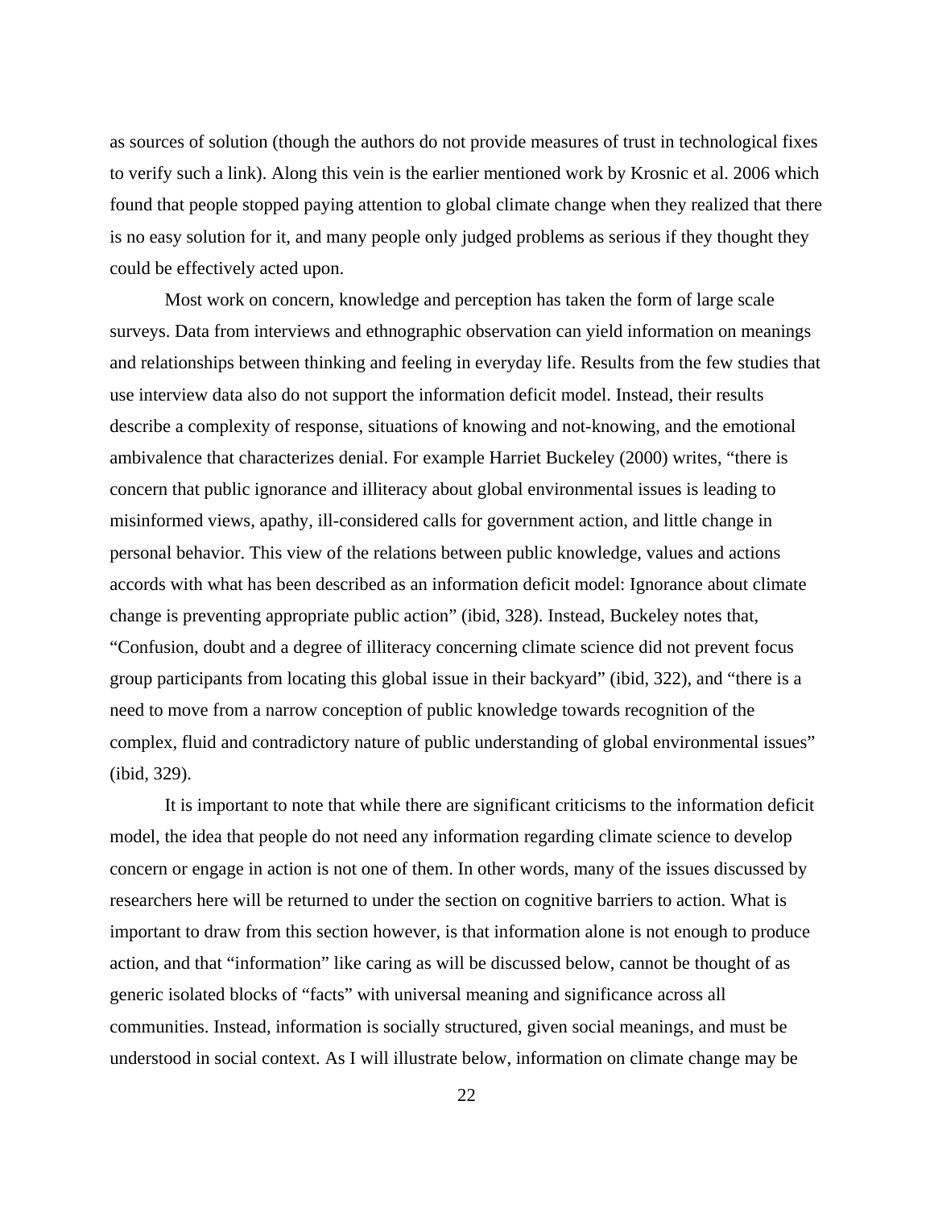as sources of solution (though the authors do not provide measures of trust in technological fixes to verify such a link). Along this vein is the earlier mentioned work by Krosnic et al. 2006 which found that people stopped paying attention to global climate change when they realized that there is no easy solution for it, and many people only judged problems as serious if they thought they could be effectively acted upon.

Most work on concern, knowledge and perception has taken the form of large scale surveys. Data from interviews and ethnographic observation can yield information on meanings and relationships between thinking and feeling in everyday life. Results from the few studies that use interview data also do not support the information deficit model. Instead, their results describe a complexity of response, situations of knowing and not-knowing, and the emotional ambivalence that characterizes denial. For example Harriet Buckeley (2000) writes, "there is concern that public ignorance and illiteracy about global environmental issues is leading to misinformed views, apathy, ill-considered calls for government action, and little change in personal behavior. This view of the relations between public knowledge, values and actions accords with what has been described as an information deficit model: Ignorance about climate change is preventing appropriate public action" (ibid, 328). Instead, Buckeley notes that, "Confusion, doubt and a degree of illiteracy concerning climate science did not prevent focus group participants from locating this global issue in their backyard" (ibid, 322), and "there is a need to move from a narrow conception of public knowledge towards recognition of the complex, fluid and contradictory nature of public understanding of global environmental issues" (ibid, 329).

It is important to note that while there are significant criticisms to the information deficit model, the idea that people do not need any information regarding climate science to develop concern or engage in action is not one of them. In other words, many of the issues discussed by researchers here will be returned to under the section on cognitive barriers to action. What is important to draw from this section however, is that information alone is not enough to produce action, and that "information" like caring as will be discussed below, cannot be thought of as generic isolated blocks of "facts" with universal meaning and significance across all communities. Instead, information is socially structured, given social meanings, and must be understood in social context. As I will illustrate below, information on climate change may be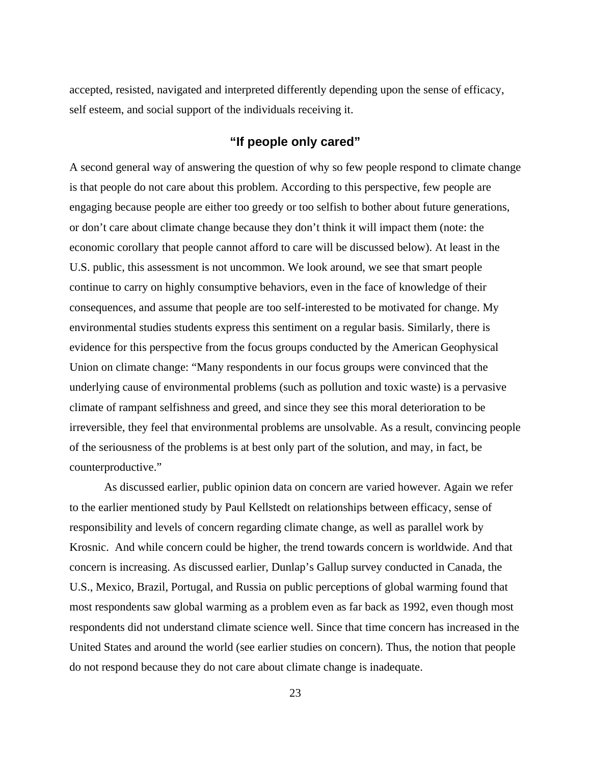accepted, resisted, navigated and interpreted differently depending upon the sense of efficacy, self esteem, and social support of the individuals receiving it.

## "If people only cared"

A second general way of answering the question of why so few people respond to climate change is that people do not care about this problem. According to this perspective, few people are engaging because people are either too greedy or too selfish to bother about future generations, or don't care about climate change because they don't think it will impact them (note: the economic corollary that people cannot afford to care will be discussed below). At least in the U.S. public, this assessment is not uncommon. We look around, we see that smart people continue to carry on highly consumptive behaviors, even in the face of knowledge of their consequences, and assume that people are too self-interested to be motivated for change. My environmental studies students express this sentiment on a regular basis. Similarly, there is evidence for this perspective from the focus groups conducted by the American Geophysical Union on climate change: "Many respondents in our focus groups were convinced that the underlying cause of environmental problems (such as pollution and toxic waste) is a pervasive climate of rampant selfishness and greed, and since they see this moral deterioration to be irreversible, they feel that environmental problems are unsolvable. As a result, convincing people of the seriousness of the problems is at best only part of the solution, and may, in fact, be counterproductive."

As discussed earlier, public opinion data on concern are varied however. Again we refer to the earlier mentioned study by Paul Kellstedt on relationships between efficacy, sense of responsibility and levels of concern regarding climate change, as well as parallel work by Krosnic. And while concern could be higher, the trend towards concern is worldwide. And that concern is increasing. As discussed earlier, Dunlap's Gallup survey conducted in Canada, the U.S., Mexico, Brazil, Portugal, and Russia on public perceptions of global warming found that most respondents saw global warming as a problem even as far back as 1992, even though most respondents did not understand climate science well. Since that time concern has increased in the United States and around the world (see earlier studies on concern). Thus, the notion that people do not respond because they do not care about climate change is inadequate.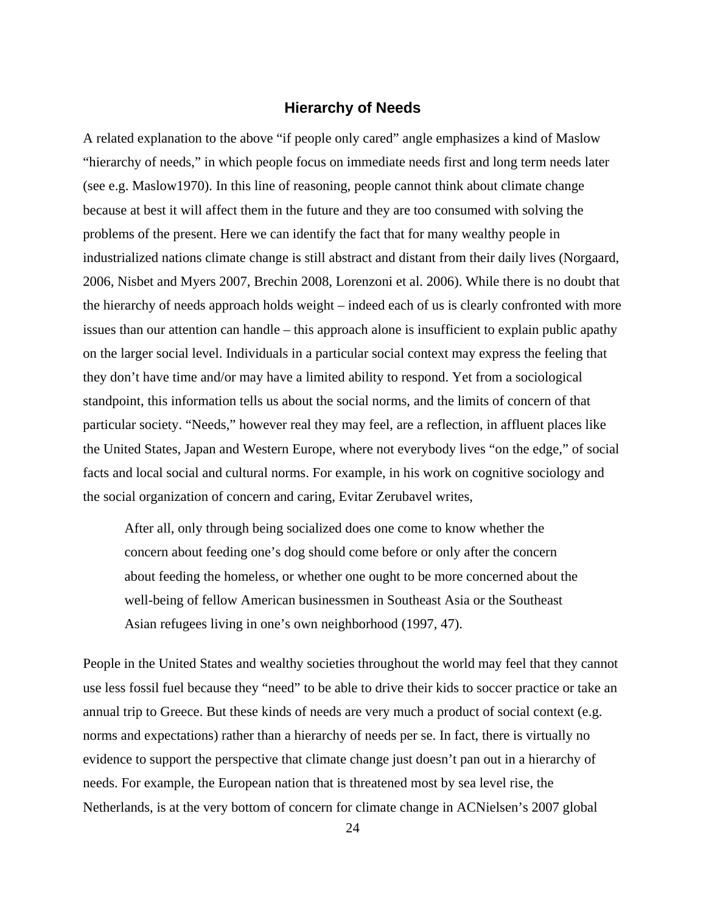## Hierarchy of Needs

A related explanation to the above "if people only cared" angle emphasizes a kind of Maslow "hierarchy of needs," in which people focus on immediate needs first and long term needs later (see e.g. Maslow1970). In this line of reasoning, people cannot think about climate change because at best it will affect them in the future and they are too consumed with solving the problems of the present. Here we can identify the fact that for many wealthy people in industrialized nations climate change is still abstract and distant from their daily lives (Norgaard, 2006, Nisbet and Myers 2007, Brechin 2008, Lorenzoni et al. 2006). While there is no doubt that the hierarchy of needs approach holds weight – indeed each of us is clearly confronted with more issues than our attention can handle – this approach alone is insufficient to explain public apathy on the larger social level. Individuals in a particular social context may express the feeling that they don't have time and/or may have a limited ability to respond. Yet from a sociological standpoint, this information tells us about the social norms, and the limits of concern of that particular society. "Needs," however real they may feel, are a reflection, in affluent places like the United States, Japan and Western Europe, where not everybody lives "on the edge," of social facts and local social and cultural norms. For example, in his work on cognitive sociology and the social organization of concern and caring, Evitar Zerubavel writes,

> After all, only through being socialized does one come to know whether the concern about feeding one's dog should come before or only after the concern about feeding the homeless, or whether one ought to be more concerned about the well-being of fellow American businessmen in Southeast Asia or the Southeast Asian refugees living in one's own neighborhood (1997, 47).

People in the United States and wealthy societies throughout the world may feel that they cannot use less fossil fuel because they "need" to be able to drive their kids to soccer practice or take an annual trip to Greece. But these kinds of needs are very much a product of social context (e.g. norms and expectations) rather than a hierarchy of needs per se. In fact, there is virtually no evidence to support the perspective that climate change just doesn't pan out in a hierarchy of needs. For example, the European nation that is threatened most by sea level rise, the Netherlands, is at the very bottom of concern for climate change in ACNielsen's 2007 global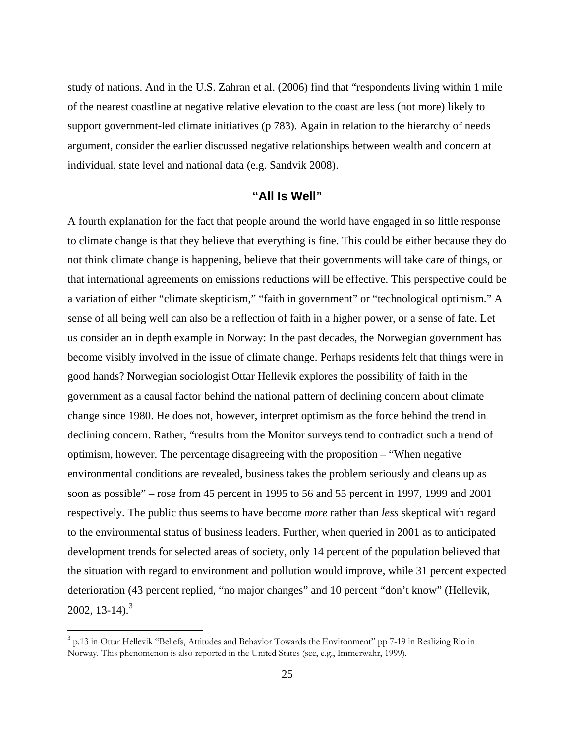study of nations. And in the U.S. Zahran et al. (2006) find that "respondents living within 1 mile of the nearest coastline at negative relative elevation to the coast are less (not more) likely to support government-led climate initiatives (p 783). Again in relation to the hierarchy of needs argument, consider the earlier discussed negative relationships between wealth and concern at individual, state level and national data (e.g. Sandvik 2008).

## "All Is Well"

A fourth explanation for the fact that people around the world have engaged in so little response to climate change is that they believe that everything is fine. This could be either because they do not think climate change is happening, believe that their governments will take care of things, or that international agreements on emissions reductions will be effective. This perspective could be a variation of either "climate skepticism," "faith in government" or "technological optimism." A sense of all being well can also be a reflection of faith in a higher power, or a sense of fate. Let us consider an in depth example in Norway: In the past decades, the Norwegian government has become visibly involved in the issue of climate change. Perhaps residents felt that things were in good hands? Norwegian sociologist Ottar Hellevik explores the possibility of faith in the government as a causal factor behind the national pattern of declining concern about climate change since 1980. He does not, however, interpret optimism as the force behind the trend in declining concern. Rather, "results from the Monitor surveys tend to contradict such a trend of optimism, however. The percentage disagreeing with the proposition – "When negative environmental conditions are revealed, business takes the problem seriously and cleans up as soon as possible" – rose from 45 percent in 1995 to 56 and 55 percent in 1997, 1999 and 2001 respectively. The public thus seems to have become *more* rather than *less* skeptical with regard to the environmental status of business leaders. Further, when queried in 2001 as to anticipated development trends for selected areas of society, only 14 percent of the population believed that the situation with regard to environment and pollution would improve, while 31 percent expected deterioration (43 percent replied, "no major changes" and 10 percent "don't know" (Hellevik, 2002, 13-14).[3]

[3] p.13 in Ottar Hellevik "Beliefs, Attitudes and Behavior Towards the Environment" pp 7-19 in Realizing Rio in Norway. This phenomenon is also reported in the United States (see, e.g., Immerwahr, 1999).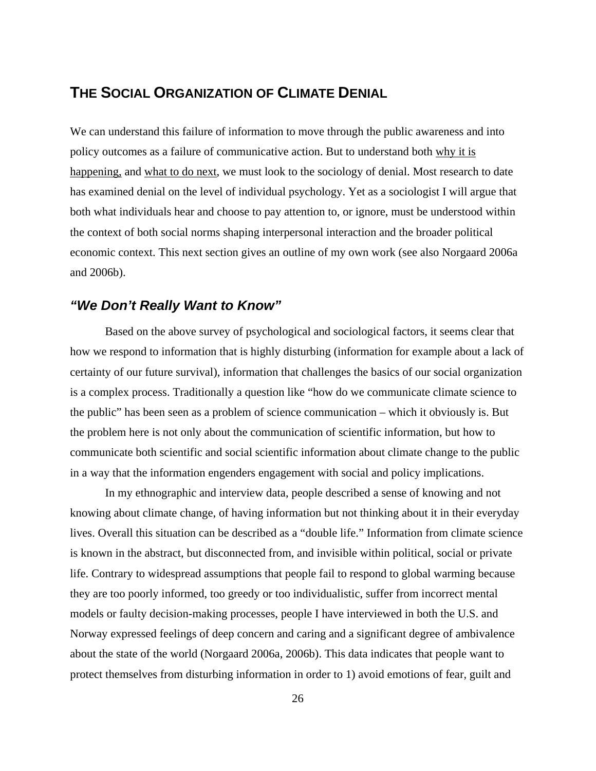## THE SOCIAL ORGANIZATION OF CLIMATE DENIAL

We can understand this failure of information to move through the public awareness and into policy outcomes as a failure of communicative action. But to understand both <u>why it is happening,</u> and <u>what to do next</u>, we must look to the sociology of denial. Most research to date has examined denial on the level of individual psychology. Yet as a sociologist I will argue that both what individuals hear and choose to pay attention to, or ignore, must be understood within the context of both social norms shaping interpersonal interaction and the broader political economic context. This next section gives an outline of my own work (see also Norgaard 2006a and 2006b).

### *"We Don't Really Want to Know"*

Based on the above survey of psychological and sociological factors, it seems clear that how we respond to information that is highly disturbing (information for example about a lack of certainty of our future survival), information that challenges the basics of our social organization is a complex process. Traditionally a question like "how do we communicate climate science to the public" has been seen as a problem of science communication – which it obviously is. But the problem here is not only about the communication of scientific information, but how to communicate both scientific and social scientific information about climate change to the public in a way that the information engenders engagement with social and policy implications.

In my ethnographic and interview data, people described a sense of knowing and not knowing about climate change, of having information but not thinking about it in their everyday lives. Overall this situation can be described as a "double life." Information from climate science is known in the abstract, but disconnected from, and invisible within political, social or private life. Contrary to widespread assumptions that people fail to respond to global warming because they are too poorly informed, too greedy or too individualistic, suffer from incorrect mental models or faulty decision-making processes, people I have interviewed in both the U.S. and Norway expressed feelings of deep concern and caring and a significant degree of ambivalence about the state of the world (Norgaard 2006a, 2006b). This data indicates that people want to protect themselves from disturbing information in order to 1) avoid emotions of fear, guilt and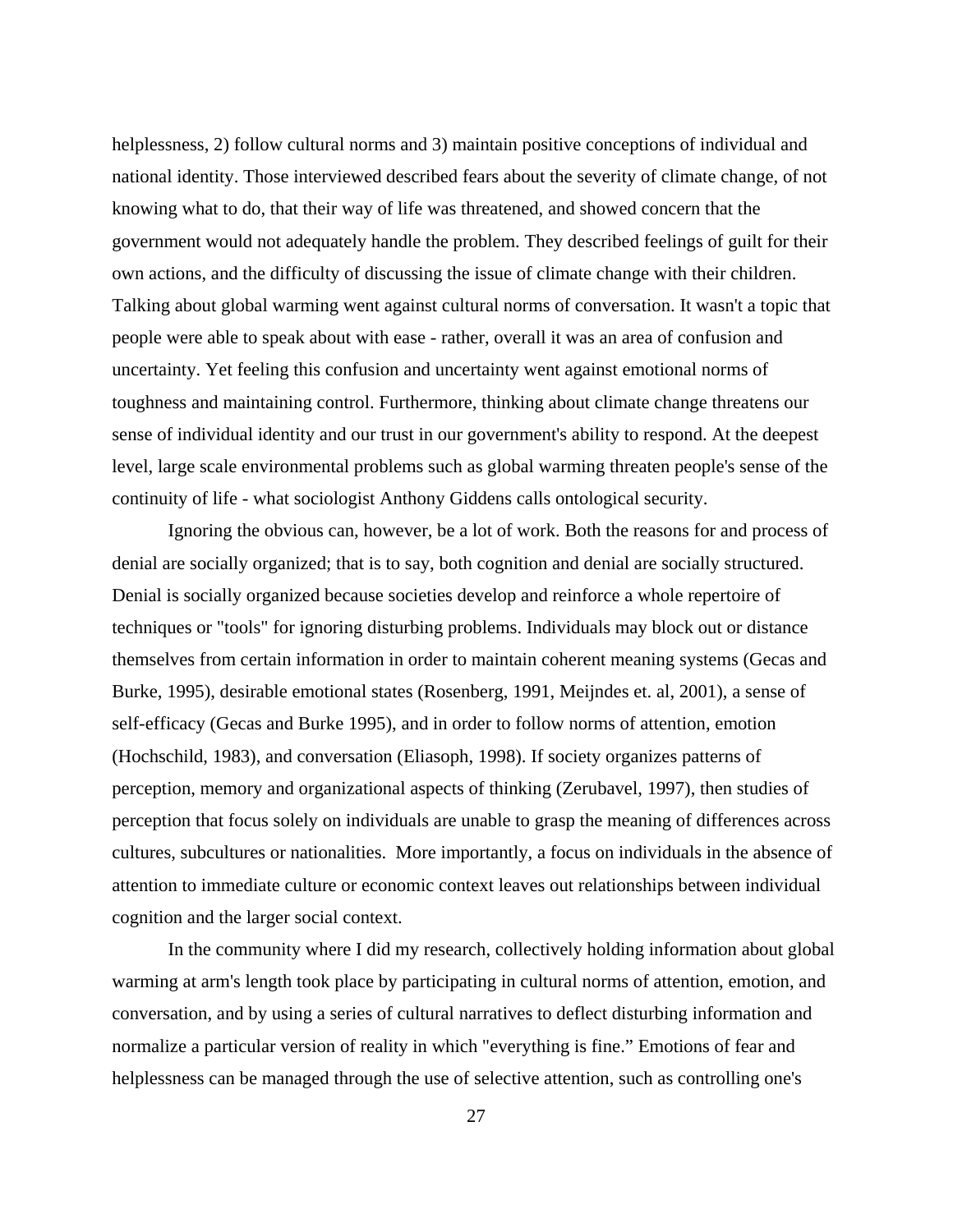helplessness, 2) follow cultural norms and 3) maintain positive conceptions of individual and national identity. Those interviewed described fears about the severity of climate change, of not knowing what to do, that their way of life was threatened, and showed concern that the government would not adequately handle the problem. They described feelings of guilt for their own actions, and the difficulty of discussing the issue of climate change with their children. Talking about global warming went against cultural norms of conversation. It wasn't a topic that people were able to speak about with ease - rather, overall it was an area of confusion and uncertainty. Yet feeling this confusion and uncertainty went against emotional norms of toughness and maintaining control. Furthermore, thinking about climate change threatens our sense of individual identity and our trust in our government's ability to respond. At the deepest level, large scale environmental problems such as global warming threaten people's sense of the continuity of life - what sociologist Anthony Giddens calls ontological security.

Ignoring the obvious can, however, be a lot of work. Both the reasons for and process of denial are socially organized; that is to say, both cognition and denial are socially structured. Denial is socially organized because societies develop and reinforce a whole repertoire of techniques or "tools" for ignoring disturbing problems. Individuals may block out or distance themselves from certain information in order to maintain coherent meaning systems (Gecas and Burke, 1995), desirable emotional states (Rosenberg, 1991, Meijndes et. al, 2001), a sense of self-efficacy (Gecas and Burke 1995), and in order to follow norms of attention, emotion (Hochschild, 1983), and conversation (Eliasoph, 1998). If society organizes patterns of perception, memory and organizational aspects of thinking (Zerubavel, 1997), then studies of perception that focus solely on individuals are unable to grasp the meaning of differences across cultures, subcultures or nationalities. More importantly, a focus on individuals in the absence of attention to immediate culture or economic context leaves out relationships between individual cognition and the larger social context.

In the community where I did my research, collectively holding information about global warming at arm's length took place by participating in cultural norms of attention, emotion, and conversation, and by using a series of cultural narratives to deflect disturbing information and normalize a particular version of reality in which "everything is fine." Emotions of fear and helplessness can be managed through the use of selective attention, such as controlling one's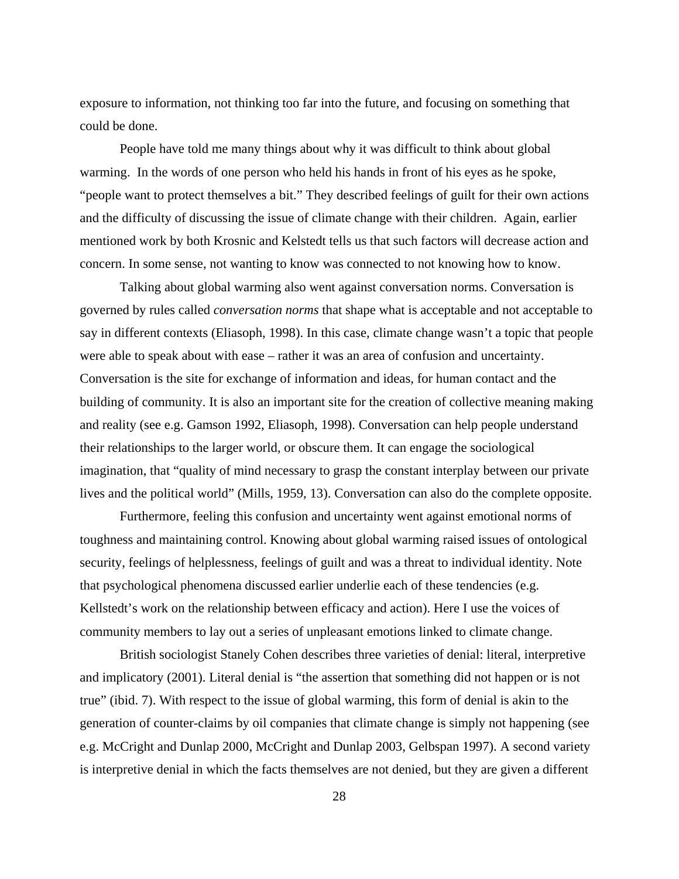exposure to information, not thinking too far into the future, and focusing on something that could be done.

People have told me many things about why it was difficult to think about global warming. In the words of one person who held his hands in front of his eyes as he spoke, "people want to protect themselves a bit." They described feelings of guilt for their own actions and the difficulty of discussing the issue of climate change with their children. Again, earlier mentioned work by both Krosnic and Kelstedt tells us that such factors will decrease action and concern. In some sense, not wanting to know was connected to not knowing how to know.

Talking about global warming also went against conversation norms. Conversation is governed by rules called *conversation norms* that shape what is acceptable and not acceptable to say in different contexts (Eliasoph, 1998). In this case, climate change wasn't a topic that people were able to speak about with ease – rather it was an area of confusion and uncertainty. Conversation is the site for exchange of information and ideas, for human contact and the building of community. It is also an important site for the creation of collective meaning making and reality (see e.g. Gamson 1992, Eliasoph, 1998). Conversation can help people understand their relationships to the larger world, or obscure them. It can engage the sociological imagination, that "quality of mind necessary to grasp the constant interplay between our private lives and the political world" (Mills, 1959, 13). Conversation can also do the complete opposite.

Furthermore, feeling this confusion and uncertainty went against emotional norms of toughness and maintaining control. Knowing about global warming raised issues of ontological security, feelings of helplessness, feelings of guilt and was a threat to individual identity. Note that psychological phenomena discussed earlier underlie each of these tendencies (e.g. Kellstedt's work on the relationship between efficacy and action). Here I use the voices of community members to lay out a series of unpleasant emotions linked to climate change.

British sociologist Stanely Cohen describes three varieties of denial: literal, interpretive and implicatory (2001). Literal denial is "the assertion that something did not happen or is not true" (ibid. 7). With respect to the issue of global warming, this form of denial is akin to the generation of counter-claims by oil companies that climate change is simply not happening (see e.g. McCright and Dunlap 2000, McCright and Dunlap 2003, Gelbspan 1997). A second variety is interpretive denial in which the facts themselves are not denied, but they are given a different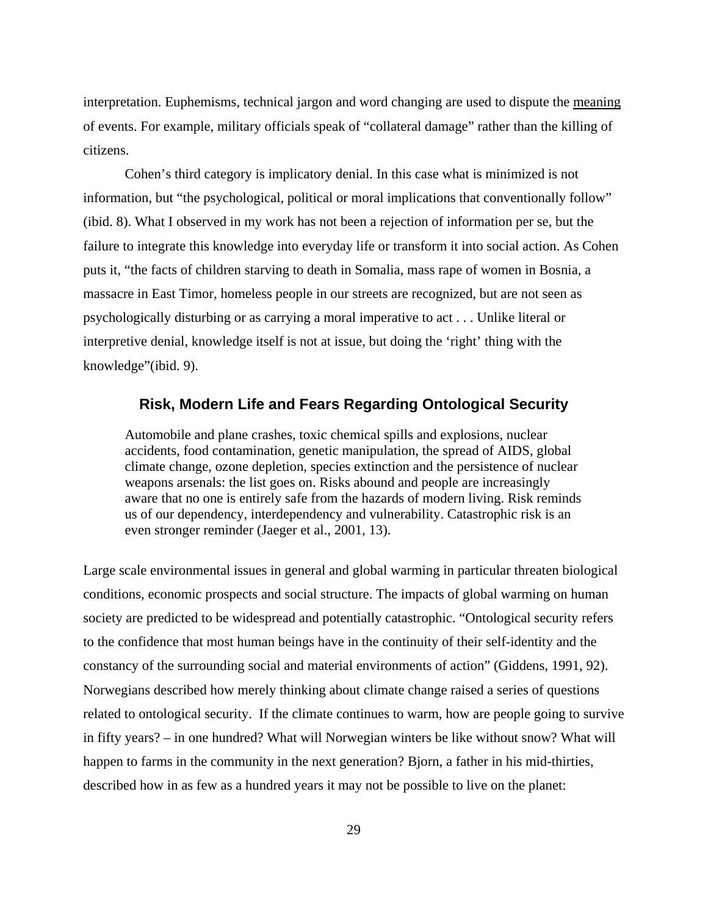interpretation. Euphemisms, technical jargon and word changing are used to dispute the <u>meaning</u> of events. For example, military officials speak of "collateral damage" rather than the killing of citizens.

Cohen's third category is implicatory denial. In this case what is minimized is not information, but "the psychological, political or moral implications that conventionally follow" (ibid. 8). What I observed in my work has not been a rejection of information per se, but the failure to integrate this knowledge into everyday life or transform it into social action. As Cohen puts it, "the facts of children starving to death in Somalia, mass rape of women in Bosnia, a massacre in East Timor, homeless people in our streets are recognized, but are not seen as psychologically disturbing or as carrying a moral imperative to act . . . Unlike literal or interpretive denial, knowledge itself is not at issue, but doing the 'right' thing with the knowledge"(ibid. 9).

## Risk, Modern Life and Fears Regarding Ontological Security

> Automobile and plane crashes, toxic chemical spills and explosions, nuclear accidents, food contamination, genetic manipulation, the spread of AIDS, global climate change, ozone depletion, species extinction and the persistence of nuclear weapons arsenals: the list goes on. Risks abound and people are increasingly aware that no one is entirely safe from the hazards of modern living. Risk reminds us of our dependency, interdependency and vulnerability. Catastrophic risk is an even stronger reminder (Jaeger et al., 2001, 13).

Large scale environmental issues in general and global warming in particular threaten biological conditions, economic prospects and social structure. The impacts of global warming on human society are predicted to be widespread and potentially catastrophic. "Ontological security refers to the confidence that most human beings have in the continuity of their self-identity and the constancy of the surrounding social and material environments of action" (Giddens, 1991, 92). Norwegians described how merely thinking about climate change raised a series of questions related to ontological security. If the climate continues to warm, how are people going to survive in fifty years? – in one hundred? What will Norwegian winters be like without snow? What will happen to farms in the community in the next generation? Bjorn, a father in his mid-thirties, described how in as few as a hundred years it may not be possible to live on the planet: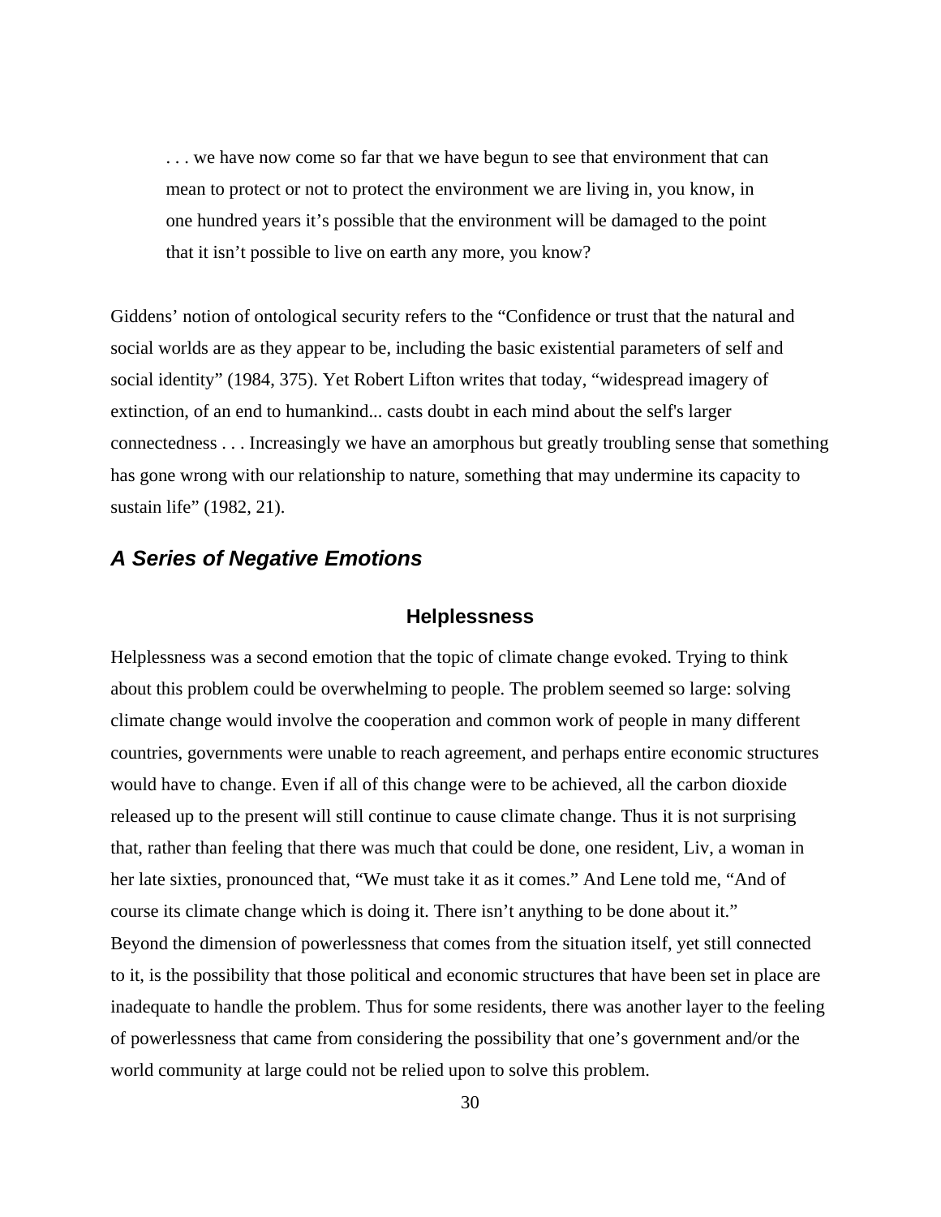> . . . we have now come so far that we have begun to see that environment that can mean to protect or not to protect the environment we are living in, you know, in one hundred years it's possible that the environment will be damaged to the point that it isn't possible to live on earth any more, you know?

Giddens' notion of ontological security refers to the "Confidence or trust that the natural and social worlds are as they appear to be, including the basic existential parameters of self and social identity" (1984, 375). Yet Robert Lifton writes that today, "widespread imagery of extinction, of an end to humankind... casts doubt in each mind about the self's larger connectedness . . . Increasingly we have an amorphous but greatly troubling sense that something has gone wrong with our relationship to nature, something that may undermine its capacity to sustain life" (1982, 21).

## *A Series of Negative Emotions*

### Helplessness

Helplessness was a second emotion that the topic of climate change evoked. Trying to think about this problem could be overwhelming to people. The problem seemed so large: solving climate change would involve the cooperation and common work of people in many different countries, governments were unable to reach agreement, and perhaps entire economic structures would have to change. Even if all of this change were to be achieved, all the carbon dioxide released up to the present will still continue to cause climate change. Thus it is not surprising that, rather than feeling that there was much that could be done, one resident, Liv, a woman in her late sixties, pronounced that, "We must take it as it comes." And Lene told me, "And of course its climate change which is doing it. There isn't anything to be done about it."

Beyond the dimension of powerlessness that comes from the situation itself, yet still connected to it, is the possibility that those political and economic structures that have been set in place are inadequate to handle the problem. Thus for some residents, there was another layer to the feeling of powerlessness that came from considering the possibility that one's government and/or the world community at large could not be relied upon to solve this problem.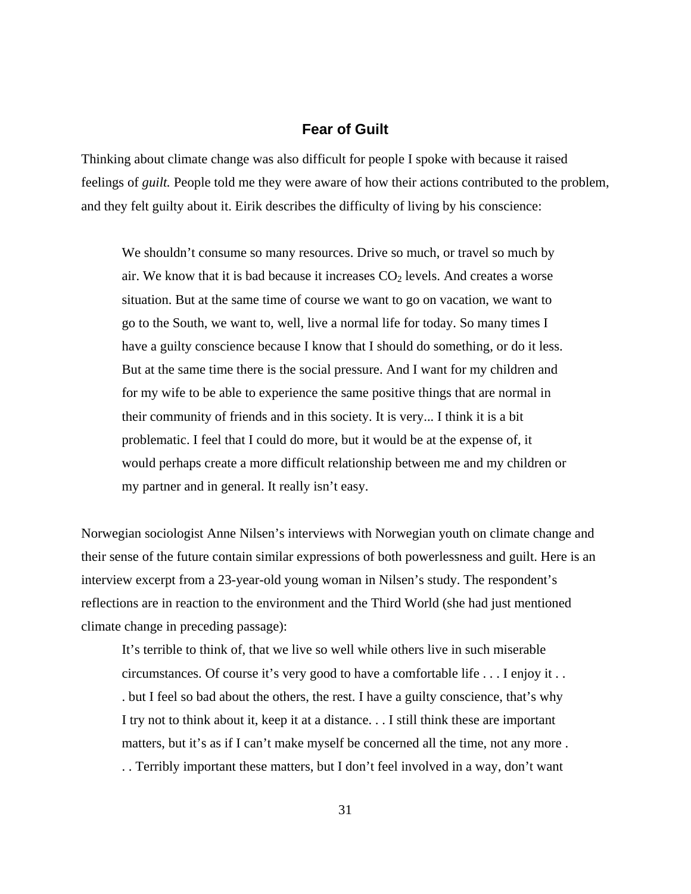## Fear of Guilt

Thinking about climate change was also difficult for people I spoke with because it raised feelings of *guilt.* People told me they were aware of how their actions contributed to the problem, and they felt guilty about it. Eirik describes the difficulty of living by his conscience:

> We shouldn't consume so many resources. Drive so much, or travel so much by air. We know that it is bad because it increases $CO_2$ levels. And creates a worse situation. But at the same time of course we want to go on vacation, we want to go to the South, we want to, well, live a normal life for today. So many times I have a guilty conscience because I know that I should do something, or do it less. But at the same time there is the social pressure. And I want for my children and for my wife to be able to experience the same positive things that are normal in their community of friends and in this society. It is very... I think it is a bit problematic. I feel that I could do more, but it would be at the expense of, it would perhaps create a more difficult relationship between me and my children or my partner and in general. It really isn't easy.

Norwegian sociologist Anne Nilsen's interviews with Norwegian youth on climate change and their sense of the future contain similar expressions of both powerlessness and guilt. Here is an interview excerpt from a 23-year-old young woman in Nilsen's study. The respondent's reflections are in reaction to the environment and the Third World (she had just mentioned climate change in preceding passage):

> It's terrible to think of, that we live so well while others live in such miserable circumstances. Of course it's very good to have a comfortable life . . . I enjoy it . . . but I feel so bad about the others, the rest. I have a guilty conscience, that's why I try not to think about it, keep it at a distance. . . I still think these are important matters, but it's as if I can't make myself be concerned all the time, not any more . . . Terribly important these matters, but I don't feel involved in a way, don't want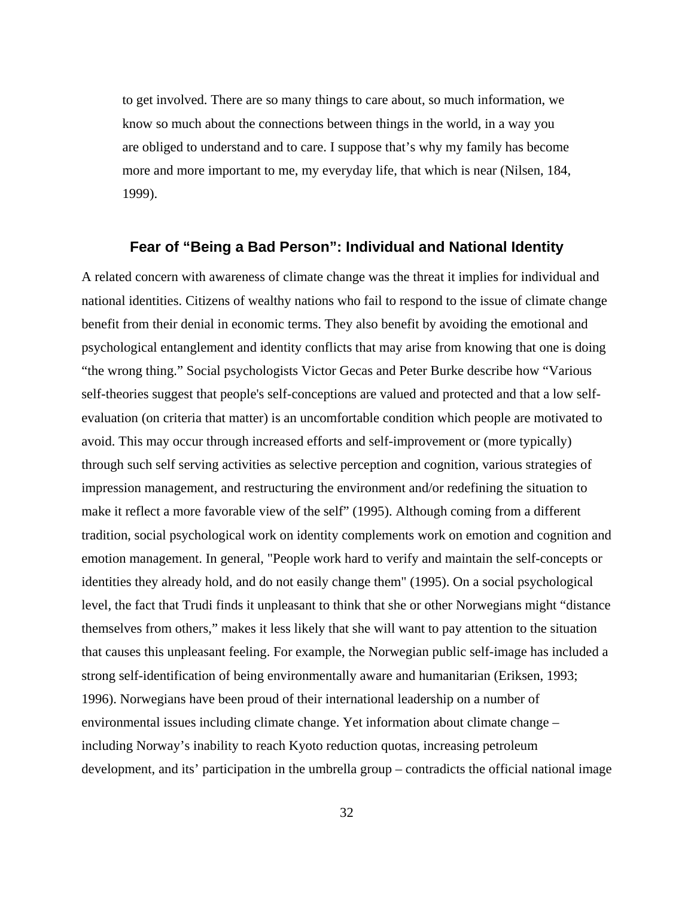> to get involved. There are so many things to care about, so much information, we know so much about the connections between things in the world, in a way you are obliged to understand and to care. I suppose that's why my family has become more and more important to me, my everyday life, that which is near (Nilsen, 184, 1999).

## Fear of "Being a Bad Person": Individual and National Identity

A related concern with awareness of climate change was the threat it implies for individual and national identities. Citizens of wealthy nations who fail to respond to the issue of climate change benefit from their denial in economic terms. They also benefit by avoiding the emotional and psychological entanglement and identity conflicts that may arise from knowing that one is doing "the wrong thing." Social psychologists Victor Gecas and Peter Burke describe how "Various self-theories suggest that people's self-conceptions are valued and protected and that a low self-evaluation (on criteria that matter) is an uncomfortable condition which people are motivated to avoid. This may occur through increased efforts and self-improvement or (more typically) through such self serving activities as selective perception and cognition, various strategies of impression management, and restructuring the environment and/or redefining the situation to make it reflect a more favorable view of the self" (1995). Although coming from a different tradition, social psychological work on identity complements work on emotion and cognition and emotion management. In general, "People work hard to verify and maintain the self-concepts or identities they already hold, and do not easily change them" (1995). On a social psychological level, the fact that Trudi finds it unpleasant to think that she or other Norwegians might "distance themselves from others," makes it less likely that she will want to pay attention to the situation that causes this unpleasant feeling. For example, the Norwegian public self-image has included a strong self-identification of being environmentally aware and humanitarian (Eriksen, 1993; 1996). Norwegians have been proud of their international leadership on a number of environmental issues including climate change. Yet information about climate change – including Norway's inability to reach Kyoto reduction quotas, increasing petroleum development, and its' participation in the umbrella group – contradicts the official national image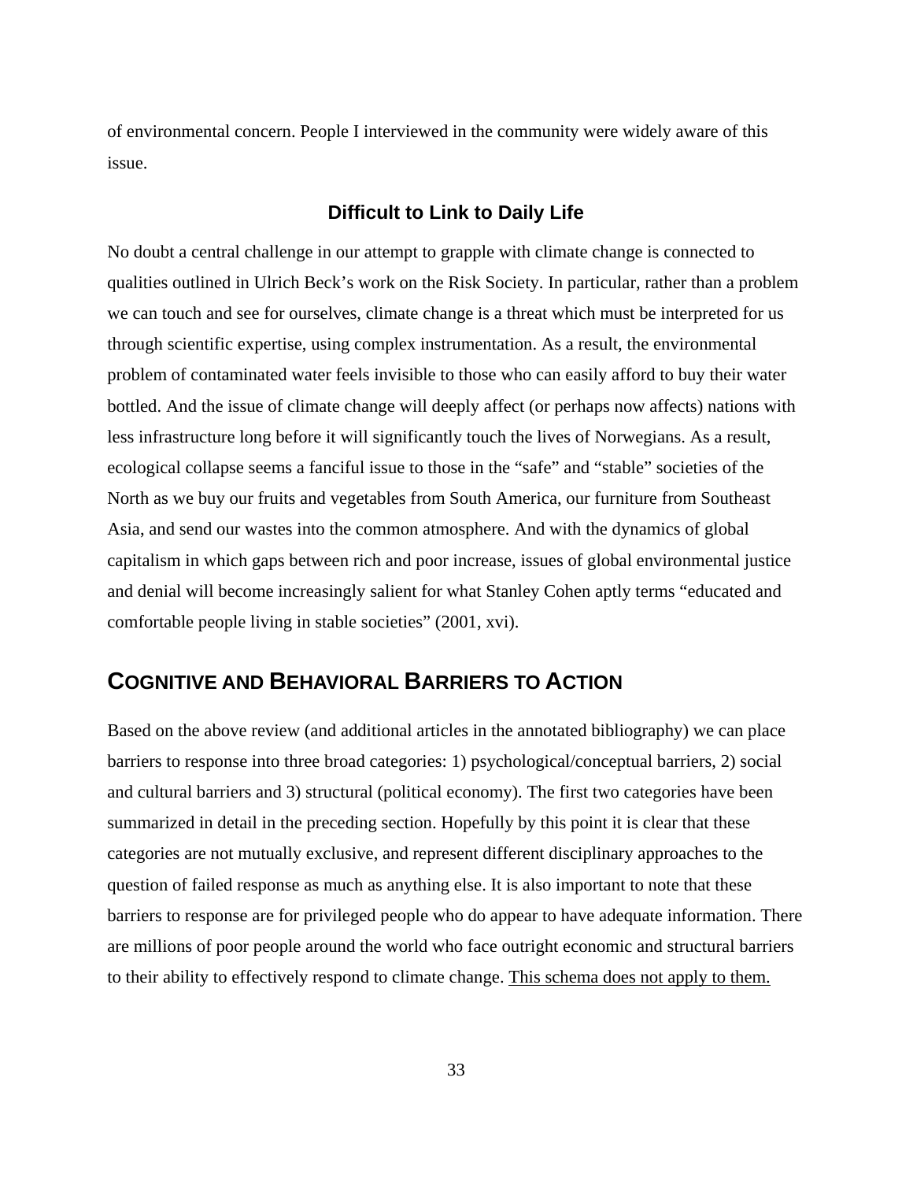of environmental concern. People I interviewed in the community were widely aware of this issue.

### Difficult to Link to Daily Life

No doubt a central challenge in our attempt to grapple with climate change is connected to qualities outlined in Ulrich Beck's work on the Risk Society. In particular, rather than a problem we can touch and see for ourselves, climate change is a threat which must be interpreted for us through scientific expertise, using complex instrumentation. As a result, the environmental problem of contaminated water feels invisible to those who can easily afford to buy their water bottled. And the issue of climate change will deeply affect (or perhaps now affects) nations with less infrastructure long before it will significantly touch the lives of Norwegians. As a result, ecological collapse seems a fanciful issue to those in the "safe" and "stable" societies of the North as we buy our fruits and vegetables from South America, our furniture from Southeast Asia, and send our wastes into the common atmosphere. And with the dynamics of global capitalism in which gaps between rich and poor increase, issues of global environmental justice and denial will become increasingly salient for what Stanley Cohen aptly terms "educated and comfortable people living in stable societies" (2001, xvi).

## Cognitive and Behavioral Barriers to Action

Based on the above review (and additional articles in the annotated bibliography) we can place barriers to response into three broad categories: 1) psychological/conceptual barriers, 2) social and cultural barriers and 3) structural (political economy). The first two categories have been summarized in detail in the preceding section. Hopefully by this point it is clear that these categories are not mutually exclusive, and represent different disciplinary approaches to the question of failed response as much as anything else. It is also important to note that these barriers to response are for privileged people who do appear to have adequate information. There are millions of poor people around the world who face outright economic and structural barriers to their ability to effectively respond to climate change. <u>This schema does not apply to them.</u>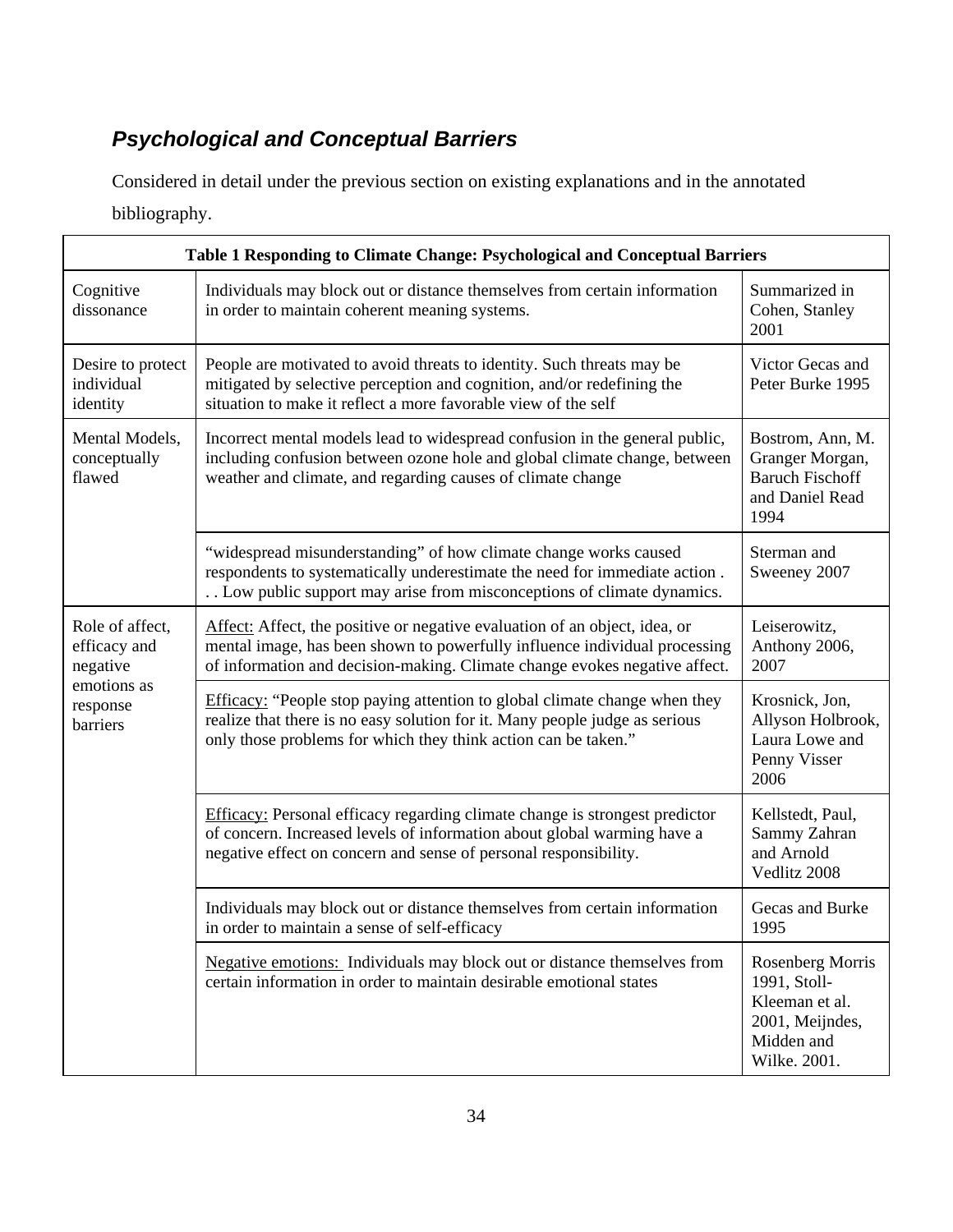### *Psychological and Conceptual Barriers*

Considered in detail under the previous section on existing explanations and in the annotated bibliography.

| Table 1 Responding to Climate Change: Psychological and Conceptual Barriers | | |
|---|---|---|
| Cognitive dissonance | Individuals may block out or distance themselves from certain information in order to maintain coherent meaning systems. | Summarized in Cohen, Stanley 2001 |
| Desire to protect individual identity | People are motivated to avoid threats to identity. Such threats may be mitigated by selective perception and cognition, and/or redefining the situation to make it reflect a more favorable view of the self | Victor Gecas and Peter Burke 1995 |
| Mental Models, conceptually flawed | Incorrect mental models lead to widespread confusion in the general public, including confusion between ozone hole and global climate change, between weather and climate, and regarding causes of climate change | Bostrom, Ann, M. Granger Morgan, Baruch Fischoff and Daniel Read 1994 |
| | "widespread misunderstanding" of how climate change works caused respondents to systematically underestimate the need for immediate action . . . Low public support may arise from misconceptions of climate dynamics. | Sterman and Sweeney 2007 |
| Role of affect, efficacy and negative emotions as response barriers | Affect: Affect, the positive or negative evaluation of an object, idea, or mental image, has been shown to powerfully influence individual processing of information and decision-making. Climate change evokes negative affect. | Leiserowitz, Anthony 2006, 2007 |
| | Efficacy: "People stop paying attention to global climate change when they realize that there is no easy solution for it. Many people judge as serious only those problems for which they think action can be taken." | Krosnick, Jon, Allyson Holbrook, Laura Lowe and Penny Visser 2006 |
| | Efficacy: Personal efficacy regarding climate change is strongest predictor of concern. Increased levels of information about global warming have a negative effect on concern and sense of personal responsibility. | Kellstedt, Paul, Sammy Zahran and Arnold Vedlitz 2008 |
| | Individuals may block out or distance themselves from certain information in order to maintain a sense of self-efficacy | Gecas and Burke 1995 |
| | Negative emotions: Individuals may block out or distance themselves from certain information in order to maintain desirable emotional states | Rosenberg Morris 1991, Stoll-Kleeman et al. 2001, Meijndes, Midden and Wilke. 2001. |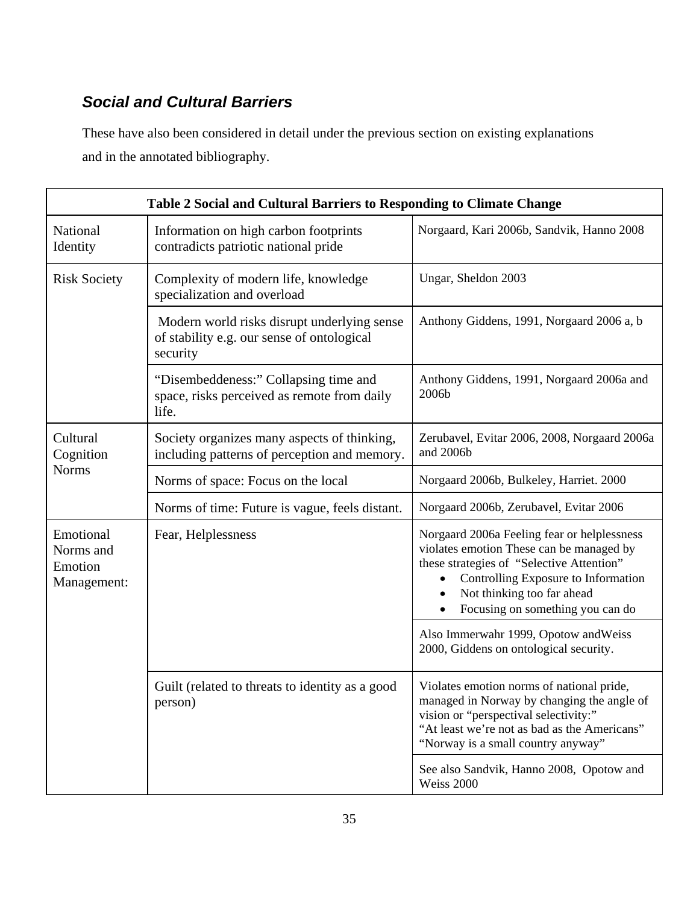### *Social and Cultural Barriers*

These have also been considered in detail under the previous section on existing explanations and in the annotated bibliography.

| Table 2 Social and Cultural Barriers to Responding to Climate Change | | |
|---|---|---|
| National Identity | Information on high carbon footprints contradicts patriotic national pride | Norgaard, Kari 2006b, Sandvik, Hanno 2008 |
| Risk Society | Complexity of modern life, knowledge specialization and overload | Ungar, Sheldon 2003 |
| | Modern world risks disrupt underlying sense of stability e.g. our sense of ontological security | Anthony Giddens, 1991, Norgaard 2006 a, b |
| | "Disembeddeness:" Collapsing time and space, risks perceived as remote from daily life. | Anthony Giddens, 1991, Norgaard 2006a and 2006b |
| Cultural Cognition Norms | Society organizes many aspects of thinking, including patterns of perception and memory. | Zerubavel, Evitar 2006, 2008, Norgaard 2006a and 2006b |
| | Norms of space: Focus on the local | Norgaard 2006b, Bulkeley, Harriet. 2000 |
| | Norms of time: Future is vague, feels distant. | Norgaard 2006b, Zerubavel, Evitar 2006 |
| Emotional Norms and Emotion Management: | Fear, Helplessness | Norgaard 2006a Feeling fear or helplessness violates emotion These can be managed by these strategies of "Selective Attention"<br>• Controlling Exposure to Information<br>• Not thinking too far ahead<br>• Focusing on something you can do |
| | | Also Immerwahr 1999, Opotow andWeiss 2000, Giddens on ontological security. |
| | Guilt (related to threats to identity as a good person) | Violates emotion norms of national pride, managed in Norway by changing the angle of vision or "perspectival selectivity:"<br>"At least we're not as bad as the Americans"<br>"Norway is a small country anyway" |
| | | See also Sandvik, Hanno 2008, Opotow and Weiss 2000 |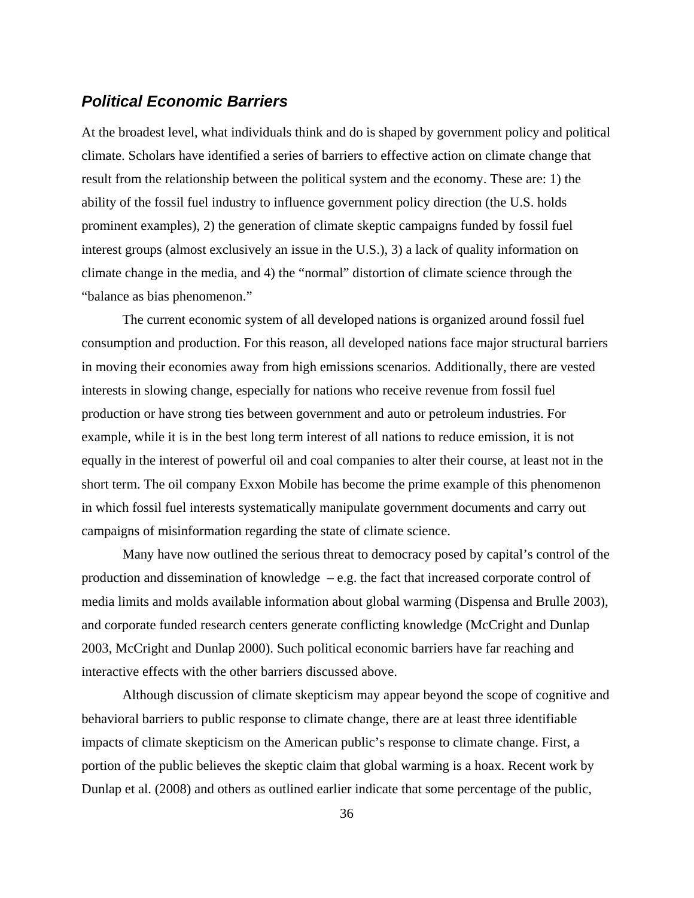### ***Political Economic Barriers***

At the broadest level, what individuals think and do is shaped by government policy and political climate. Scholars have identified a series of barriers to effective action on climate change that result from the relationship between the political system and the economy. These are: 1) the ability of the fossil fuel industry to influence government policy direction (the U.S. holds prominent examples), 2) the generation of climate skeptic campaigns funded by fossil fuel interest groups (almost exclusively an issue in the U.S.), 3) a lack of quality information on climate change in the media, and 4) the "normal" distortion of climate science through the "balance as bias phenomenon."

The current economic system of all developed nations is organized around fossil fuel consumption and production. For this reason, all developed nations face major structural barriers in moving their economies away from high emissions scenarios. Additionally, there are vested interests in slowing change, especially for nations who receive revenue from fossil fuel production or have strong ties between government and auto or petroleum industries. For example, while it is in the best long term interest of all nations to reduce emission, it is not equally in the interest of powerful oil and coal companies to alter their course, at least not in the short term. The oil company Exxon Mobile has become the prime example of this phenomenon in which fossil fuel interests systematically manipulate government documents and carry out campaigns of misinformation regarding the state of climate science.

Many have now outlined the serious threat to democracy posed by capital's control of the production and dissemination of knowledge – e.g. the fact that increased corporate control of media limits and molds available information about global warming (Dispensa and Brulle 2003), and corporate funded research centers generate conflicting knowledge (McCright and Dunlap 2003, McCright and Dunlap 2000). Such political economic barriers have far reaching and interactive effects with the other barriers discussed above.

Although discussion of climate skepticism may appear beyond the scope of cognitive and behavioral barriers to public response to climate change, there are at least three identifiable impacts of climate skepticism on the American public's response to climate change. First, a portion of the public believes the skeptic claim that global warming is a hoax. Recent work by Dunlap et al. (2008) and others as outlined earlier indicate that some percentage of the public,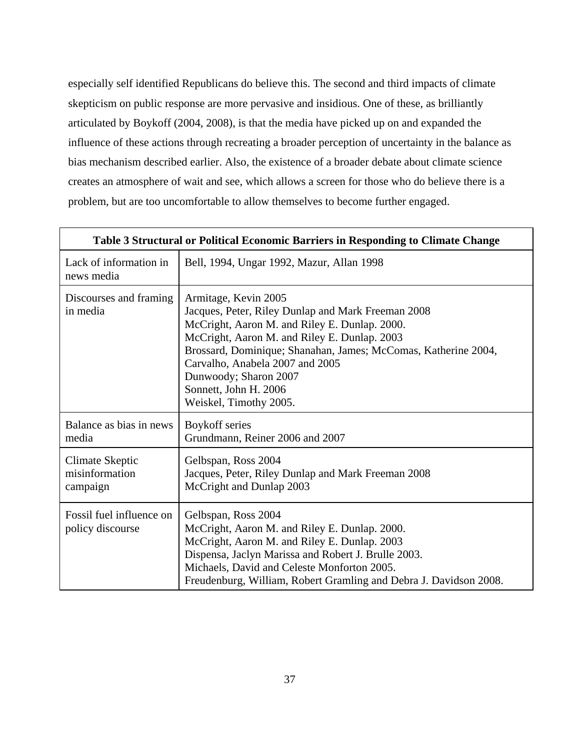especially self identified Republicans do believe this. The second and third impacts of climate skepticism on public response are more pervasive and insidious. One of these, as brilliantly articulated by Boykoff (2004, 2008), is that the media have picked up on and expanded the influence of these actions through recreating a broader perception of uncertainty in the balance as bias mechanism described earlier. Also, the existence of a broader debate about climate science creates an atmosphere of wait and see, which allows a screen for those who do believe there is a problem, but are too uncomfortable to allow themselves to become further engaged.

| **Table 3 Structural or Political Economic Barriers in Responding to Climate Change** | |
|---|---|
| Lack of information in news media | Bell, 1994, Ungar 1992, Mazur, Allan 1998 |
| Discourses and framing in media | Armitage, Kevin 2005<br>Jacques, Peter, Riley Dunlap and Mark Freeman 2008<br>McCright, Aaron M. and Riley E. Dunlap. 2000.<br>McCright, Aaron M. and Riley E. Dunlap. 2003<br>Brossard, Dominique; Shanahan, James; McComas, Katherine 2004,<br>Carvalho, Anabela 2007 and 2005<br>Dunwoody; Sharon 2007<br>Sonnett, John H. 2006<br>Weiskel, Timothy 2005. |
| Balance as bias in news media | Boykoff series<br>Grundmann, Reiner 2006 and 2007 |
| Climate Skeptic misinformation campaign | Gelbspan, Ross 2004<br>Jacques, Peter, Riley Dunlap and Mark Freeman 2008<br>McCright and Dunlap 2003 |
| Fossil fuel influence on policy discourse | Gelbspan, Ross 2004<br>McCright, Aaron M. and Riley E. Dunlap. 2000.<br>McCright, Aaron M. and Riley E. Dunlap. 2003<br>Dispensa, Jaclyn Marissa and Robert J. Brulle 2003.<br>Michaels, David and Celeste Monforton 2005.<br>Freudenburg, William, Robert Gramling and Debra J. Davidson 2008. |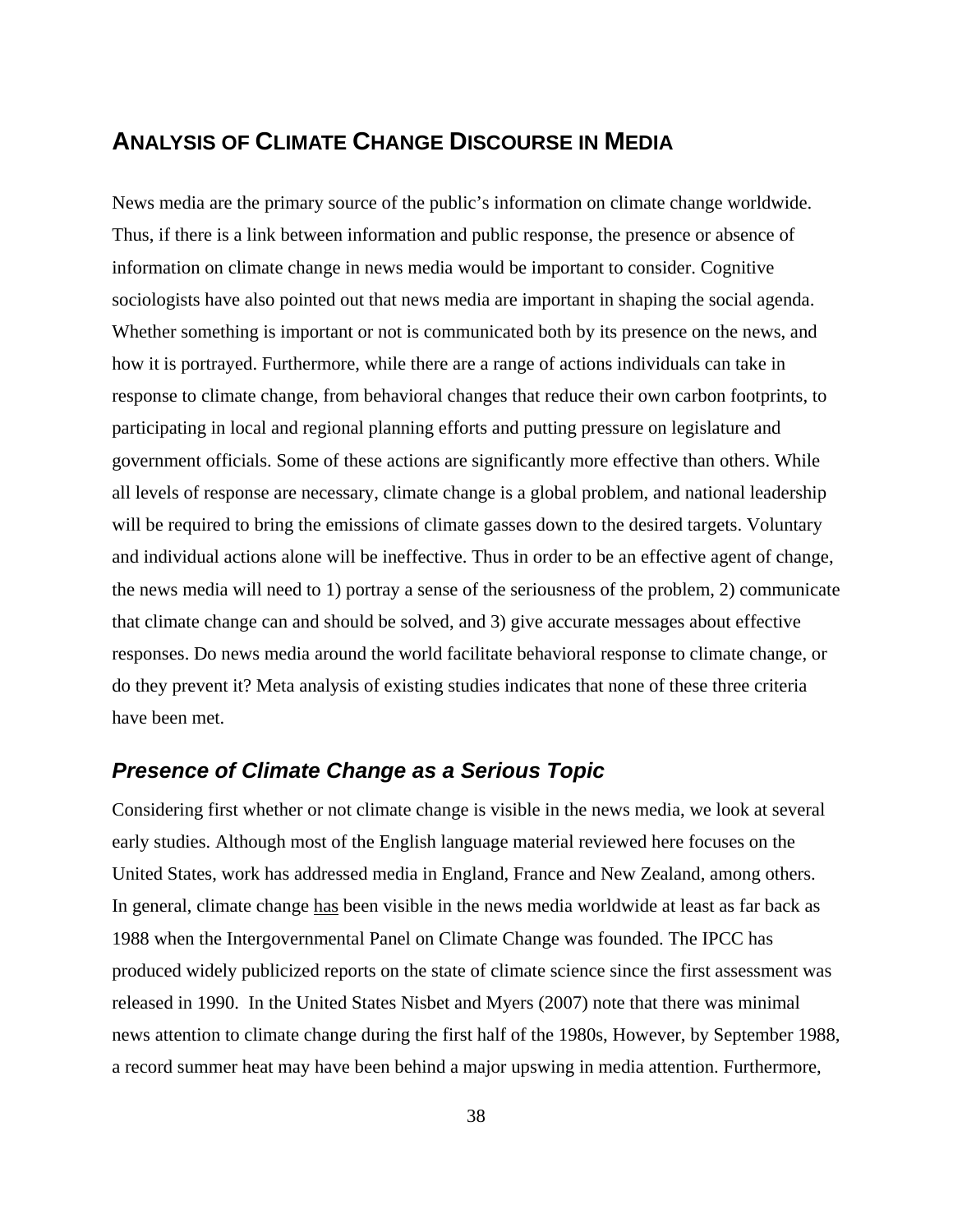## Analysis of Climate Change Discourse in Media

News media are the primary source of the public's information on climate change worldwide. Thus, if there is a link between information and public response, the presence or absence of information on climate change in news media would be important to consider. Cognitive sociologists have also pointed out that news media are important in shaping the social agenda. Whether something is important or not is communicated both by its presence on the news, and how it is portrayed. Furthermore, while there are a range of actions individuals can take in response to climate change, from behavioral changes that reduce their own carbon footprints, to participating in local and regional planning efforts and putting pressure on legislature and government officials. Some of these actions are significantly more effective than others. While all levels of response are necessary, climate change is a global problem, and national leadership will be required to bring the emissions of climate gasses down to the desired targets. Voluntary and individual actions alone will be ineffective. Thus in order to be an effective agent of change, the news media will need to 1) portray a sense of the seriousness of the problem, 2) communicate that climate change can and should be solved, and 3) give accurate messages about effective responses. Do news media around the world facilitate behavioral response to climate change, or do they prevent it? Meta analysis of existing studies indicates that none of these three criteria have been met.

### *Presence of Climate Change as a Serious Topic*

Considering first whether or not climate change is visible in the news media, we look at several early studies. Although most of the English language material reviewed here focuses on the United States, work has addressed media in England, France and New Zealand, among others. In general, climate change <u>has</u> been visible in the news media worldwide at least as far back as 1988 when the Intergovernmental Panel on Climate Change was founded. The IPCC has produced widely publicized reports on the state of climate science since the first assessment was released in 1990. In the United States Nisbet and Myers (2007) note that there was minimal news attention to climate change during the first half of the 1980s, However, by September 1988, a record summer heat may have been behind a major upswing in media attention. Furthermore,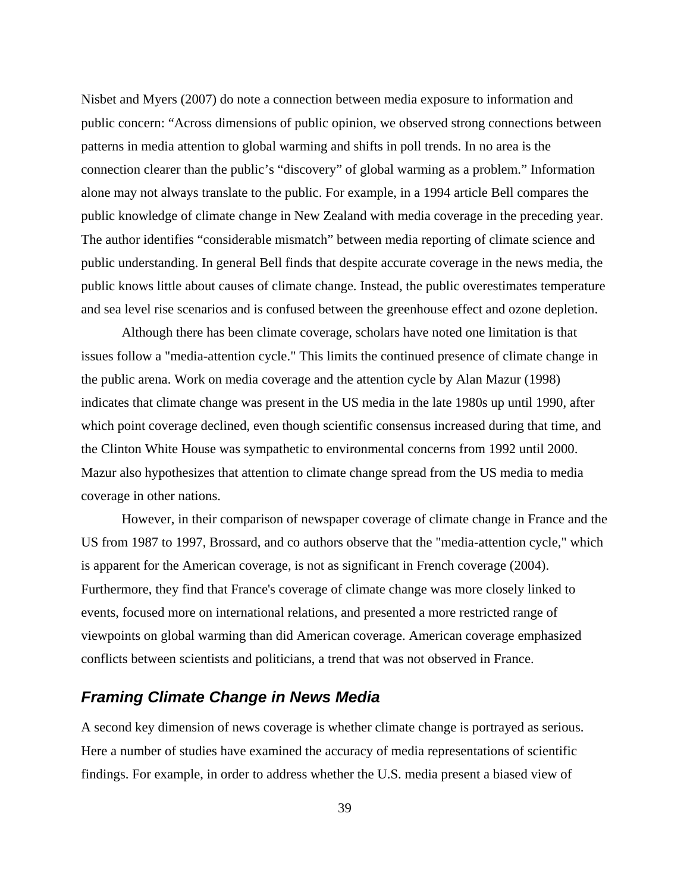Nisbet and Myers (2007) do note a connection between media exposure to information and public concern: "Across dimensions of public opinion, we observed strong connections between patterns in media attention to global warming and shifts in poll trends. In no area is the connection clearer than the public's "discovery" of global warming as a problem." Information alone may not always translate to the public. For example, in a 1994 article Bell compares the public knowledge of climate change in New Zealand with media coverage in the preceding year. The author identifies "considerable mismatch" between media reporting of climate science and public understanding. In general Bell finds that despite accurate coverage in the news media, the public knows little about causes of climate change. Instead, the public overestimates temperature and sea level rise scenarios and is confused between the greenhouse effect and ozone depletion.

Although there has been climate coverage, scholars have noted one limitation is that issues follow a "media-attention cycle." This limits the continued presence of climate change in the public arena. Work on media coverage and the attention cycle by Alan Mazur (1998) indicates that climate change was present in the US media in the late 1980s up until 1990, after which point coverage declined, even though scientific consensus increased during that time, and the Clinton White House was sympathetic to environmental concerns from 1992 until 2000. Mazur also hypothesizes that attention to climate change spread from the US media to media coverage in other nations.

However, in their comparison of newspaper coverage of climate change in France and the US from 1987 to 1997, Brossard, and co authors observe that the "media-attention cycle," which is apparent for the American coverage, is not as significant in French coverage (2004). Furthermore, they find that France's coverage of climate change was more closely linked to events, focused more on international relations, and presented a more restricted range of viewpoints on global warming than did American coverage. American coverage emphasized conflicts between scientists and politicians, a trend that was not observed in France.

## *Framing Climate Change in News Media*

A second key dimension of news coverage is whether climate change is portrayed as serious. Here a number of studies have examined the accuracy of media representations of scientific findings. For example, in order to address whether the U.S. media present a biased view of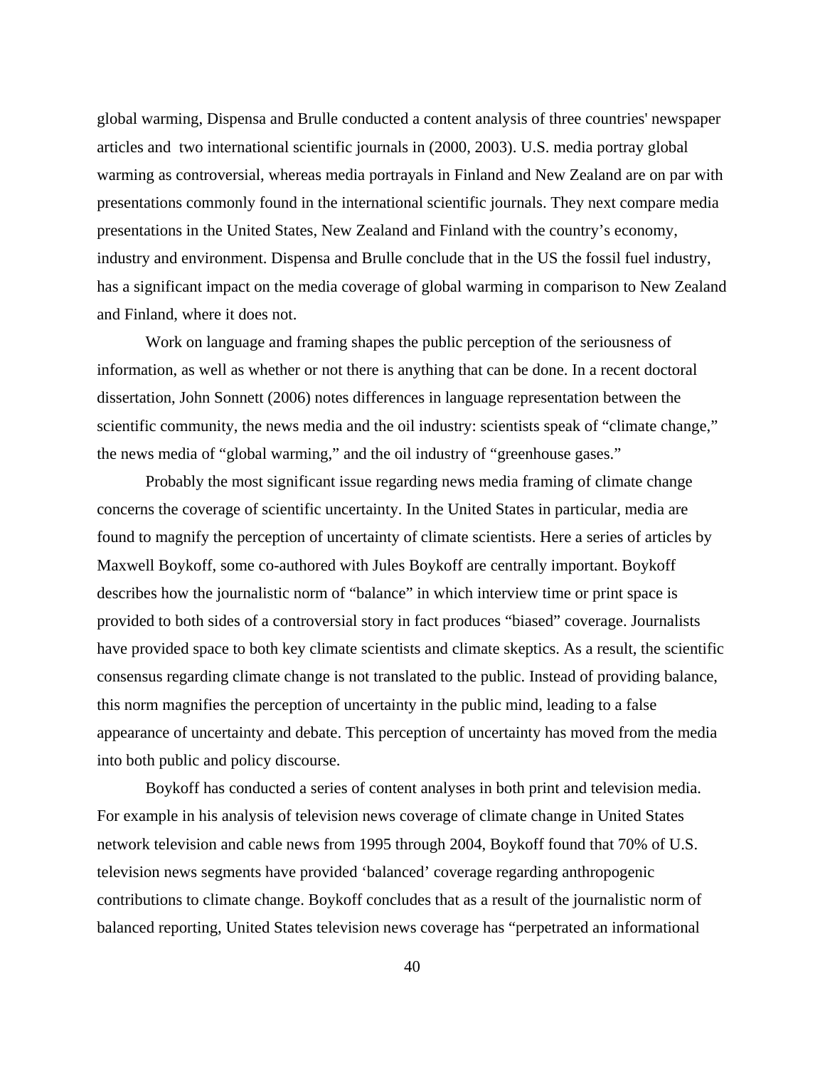global warming, Dispensa and Brulle conducted a content analysis of three countries' newspaper articles and two international scientific journals in (2000, 2003). U.S. media portray global warming as controversial, whereas media portrayals in Finland and New Zealand are on par with presentations commonly found in the international scientific journals. They next compare media presentations in the United States, New Zealand and Finland with the country's economy, industry and environment. Dispensa and Brulle conclude that in the US the fossil fuel industry, has a significant impact on the media coverage of global warming in comparison to New Zealand and Finland, where it does not.

Work on language and framing shapes the public perception of the seriousness of information, as well as whether or not there is anything that can be done. In a recent doctoral dissertation, John Sonnett (2006) notes differences in language representation between the scientific community, the news media and the oil industry: scientists speak of "climate change," the news media of "global warming," and the oil industry of "greenhouse gases."

Probably the most significant issue regarding news media framing of climate change concerns the coverage of scientific uncertainty. In the United States in particular, media are found to magnify the perception of uncertainty of climate scientists. Here a series of articles by Maxwell Boykoff, some co-authored with Jules Boykoff are centrally important. Boykoff describes how the journalistic norm of "balance" in which interview time or print space is provided to both sides of a controversial story in fact produces "biased" coverage. Journalists have provided space to both key climate scientists and climate skeptics. As a result, the scientific consensus regarding climate change is not translated to the public. Instead of providing balance, this norm magnifies the perception of uncertainty in the public mind, leading to a false appearance of uncertainty and debate. This perception of uncertainty has moved from the media into both public and policy discourse.

Boykoff has conducted a series of content analyses in both print and television media. For example in his analysis of television news coverage of climate change in United States network television and cable news from 1995 through 2004, Boykoff found that 70% of U.S. television news segments have provided 'balanced' coverage regarding anthropogenic contributions to climate change. Boykoff concludes that as a result of the journalistic norm of balanced reporting, United States television news coverage has "perpetrated an informational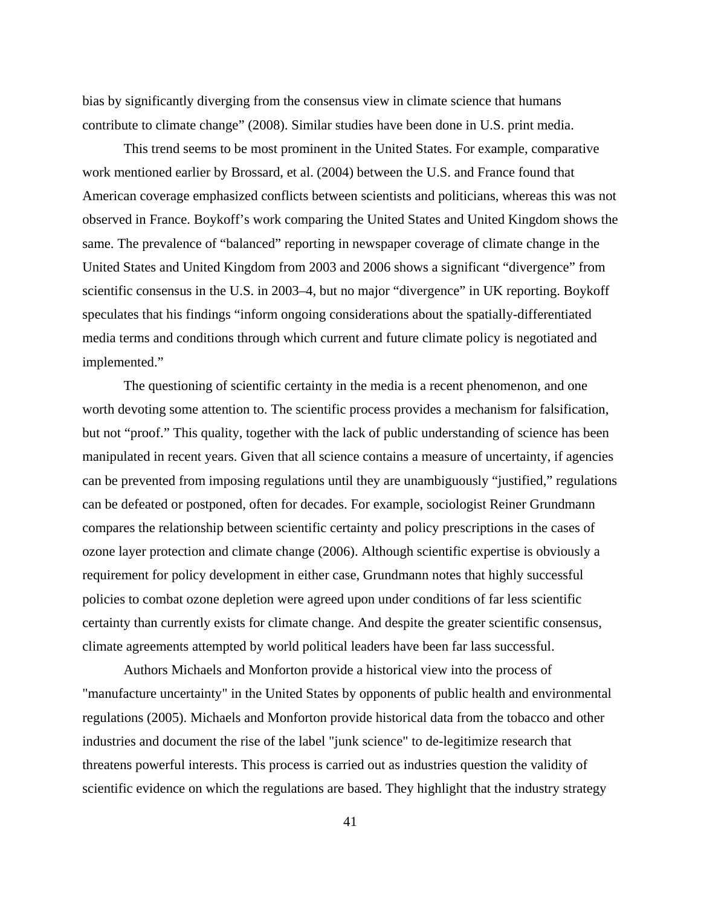bias by significantly diverging from the consensus view in climate science that humans contribute to climate change" (2008). Similar studies have been done in U.S. print media.

This trend seems to be most prominent in the United States. For example, comparative work mentioned earlier by Brossard, et al. (2004) between the U.S. and France found that American coverage emphasized conflicts between scientists and politicians, whereas this was not observed in France. Boykoff's work comparing the United States and United Kingdom shows the same. The prevalence of "balanced" reporting in newspaper coverage of climate change in the United States and United Kingdom from 2003 and 2006 shows a significant "divergence" from scientific consensus in the U.S. in 2003–4, but no major "divergence" in UK reporting. Boykoff speculates that his findings "inform ongoing considerations about the spatially-differentiated media terms and conditions through which current and future climate policy is negotiated and implemented."

The questioning of scientific certainty in the media is a recent phenomenon, and one worth devoting some attention to. The scientific process provides a mechanism for falsification, but not "proof." This quality, together with the lack of public understanding of science has been manipulated in recent years. Given that all science contains a measure of uncertainty, if agencies can be prevented from imposing regulations until they are unambiguously "justified," regulations can be defeated or postponed, often for decades. For example, sociologist Reiner Grundmann compares the relationship between scientific certainty and policy prescriptions in the cases of ozone layer protection and climate change (2006). Although scientific expertise is obviously a requirement for policy development in either case, Grundmann notes that highly successful policies to combat ozone depletion were agreed upon under conditions of far less scientific certainty than currently exists for climate change. And despite the greater scientific consensus, climate agreements attempted by world political leaders have been far lass successful.

Authors Michaels and Monforton provide a historical view into the process of "manufacture uncertainty" in the United States by opponents of public health and environmental regulations (2005). Michaels and Monforton provide historical data from the tobacco and other industries and document the rise of the label "junk science" to de-legitimize research that threatens powerful interests. This process is carried out as industries question the validity of scientific evidence on which the regulations are based. They highlight that the industry strategy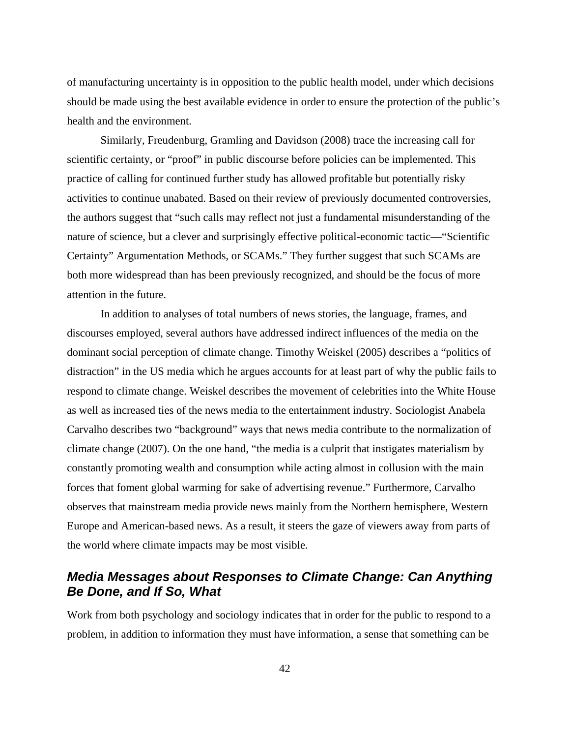of manufacturing uncertainty is in opposition to the public health model, under which decisions should be made using the best available evidence in order to ensure the protection of the public's health and the environment.

Similarly, Freudenburg, Gramling and Davidson (2008) trace the increasing call for scientific certainty, or "proof" in public discourse before policies can be implemented. This practice of calling for continued further study has allowed profitable but potentially risky activities to continue unabated. Based on their review of previously documented controversies, the authors suggest that "such calls may reflect not just a fundamental misunderstanding of the nature of science, but a clever and surprisingly effective political-economic tactic—"Scientific Certainty" Argumentation Methods, or SCAMs." They further suggest that such SCAMs are both more widespread than has been previously recognized, and should be the focus of more attention in the future.

In addition to analyses of total numbers of news stories, the language, frames, and discourses employed, several authors have addressed indirect influences of the media on the dominant social perception of climate change. Timothy Weiskel (2005) describes a "politics of distraction" in the US media which he argues accounts for at least part of why the public fails to respond to climate change. Weiskel describes the movement of celebrities into the White House as well as increased ties of the news media to the entertainment industry. Sociologist Anabela Carvalho describes two "background" ways that news media contribute to the normalization of climate change (2007). On the one hand, "the media is a culprit that instigates materialism by constantly promoting wealth and consumption while acting almost in collusion with the main forces that foment global warming for sake of advertising revenue." Furthermore, Carvalho observes that mainstream media provide news mainly from the Northern hemisphere, Western Europe and American-based news. As a result, it steers the gaze of viewers away from parts of the world where climate impacts may be most visible.

### *Media Messages about Responses to Climate Change: Can Anything Be Done, and If So, What*

Work from both psychology and sociology indicates that in order for the public to respond to a problem, in addition to information they must have information, a sense that something can be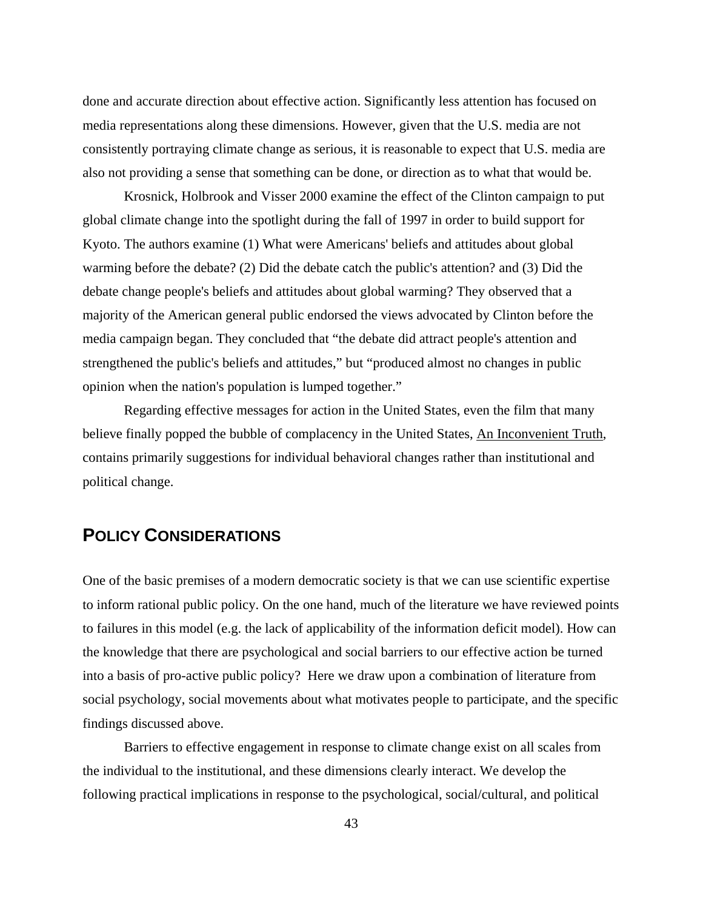done and accurate direction about effective action. Significantly less attention has focused on media representations along these dimensions. However, given that the U.S. media are not consistently portraying climate change as serious, it is reasonable to expect that U.S. media are also not providing a sense that something can be done, or direction as to what that would be.

Krosnick, Holbrook and Visser 2000 examine the effect of the Clinton campaign to put global climate change into the spotlight during the fall of 1997 in order to build support for Kyoto. The authors examine (1) What were Americans' beliefs and attitudes about global warming before the debate? (2) Did the debate catch the public's attention? and (3) Did the debate change people's beliefs and attitudes about global warming? They observed that a majority of the American general public endorsed the views advocated by Clinton before the media campaign began. They concluded that "the debate did attract people's attention and strengthened the public's beliefs and attitudes," but "produced almost no changes in public opinion when the nation's population is lumped together."

Regarding effective messages for action in the United States, even the film that many believe finally popped the bubble of complacency in the United States, An Inconvenient Truth, contains primarily suggestions for individual behavioral changes rather than institutional and political change.

## POLICY CONSIDERATIONS

One of the basic premises of a modern democratic society is that we can use scientific expertise to inform rational public policy. On the one hand, much of the literature we have reviewed points to failures in this model (e.g. the lack of applicability of the information deficit model). How can the knowledge that there are psychological and social barriers to our effective action be turned into a basis of pro-active public policy? Here we draw upon a combination of literature from social psychology, social movements about what motivates people to participate, and the specific findings discussed above.

Barriers to effective engagement in response to climate change exist on all scales from the individual to the institutional, and these dimensions clearly interact. We develop the following practical implications in response to the psychological, social/cultural, and political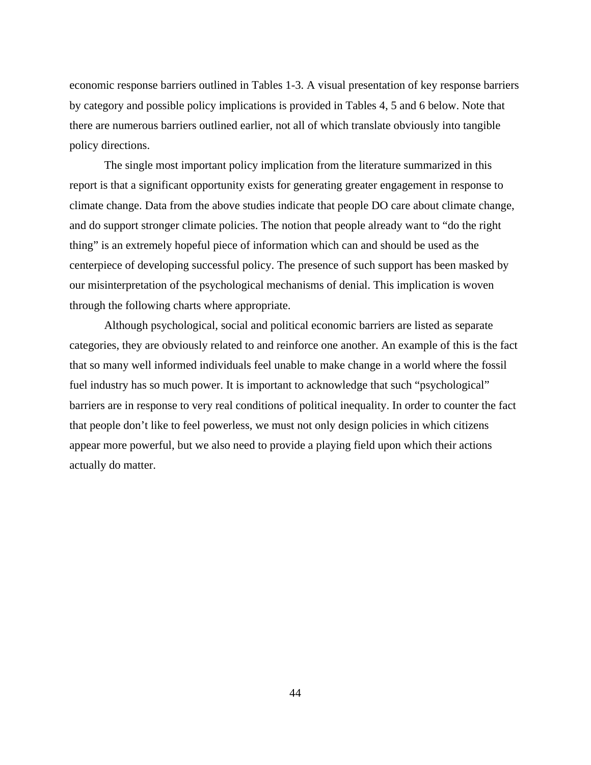economic response barriers outlined in Tables 1-3. A visual presentation of key response barriers by category and possible policy implications is provided in Tables 4, 5 and 6 below. Note that there are numerous barriers outlined earlier, not all of which translate obviously into tangible policy directions.

The single most important policy implication from the literature summarized in this report is that a significant opportunity exists for generating greater engagement in response to climate change. Data from the above studies indicate that people DO care about climate change, and do support stronger climate policies. The notion that people already want to "do the right thing" is an extremely hopeful piece of information which can and should be used as the centerpiece of developing successful policy. The presence of such support has been masked by our misinterpretation of the psychological mechanisms of denial. This implication is woven through the following charts where appropriate.

Although psychological, social and political economic barriers are listed as separate categories, they are obviously related to and reinforce one another. An example of this is the fact that so many well informed individuals feel unable to make change in a world where the fossil fuel industry has so much power. It is important to acknowledge that such "psychological" barriers are in response to very real conditions of political inequality. In order to counter the fact that people don't like to feel powerless, we must not only design policies in which citizens appear more powerful, but we also need to provide a playing field upon which their actions actually do matter.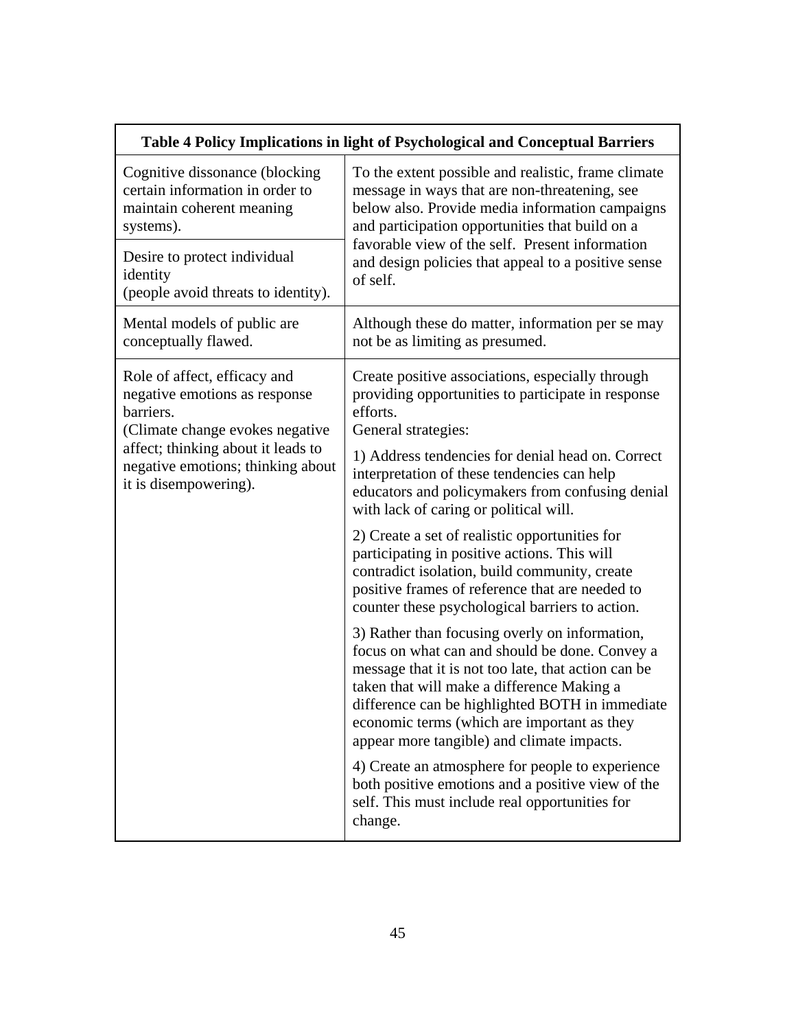**Table 4 Policy Implications in light of Psychological and Conceptual Barriers**

| Barrier | Policy Implication |
|---|---|
| Cognitive dissonance (blocking certain information in order to maintain coherent meaning systems). | To the extent possible and realistic, frame climate message in ways that are non-threatening, see below also. Provide media information campaigns and participation opportunities that build on a favorable view of the self. Present information and design policies that appeal to a positive sense of self. |
| Desire to protect individual identity (people avoid threats to identity). | |
| Mental models of public are conceptually flawed. | Although these do matter, information per se may not be as limiting as presumed. |
| Role of affect, efficacy and negative emotions as response barriers. (Climate change evokes negative affect; thinking about it leads to negative emotions; thinking about it is disempowering). | Create positive associations, especially through providing opportunities to participate in response efforts. General strategies: |
| | 1) Address tendencies for denial head on. Correct interpretation of these tendencies can help educators and policymakers from confusing denial with lack of caring or political will. |
| | 2) Create a set of realistic opportunities for participating in positive actions. This will contradict isolation, build community, create positive frames of reference that are needed to counter these psychological barriers to action. |
| | 3) Rather than focusing overly on information, focus on what can and should be done. Convey a message that it is not too late, that action can be taken that will make a difference Making a difference can be highlighted BOTH in immediate economic terms (which are important as they appear more tangible) and climate impacts. |
| | 4) Create an atmosphere for people to experience both positive emotions and a positive view of the self. This must include real opportunities for change. |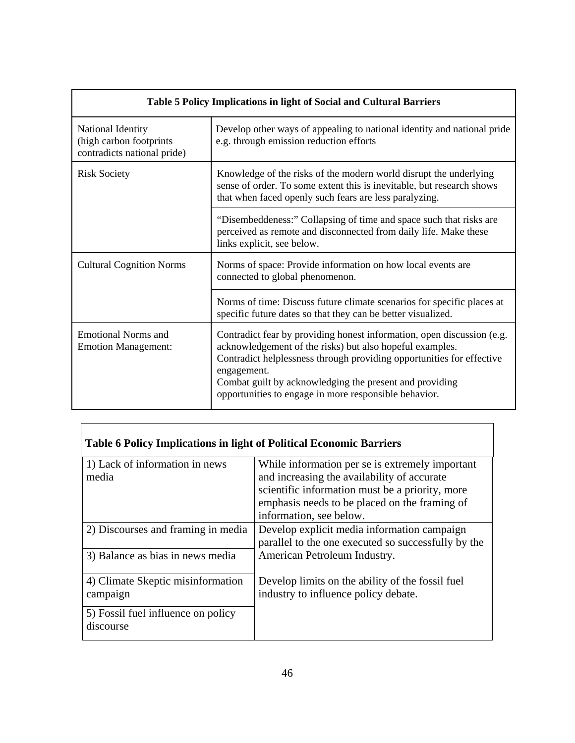| Table 5 Policy Implications in light of Social and Cultural Barriers | |
|---|---|
| National Identity (high carbon footprints contradicts national pride) | Develop other ways of appealing to national identity and national pride e.g. through emission reduction efforts |
| Risk Society | Knowledge of the risks of the modern world disrupt the underlying sense of order. To some extent this is inevitable, but research shows that when faced openly such fears are less paralyzing. |
| | "Disembeddeness:" Collapsing of time and space such that risks are perceived as remote and disconnected from daily life. Make these links explicit, see below. |
| Cultural Cognition Norms | Norms of space: Provide information on how local events are connected to global phenomenon. |
| | Norms of time: Discuss future climate scenarios for specific places at specific future dates so that they can be better visualized. |
| Emotional Norms and Emotion Management: | Contradict fear by providing honest information, open discussion (e.g. acknowledgement of the risks) but also hopeful examples. Contradict helplessness through providing opportunities for effective engagement. Combat guilt by acknowledging the present and providing opportunities to engage in more responsible behavior. |

| Table 6 Policy Implications in light of Political Economic Barriers | |
|---|---|
| 1) Lack of information in news media | While information per se is extremely important and increasing the availability of accurate scientific information must be a priority, more emphasis needs to be placed on the framing of information, see below. |
| 2) Discourses and framing in media | Develop explicit media information campaign parallel to the one executed so successfully by the American Petroleum Industry. |
| 3) Balance as bias in news media | |
| 4) Climate Skeptic misinformation campaign | Develop limits on the ability of the fossil fuel industry to influence policy debate. |
| 5) Fossil fuel influence on policy discourse | |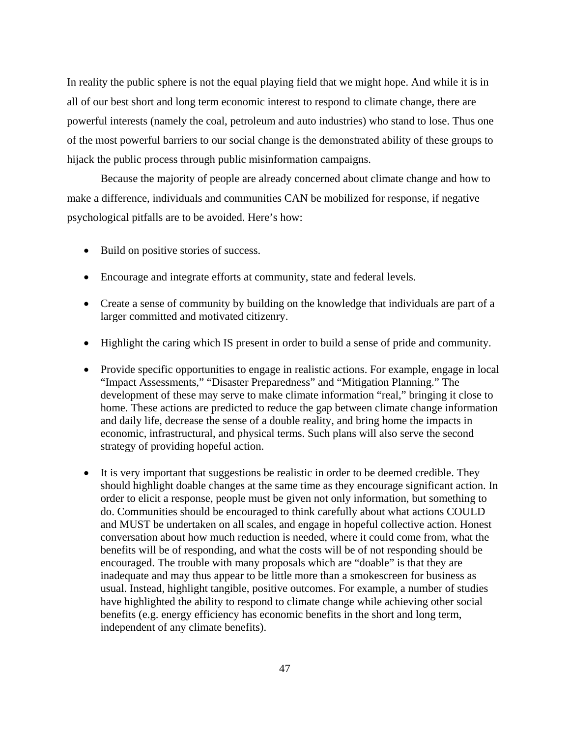In reality the public sphere is not the equal playing field that we might hope. And while it is in all of our best short and long term economic interest to respond to climate change, there are powerful interests (namely the coal, petroleum and auto industries) who stand to lose. Thus one of the most powerful barriers to our social change is the demonstrated ability of these groups to hijack the public process through public misinformation campaigns.

Because the majority of people are already concerned about climate change and how to make a difference, individuals and communities CAN be mobilized for response, if negative psychological pitfalls are to be avoided. Here's how:

- Build on positive stories of success.
- Encourage and integrate efforts at community, state and federal levels.
- Create a sense of community by building on the knowledge that individuals are part of a larger committed and motivated citizenry.
- Highlight the caring which IS present in order to build a sense of pride and community.
- Provide specific opportunities to engage in realistic actions. For example, engage in local "Impact Assessments," "Disaster Preparedness" and "Mitigation Planning." The development of these may serve to make climate information "real," bringing it close to home. These actions are predicted to reduce the gap between climate change information and daily life, decrease the sense of a double reality, and bring home the impacts in economic, infrastructural, and physical terms. Such plans will also serve the second strategy of providing hopeful action.
- It is very important that suggestions be realistic in order to be deemed credible. They should highlight doable changes at the same time as they encourage significant action. In order to elicit a response, people must be given not only information, but something to do. Communities should be encouraged to think carefully about what actions COULD and MUST be undertaken on all scales, and engage in hopeful collective action. Honest conversation about how much reduction is needed, where it could come from, what the benefits will be of responding, and what the costs will be of not responding should be encouraged. The trouble with many proposals which are "doable" is that they are inadequate and may thus appear to be little more than a smokescreen for business as usual. Instead, highlight tangible, positive outcomes. For example, a number of studies have highlighted the ability to respond to climate change while achieving other social benefits (e.g. energy efficiency has economic benefits in the short and long term, independent of any climate benefits).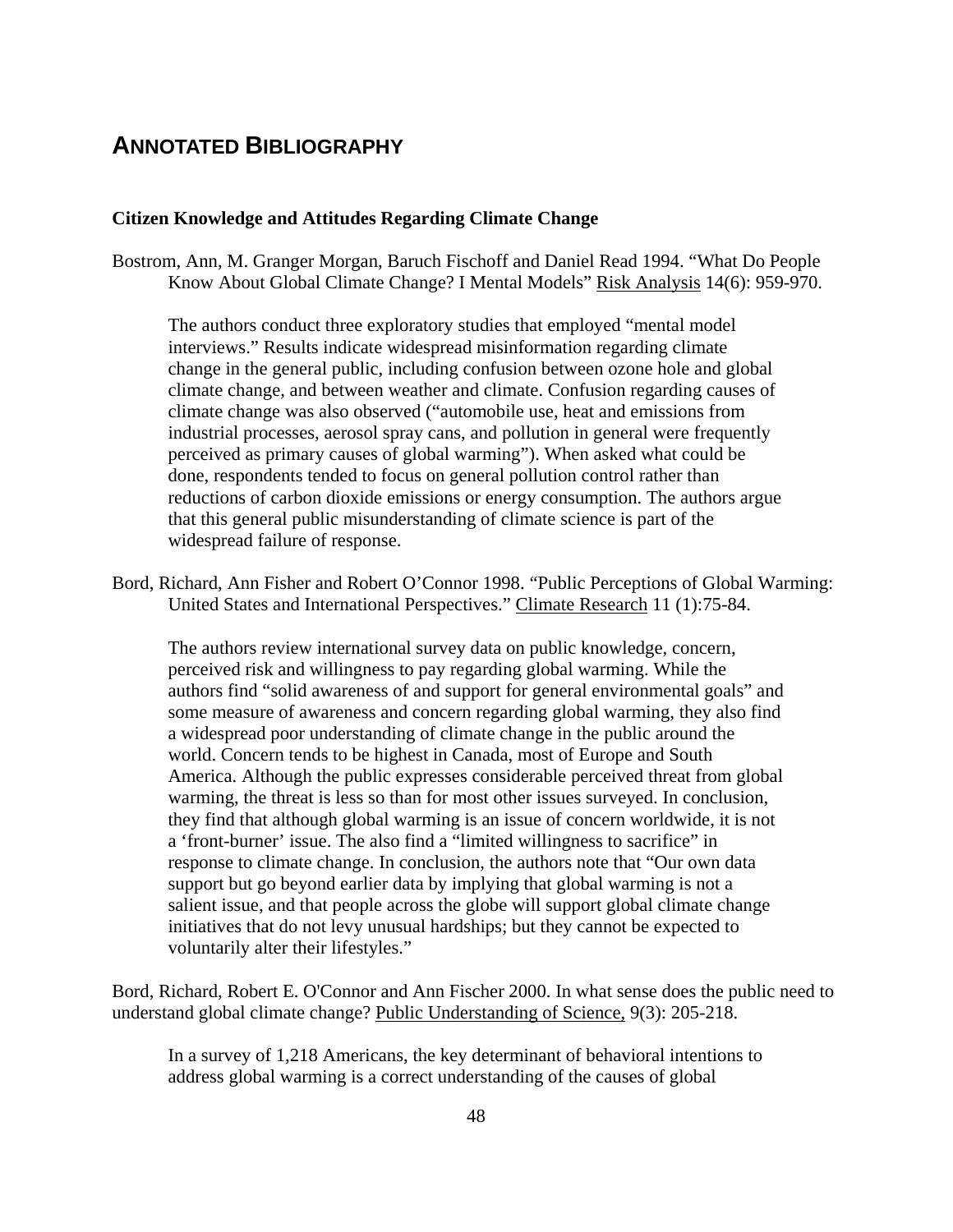# ANNOTATED BIBLIOGRAPHY

### Citizen Knowledge and Attitudes Regarding Climate Change

Bostrom, Ann, M. Granger Morgan, Baruch Fischoff and Daniel Read 1994. "What Do People Know About Global Climate Change? I Mental Models" Risk Analysis 14(6): 959-970.

The authors conduct three exploratory studies that employed "mental model interviews." Results indicate widespread misinformation regarding climate change in the general public, including confusion between ozone hole and global climate change, and between weather and climate. Confusion regarding causes of climate change was also observed ("automobile use, heat and emissions from industrial processes, aerosol spray cans, and pollution in general were frequently perceived as primary causes of global warming"). When asked what could be done, respondents tended to focus on general pollution control rather than reductions of carbon dioxide emissions or energy consumption. The authors argue that this general public misunderstanding of climate science is part of the widespread failure of response.

Bord, Richard, Ann Fisher and Robert O'Connor 1998. "Public Perceptions of Global Warming: United States and International Perspectives." Climate Research 11 (1):75-84.

The authors review international survey data on public knowledge, concern, perceived risk and willingness to pay regarding global warming. While the authors find "solid awareness of and support for general environmental goals" and some measure of awareness and concern regarding global warming, they also find a widespread poor understanding of climate change in the public around the world. Concern tends to be highest in Canada, most of Europe and South America. Although the public expresses considerable perceived threat from global warming, the threat is less so than for most other issues surveyed. In conclusion, they find that although global warming is an issue of concern worldwide, it is not a 'front-burner' issue. The also find a "limited willingness to sacrifice" in response to climate change. In conclusion, the authors note that "Our own data support but go beyond earlier data by implying that global warming is not a salient issue, and that people across the globe will support global climate change initiatives that do not levy unusual hardships; but they cannot be expected to voluntarily alter their lifestyles."

Bord, Richard, Robert E. O'Connor and Ann Fischer 2000. In what sense does the public need to understand global climate change? Public Understanding of Science, 9(3): 205-218.

In a survey of 1,218 Americans, the key determinant of behavioral intentions to address global warming is a correct understanding of the causes of global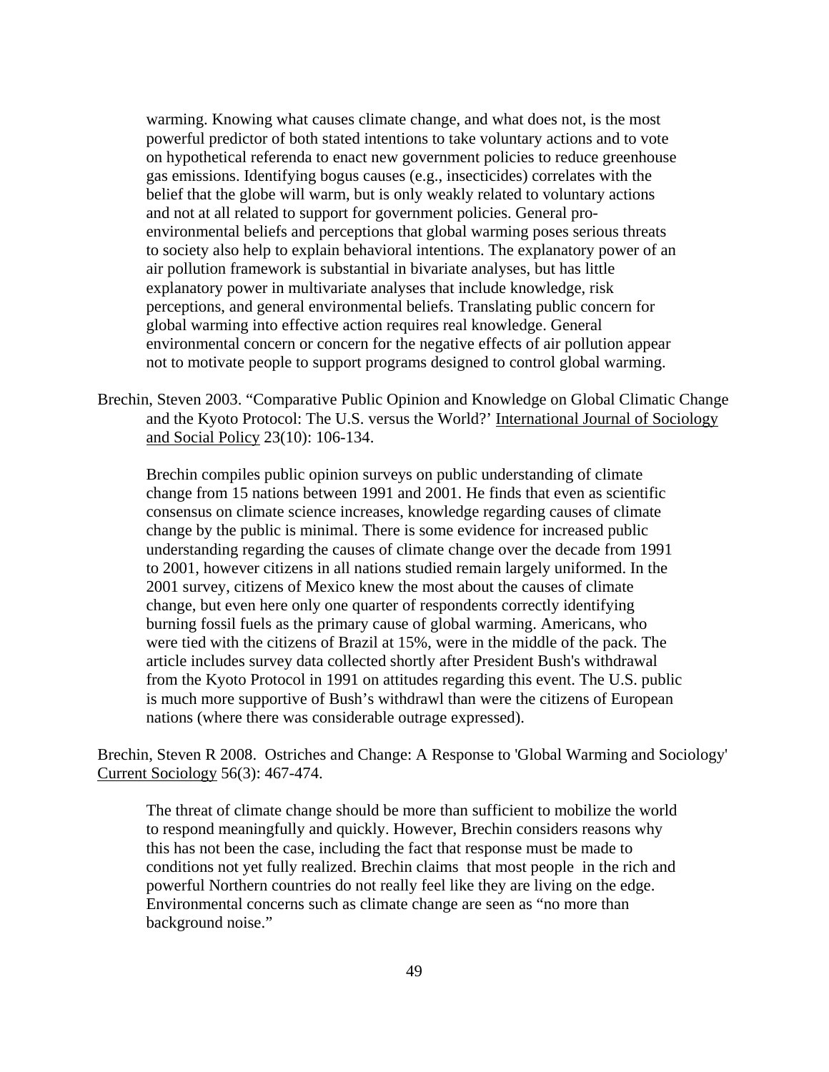warming. Knowing what causes climate change, and what does not, is the most powerful predictor of both stated intentions to take voluntary actions and to vote on hypothetical referenda to enact new government policies to reduce greenhouse gas emissions. Identifying bogus causes (e.g., insecticides) correlates with the belief that the globe will warm, but is only weakly related to voluntary actions and not at all related to support for government policies. General pro-environmental beliefs and perceptions that global warming poses serious threats to society also help to explain behavioral intentions. The explanatory power of an air pollution framework is substantial in bivariate analyses, but has little explanatory power in multivariate analyses that include knowledge, risk perceptions, and general environmental beliefs. Translating public concern for global warming into effective action requires real knowledge. General environmental concern or concern for the negative effects of air pollution appear not to motivate people to support programs designed to control global warming.

Brechin, Steven 2003. "Comparative Public Opinion and Knowledge on Global Climatic Change and the Kyoto Protocol: The U.S. versus the World?' International Journal of Sociology and Social Policy 23(10): 106-134.

> Brechin compiles public opinion surveys on public understanding of climate change from 15 nations between 1991 and 2001. He finds that even as scientific consensus on climate science increases, knowledge regarding causes of climate change by the public is minimal. There is some evidence for increased public understanding regarding the causes of climate change over the decade from 1991 to 2001, however citizens in all nations studied remain largely uniformed. In the 2001 survey, citizens of Mexico knew the most about the causes of climate change, but even here only one quarter of respondents correctly identifying burning fossil fuels as the primary cause of global warming. Americans, who were tied with the citizens of Brazil at 15%, were in the middle of the pack. The article includes survey data collected shortly after President Bush's withdrawal from the Kyoto Protocol in 1991 on attitudes regarding this event. The U.S. public is much more supportive of Bush's withdrawl than were the citizens of European nations (where there was considerable outrage expressed).

Brechin, Steven R 2008. Ostriches and Change: A Response to 'Global Warming and Sociology' Current Sociology 56(3): 467-474.

> The threat of climate change should be more than sufficient to mobilize the world to respond meaningfully and quickly. However, Brechin considers reasons why this has not been the case, including the fact that response must be made to conditions not yet fully realized. Brechin claims that most people in the rich and powerful Northern countries do not really feel like they are living on the edge. Environmental concerns such as climate change are seen as "no more than background noise."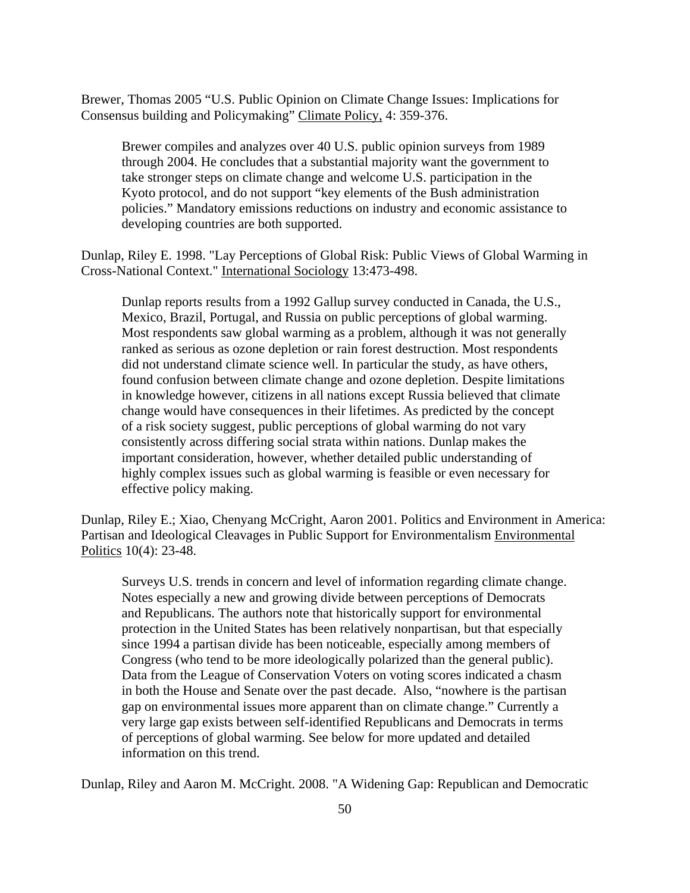Brewer, Thomas 2005 “U.S. Public Opinion on Climate Change Issues: Implications for Consensus building and Policymaking” Climate Policy, 4: 359-376.

> Brewer compiles and analyzes over 40 U.S. public opinion surveys from 1989 through 2004. He concludes that a substantial majority want the government to take stronger steps on climate change and welcome U.S. participation in the Kyoto protocol, and do not support “key elements of the Bush administration policies.” Mandatory emissions reductions on industry and economic assistance to developing countries are both supported.

Dunlap, Riley E. 1998. "Lay Perceptions of Global Risk: Public Views of Global Warming in Cross-National Context." International Sociology 13:473-498.

> Dunlap reports results from a 1992 Gallup survey conducted in Canada, the U.S., Mexico, Brazil, Portugal, and Russia on public perceptions of global warming. Most respondents saw global warming as a problem, although it was not generally ranked as serious as ozone depletion or rain forest destruction. Most respondents did not understand climate science well. In particular the study, as have others, found confusion between climate change and ozone depletion. Despite limitations in knowledge however, citizens in all nations except Russia believed that climate change would have consequences in their lifetimes. As predicted by the concept of a risk society suggest, public perceptions of global warming do not vary consistently across differing social strata within nations. Dunlap makes the important consideration, however, whether detailed public understanding of highly complex issues such as global warming is feasible or even necessary for effective policy making.

Dunlap, Riley E.; Xiao, Chenyang McCright, Aaron 2001. Politics and Environment in America: Partisan and Ideological Cleavages in Public Support for Environmentalism Environmental Politics 10(4): 23-48.

> Surveys U.S. trends in concern and level of information regarding climate change. Notes especially a new and growing divide between perceptions of Democrats and Republicans. The authors note that historically support for environmental protection in the United States has been relatively nonpartisan, but that especially since 1994 a partisan divide has been noticeable, especially among members of Congress (who tend to be more ideologically polarized than the general public). Data from the League of Conservation Voters on voting scores indicated a chasm in both the House and Senate over the past decade. Also, “nowhere is the partisan gap on environmental issues more apparent than on climate change.” Currently a very large gap exists between self-identified Republicans and Democrats in terms of perceptions of global warming. See below for more updated and detailed information on this trend.

Dunlap, Riley and Aaron M. McCright. 2008. "A Widening Gap: Republican and Democratic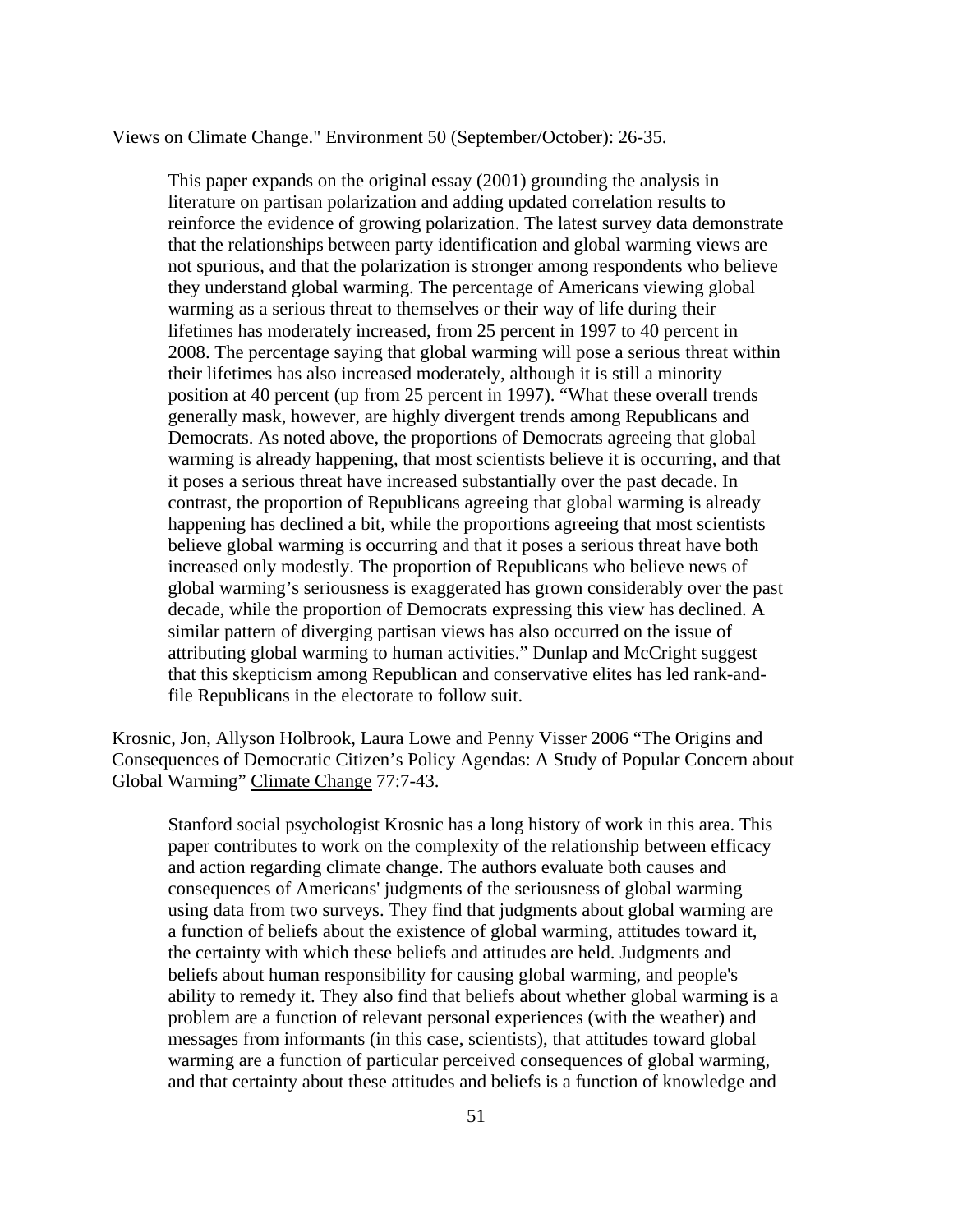Views on Climate Change." Environment 50 (September/October): 26-35.

> This paper expands on the original essay (2001) grounding the analysis in literature on partisan polarization and adding updated correlation results to reinforce the evidence of growing polarization. The latest survey data demonstrate that the relationships between party identification and global warming views are not spurious, and that the polarization is stronger among respondents who believe they understand global warming. The percentage of Americans viewing global warming as a serious threat to themselves or their way of life during their lifetimes has moderately increased, from 25 percent in 1997 to 40 percent in 2008. The percentage saying that global warming will pose a serious threat within their lifetimes has also increased moderately, although it is still a minority position at 40 percent (up from 25 percent in 1997). "What these overall trends generally mask, however, are highly divergent trends among Republicans and Democrats. As noted above, the proportions of Democrats agreeing that global warming is already happening, that most scientists believe it is occurring, and that it poses a serious threat have increased substantially over the past decade. In contrast, the proportion of Republicans agreeing that global warming is already happening has declined a bit, while the proportions agreeing that most scientists believe global warming is occurring and that it poses a serious threat have both increased only modestly. The proportion of Republicans who believe news of global warming's seriousness is exaggerated has grown considerably over the past decade, while the proportion of Democrats expressing this view has declined. A similar pattern of diverging partisan views has also occurred on the issue of attributing global warming to human activities." Dunlap and McCright suggest that this skepticism among Republican and conservative elites has led rank-and-file Republicans in the electorate to follow suit.

Krosnic, Jon, Allyson Holbrook, Laura Lowe and Penny Visser 2006 "The Origins and Consequences of Democratic Citizen's Policy Agendas: A Study of Popular Concern about Global Warming" Climate Change 77:7-43.

> Stanford social psychologist Krosnic has a long history of work in this area. This paper contributes to work on the complexity of the relationship between efficacy and action regarding climate change. The authors evaluate both causes and consequences of Americans' judgments of the seriousness of global warming using data from two surveys. They find that judgments about global warming are a function of beliefs about the existence of global warming, attitudes toward it, the certainty with which these beliefs and attitudes are held. Judgments and beliefs about human responsibility for causing global warming, and people's ability to remedy it. They also find that beliefs about whether global warming is a problem are a function of relevant personal experiences (with the weather) and messages from informants (in this case, scientists), that attitudes toward global warming are a function of particular perceived consequences of global warming, and that certainty about these attitudes and beliefs is a function of knowledge and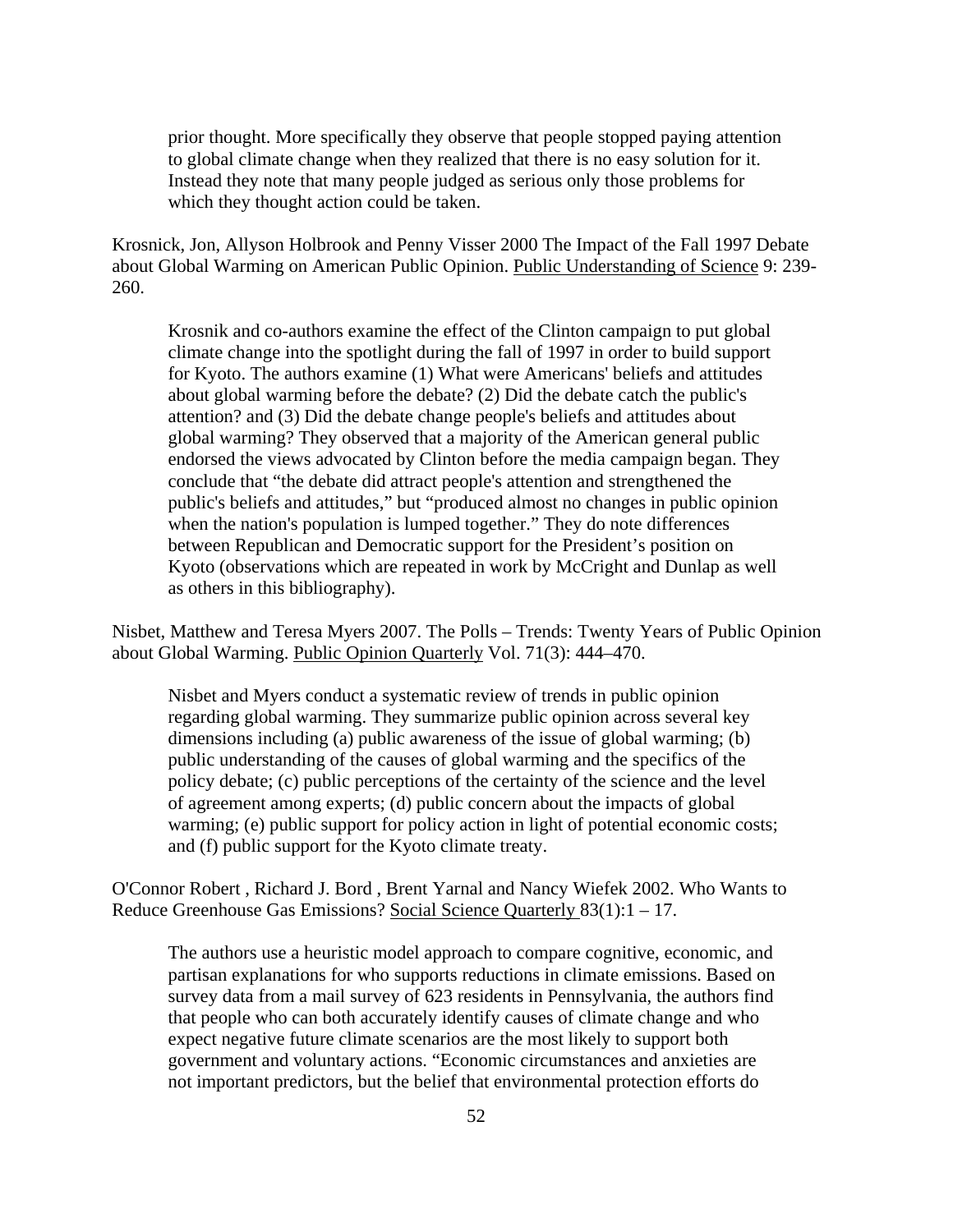prior thought. More specifically they observe that people stopped paying attention to global climate change when they realized that there is no easy solution for it. Instead they note that many people judged as serious only those problems for which they thought action could be taken.

Krosnick, Jon, Allyson Holbrook and Penny Visser 2000 The Impact of the Fall 1997 Debate about Global Warming on American Public Opinion. Public Understanding of Science 9: 239-260.

Krosnik and co-authors examine the effect of the Clinton campaign to put global climate change into the spotlight during the fall of 1997 in order to build support for Kyoto. The authors examine (1) What were Americans' beliefs and attitudes about global warming before the debate? (2) Did the debate catch the public's attention? and (3) Did the debate change people's beliefs and attitudes about global warming? They observed that a majority of the American general public endorsed the views advocated by Clinton before the media campaign began. They conclude that "the debate did attract people's attention and strengthened the public's beliefs and attitudes," but "produced almost no changes in public opinion when the nation's population is lumped together." They do note differences between Republican and Democratic support for the President's position on Kyoto (observations which are repeated in work by McCright and Dunlap as well as others in this bibliography).

Nisbet, Matthew and Teresa Myers 2007. The Polls – Trends: Twenty Years of Public Opinion about Global Warming. Public Opinion Quarterly Vol. 71(3): 444–470.

Nisbet and Myers conduct a systematic review of trends in public opinion regarding global warming. They summarize public opinion across several key dimensions including (a) public awareness of the issue of global warming; (b) public understanding of the causes of global warming and the specifics of the policy debate; (c) public perceptions of the certainty of the science and the level of agreement among experts; (d) public concern about the impacts of global warming; (e) public support for policy action in light of potential economic costs; and (f) public support for the Kyoto climate treaty.

O'Connor Robert , Richard J. Bord , Brent Yarnal and Nancy Wiefek 2002. Who Wants to Reduce Greenhouse Gas Emissions? Social Science Quarterly 83(1):1 – 17.

The authors use a heuristic model approach to compare cognitive, economic, and partisan explanations for who supports reductions in climate emissions. Based on survey data from a mail survey of 623 residents in Pennsylvania, the authors find that people who can both accurately identify causes of climate change and who expect negative future climate scenarios are the most likely to support both government and voluntary actions. "Economic circumstances and anxieties are not important predictors, but the belief that environmental protection efforts do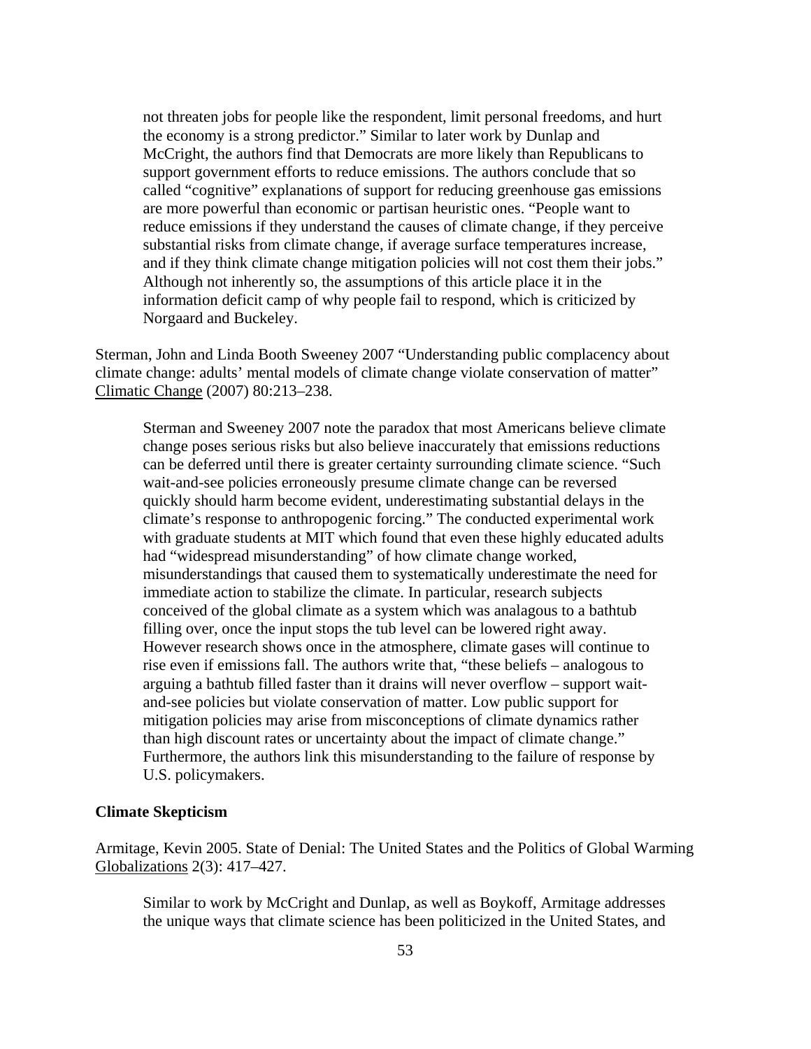not threaten jobs for people like the respondent, limit personal freedoms, and hurt the economy is a strong predictor." Similar to later work by Dunlap and McCright, the authors find that Democrats are more likely than Republicans to support government efforts to reduce emissions. The authors conclude that so called "cognitive" explanations of support for reducing greenhouse gas emissions are more powerful than economic or partisan heuristic ones. "People want to reduce emissions if they understand the causes of climate change, if they perceive substantial risks from climate change, if average surface temperatures increase, and if they think climate change mitigation policies will not cost them their jobs." Although not inherently so, the assumptions of this article place it in the information deficit camp of why people fail to respond, which is criticized by Norgaard and Buckeley.

Sterman, John and Linda Booth Sweeney 2007 "Understanding public complacency about climate change: adults' mental models of climate change violate conservation of matter" Climatic Change (2007) 80:213–238.

> Sterman and Sweeney 2007 note the paradox that most Americans believe climate change poses serious risks but also believe inaccurately that emissions reductions can be deferred until there is greater certainty surrounding climate science. "Such wait-and-see policies erroneously presume climate change can be reversed quickly should harm become evident, underestimating substantial delays in the climate's response to anthropogenic forcing." The conducted experimental work with graduate students at MIT which found that even these highly educated adults had "widespread misunderstanding" of how climate change worked, misunderstandings that caused them to systematically underestimate the need for immediate action to stabilize the climate. In particular, research subjects conceived of the global climate as a system which was analagous to a bathtub filling over, once the input stops the tub level can be lowered right away. However research shows once in the atmosphere, climate gases will continue to rise even if emissions fall. The authors write that, "these beliefs – analogous to arguing a bathtub filled faster than it drains will never overflow – support wait-and-see policies but violate conservation of matter. Low public support for mitigation policies may arise from misconceptions of climate dynamics rather than high discount rates or uncertainty about the impact of climate change." Furthermore, the authors link this misunderstanding to the failure of response by U.S. policymakers.

**Climate Skepticism**

Armitage, Kevin 2005. State of Denial: The United States and the Politics of Global Warming Globalizations 2(3): 417–427.

> Similar to work by McCright and Dunlap, as well as Boykoff, Armitage addresses the unique ways that climate science has been politicized in the United States, and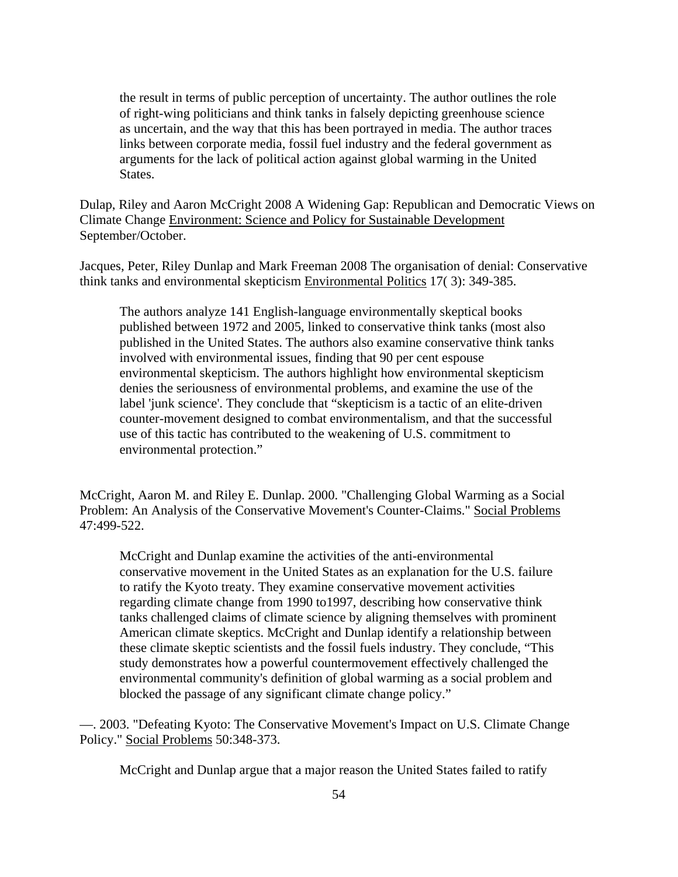the result in terms of public perception of uncertainty. The author outlines the role of right-wing politicians and think tanks in falsely depicting greenhouse science as uncertain, and the way that this has been portrayed in media. The author traces links between corporate media, fossil fuel industry and the federal government as arguments for the lack of political action against global warming in the United States.

Dulap, Riley and Aaron McCright 2008 A Widening Gap: Republican and Democratic Views on Climate Change Environment: Science and Policy for Sustainable Development September/October.

Jacques, Peter, Riley Dunlap and Mark Freeman 2008 The organisation of denial: Conservative think tanks and environmental skepticism Environmental Politics 17( 3): 349-385.

> The authors analyze 141 English-language environmentally skeptical books published between 1972 and 2005, linked to conservative think tanks (most also published in the United States. The authors also examine conservative think tanks involved with environmental issues, finding that 90 per cent espouse environmental skepticism. The authors highlight how environmental skepticism denies the seriousness of environmental problems, and examine the use of the label 'junk science'. They conclude that "skepticism is a tactic of an elite-driven counter-movement designed to combat environmentalism, and that the successful use of this tactic has contributed to the weakening of U.S. commitment to environmental protection."

McCright, Aaron M. and Riley E. Dunlap. 2000. "Challenging Global Warming as a Social Problem: An Analysis of the Conservative Movement's Counter-Claims." Social Problems 47:499-522.

> McCright and Dunlap examine the activities of the anti-environmental conservative movement in the United States as an explanation for the U.S. failure to ratify the Kyoto treaty. They examine conservative movement activities regarding climate change from 1990 to1997, describing how conservative think tanks challenged claims of climate science by aligning themselves with prominent American climate skeptics. McCright and Dunlap identify a relationship between these climate skeptic scientists and the fossil fuels industry. They conclude, "This study demonstrates how a powerful countermovement effectively challenged the environmental community's definition of global warming as a social problem and blocked the passage of any significant climate change policy."

—. 2003. "Defeating Kyoto: The Conservative Movement's Impact on U.S. Climate Change Policy." Social Problems 50:348-373.

> McCright and Dunlap argue that a major reason the United States failed to ratify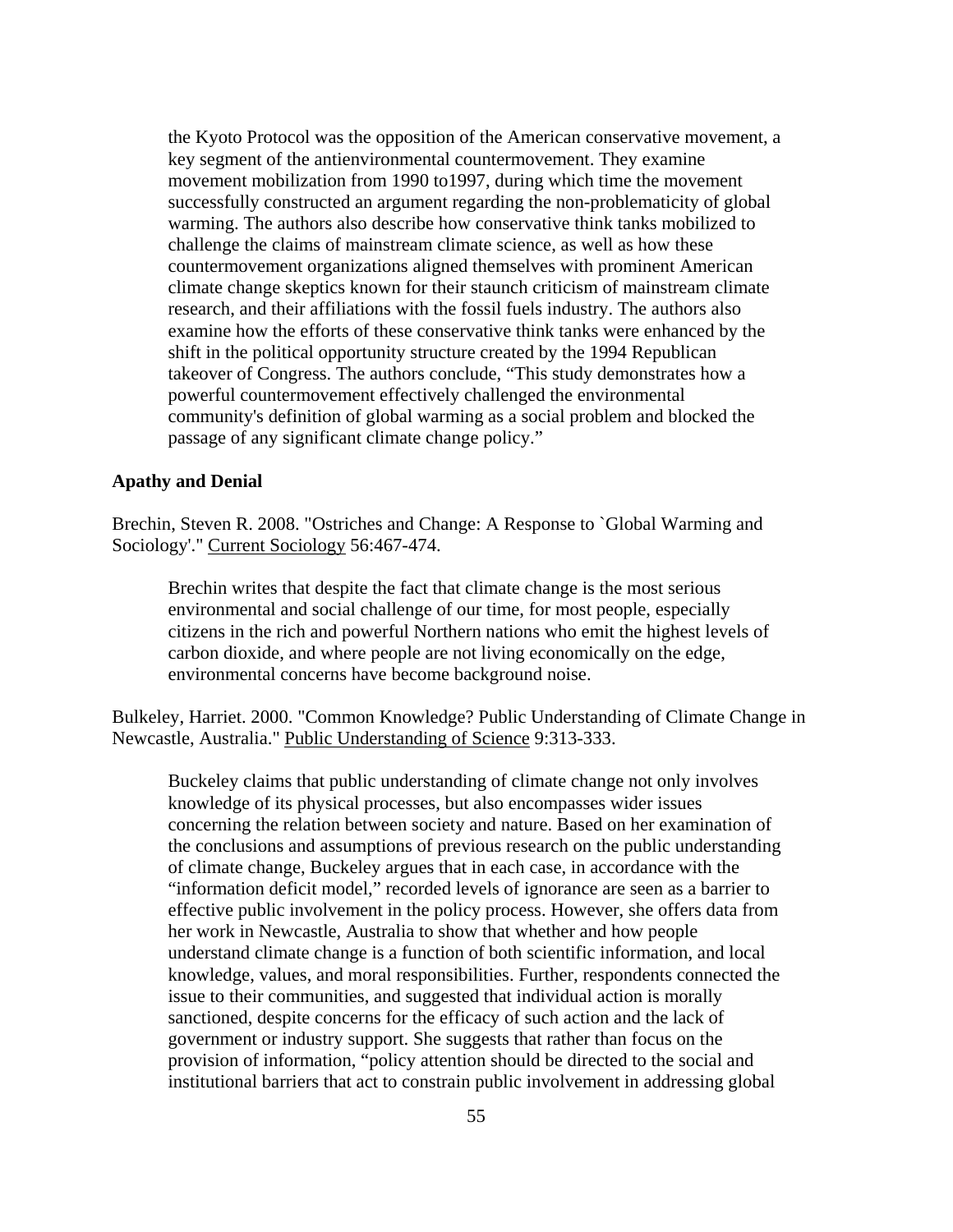the Kyoto Protocol was the opposition of the American conservative movement, a key segment of the antienvironmental countermovement. They examine movement mobilization from 1990 to1997, during which time the movement successfully constructed an argument regarding the non-problematicity of global warming. The authors also describe how conservative think tanks mobilized to challenge the claims of mainstream climate science, as well as how these countermovement organizations aligned themselves with prominent American climate change skeptics known for their staunch criticism of mainstream climate research, and their affiliations with the fossil fuels industry. The authors also examine how the efforts of these conservative think tanks were enhanced by the shift in the political opportunity structure created by the 1994 Republican takeover of Congress. The authors conclude, "This study demonstrates how a powerful countermovement effectively challenged the environmental community's definition of global warming as a social problem and blocked the passage of any significant climate change policy."

### Apathy and Denial

Brechin, Steven R. 2008. "Ostriches and Change: A Response to `Global Warming and Sociology'." Current Sociology 56:467-474.

> Brechin writes that despite the fact that climate change is the most serious environmental and social challenge of our time, for most people, especially citizens in the rich and powerful Northern nations who emit the highest levels of carbon dioxide, and where people are not living economically on the edge, environmental concerns have become background noise.

Bulkeley, Harriet. 2000. "Common Knowledge? Public Understanding of Climate Change in Newcastle, Australia." Public Understanding of Science 9:313-333.

> Buckeley claims that public understanding of climate change not only involves knowledge of its physical processes, but also encompasses wider issues concerning the relation between society and nature. Based on her examination of the conclusions and assumptions of previous research on the public understanding of climate change, Buckeley argues that in each case, in accordance with the "information deficit model," recorded levels of ignorance are seen as a barrier to effective public involvement in the policy process. However, she offers data from her work in Newcastle, Australia to show that whether and how people understand climate change is a function of both scientific information, and local knowledge, values, and moral responsibilities. Further, respondents connected the issue to their communities, and suggested that individual action is morally sanctioned, despite concerns for the efficacy of such action and the lack of government or industry support. She suggests that rather than focus on the provision of information, "policy attention should be directed to the social and institutional barriers that act to constrain public involvement in addressing global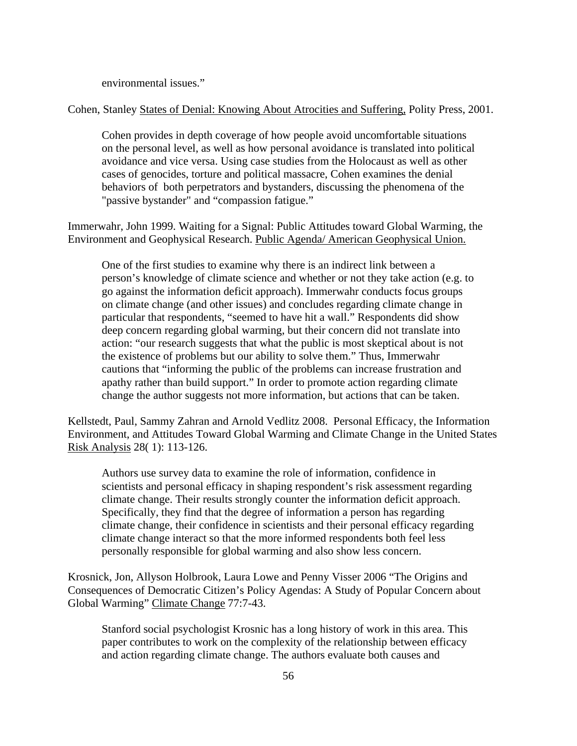environmental issues."

Cohen, Stanley States of Denial: Knowing About Atrocities and Suffering, Polity Press, 2001.

> Cohen provides in depth coverage of how people avoid uncomfortable situations on the personal level, as well as how personal avoidance is translated into political avoidance and vice versa. Using case studies from the Holocaust as well as other cases of genocides, torture and political massacre, Cohen examines the denial behaviors of both perpetrators and bystanders, discussing the phenomena of the "passive bystander" and "compassion fatigue."

Immerwahr, John 1999. Waiting for a Signal: Public Attitudes toward Global Warming, the Environment and Geophysical Research. Public Agenda/ American Geophysical Union.

> One of the first studies to examine why there is an indirect link between a person's knowledge of climate science and whether or not they take action (e.g. to go against the information deficit approach). Immerwahr conducts focus groups on climate change (and other issues) and concludes regarding climate change in particular that respondents, "seemed to have hit a wall." Respondents did show deep concern regarding global warming, but their concern did not translate into action: "our research suggests that what the public is most skeptical about is not the existence of problems but our ability to solve them." Thus, Immerwahr cautions that "informing the public of the problems can increase frustration and apathy rather than build support." In order to promote action regarding climate change the author suggests not more information, but actions that can be taken.

Kellstedt, Paul, Sammy Zahran and Arnold Vedlitz 2008. Personal Efficacy, the Information Environment, and Attitudes Toward Global Warming and Climate Change in the United States Risk Analysis 28( 1): 113-126.

> Authors use survey data to examine the role of information, confidence in scientists and personal efficacy in shaping respondent's risk assessment regarding climate change. Their results strongly counter the information deficit approach. Specifically, they find that the degree of information a person has regarding climate change, their confidence in scientists and their personal efficacy regarding climate change interact so that the more informed respondents both feel less personally responsible for global warming and also show less concern.

Krosnick, Jon, Allyson Holbrook, Laura Lowe and Penny Visser 2006 "The Origins and Consequences of Democratic Citizen's Policy Agendas: A Study of Popular Concern about Global Warming" Climate Change 77:7-43.

> Stanford social psychologist Krosnic has a long history of work in this area. This paper contributes to work on the complexity of the relationship between efficacy and action regarding climate change. The authors evaluate both causes and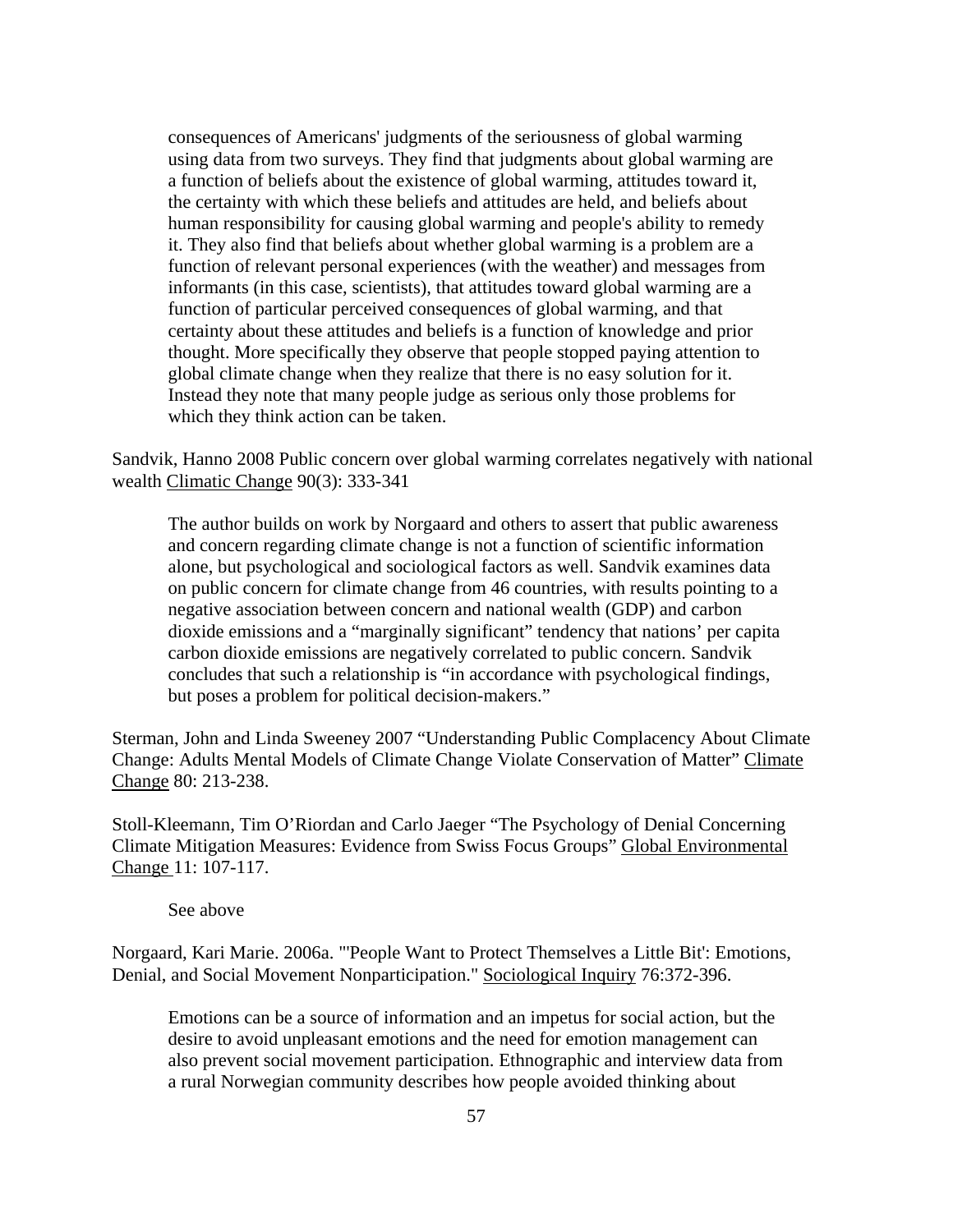consequences of Americans' judgments of the seriousness of global warming using data from two surveys. They find that judgments about global warming are a function of beliefs about the existence of global warming, attitudes toward it, the certainty with which these beliefs and attitudes are held, and beliefs about human responsibility for causing global warming and people's ability to remedy it. They also find that beliefs about whether global warming is a problem are a function of relevant personal experiences (with the weather) and messages from informants (in this case, scientists), that attitudes toward global warming are a function of particular perceived consequences of global warming, and that certainty about these attitudes and beliefs is a function of knowledge and prior thought. More specifically they observe that people stopped paying attention to global climate change when they realize that there is no easy solution for it. Instead they note that many people judge as serious only those problems for which they think action can be taken.

Sandvik, Hanno 2008 Public concern over global warming correlates negatively with national wealth Climatic Change 90(3): 333-341

> The author builds on work by Norgaard and others to assert that public awareness and concern regarding climate change is not a function of scientific information alone, but psychological and sociological factors as well. Sandvik examines data on public concern for climate change from 46 countries, with results pointing to a negative association between concern and national wealth (GDP) and carbon dioxide emissions and a "marginally significant" tendency that nations' per capita carbon dioxide emissions are negatively correlated to public concern. Sandvik concludes that such a relationship is "in accordance with psychological findings, but poses a problem for political decision-makers."

Sterman, John and Linda Sweeney 2007 "Understanding Public Complacency About Climate Change: Adults Mental Models of Climate Change Violate Conservation of Matter" Climate Change 80: 213-238.

Stoll-Kleemann, Tim O'Riordan and Carlo Jaeger "The Psychology of Denial Concerning Climate Mitigation Measures: Evidence from Swiss Focus Groups" Global Environmental Change 11: 107-117.

> See above

Norgaard, Kari Marie. 2006a. "'People Want to Protect Themselves a Little Bit': Emotions, Denial, and Social Movement Nonparticipation." Sociological Inquiry 76:372-396.

> Emotions can be a source of information and an impetus for social action, but the desire to avoid unpleasant emotions and the need for emotion management can also prevent social movement participation. Ethnographic and interview data from a rural Norwegian community describes how people avoided thinking about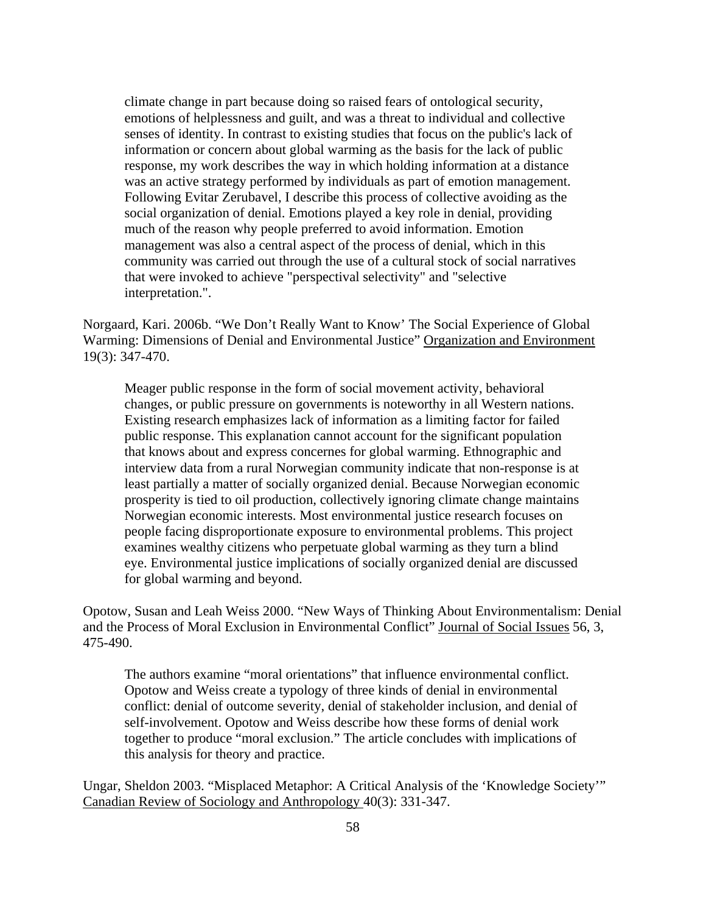climate change in part because doing so raised fears of ontological security, emotions of helplessness and guilt, and was a threat to individual and collective senses of identity. In contrast to existing studies that focus on the public's lack of information or concern about global warming as the basis for the lack of public response, my work describes the way in which holding information at a distance was an active strategy performed by individuals as part of emotion management. Following Evitar Zerubavel, I describe this process of collective avoiding as the social organization of denial. Emotions played a key role in denial, providing much of the reason why people preferred to avoid information. Emotion management was also a central aspect of the process of denial, which in this community was carried out through the use of a cultural stock of social narratives that were invoked to achieve "perspectival selectivity" and "selective interpretation.".

Norgaard, Kari. 2006b. "We Don't Really Want to Know' The Social Experience of Global Warming: Dimensions of Denial and Environmental Justice" Organization and Environment 19(3): 347-470.

> Meager public response in the form of social movement activity, behavioral changes, or public pressure on governments is noteworthy in all Western nations. Existing research emphasizes lack of information as a limiting factor for failed public response. This explanation cannot account for the significant population that knows about and express concernes for global warming. Ethnographic and interview data from a rural Norwegian community indicate that non-response is at least partially a matter of socially organized denial. Because Norwegian economic prosperity is tied to oil production, collectively ignoring climate change maintains Norwegian economic interests. Most environmental justice research focuses on people facing disproportionate exposure to environmental problems. This project examines wealthy citizens who perpetuate global warming as they turn a blind eye. Environmental justice implications of socially organized denial are discussed for global warming and beyond.

Opotow, Susan and Leah Weiss 2000. "New Ways of Thinking About Environmentalism: Denial and the Process of Moral Exclusion in Environmental Conflict" Journal of Social Issues 56, 3, 475-490.

> The authors examine "moral orientations" that influence environmental conflict. Opotow and Weiss create a typology of three kinds of denial in environmental conflict: denial of outcome severity, denial of stakeholder inclusion, and denial of self-involvement. Opotow and Weiss describe how these forms of denial work together to produce "moral exclusion." The article concludes with implications of this analysis for theory and practice.

Ungar, Sheldon 2003. "Misplaced Metaphor: A Critical Analysis of the 'Knowledge Society'" Canadian Review of Sociology and Anthropology 40(3): 331-347.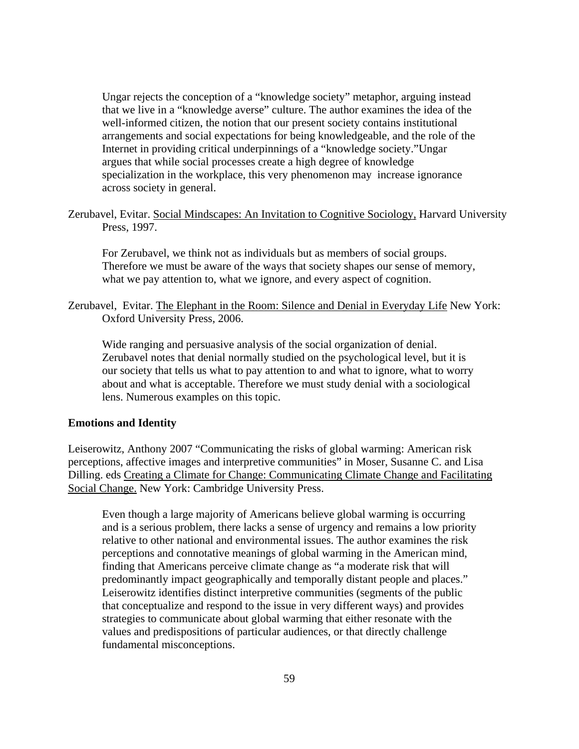Ungar rejects the conception of a "knowledge society" metaphor, arguing instead that we live in a "knowledge averse" culture. The author examines the idea of the well-informed citizen, the notion that our present society contains institutional arrangements and social expectations for being knowledgeable, and the role of the Internet in providing critical underpinnings of a "knowledge society."Ungar argues that while social processes create a high degree of knowledge specialization in the workplace, this very phenomenon may increase ignorance across society in general.

Zerubavel, Evitar. Social Mindscapes: An Invitation to Cognitive Sociology, Harvard University Press, 1997.

For Zerubavel, we think not as individuals but as members of social groups. Therefore we must be aware of the ways that society shapes our sense of memory, what we pay attention to, what we ignore, and every aspect of cognition.

Zerubavel, Evitar. The Elephant in the Room: Silence and Denial in Everyday Life New York: Oxford University Press, 2006.

Wide ranging and persuasive analysis of the social organization of denial. Zerubavel notes that denial normally studied on the psychological level, but it is our society that tells us what to pay attention to and what to ignore, what to worry about and what is acceptable. Therefore we must study denial with a sociological lens. Numerous examples on this topic.

**Emotions and Identity**

Leiserowitz, Anthony 2007 "Communicating the risks of global warming: American risk perceptions, affective images and interpretive communities" in Moser, Susanne C. and Lisa Dilling. eds Creating a Climate for Change: Communicating Climate Change and Facilitating Social Change. New York: Cambridge University Press.

Even though a large majority of Americans believe global warming is occurring and is a serious problem, there lacks a sense of urgency and remains a low priority relative to other national and environmental issues. The author examines the risk perceptions and connotative meanings of global warming in the American mind, finding that Americans perceive climate change as "a moderate risk that will predominantly impact geographically and temporally distant people and places." Leiserowitz identifies distinct interpretive communities (segments of the public that conceptualize and respond to the issue in very different ways) and provides strategies to communicate about global warming that either resonate with the values and predispositions of particular audiences, or that directly challenge fundamental misconceptions.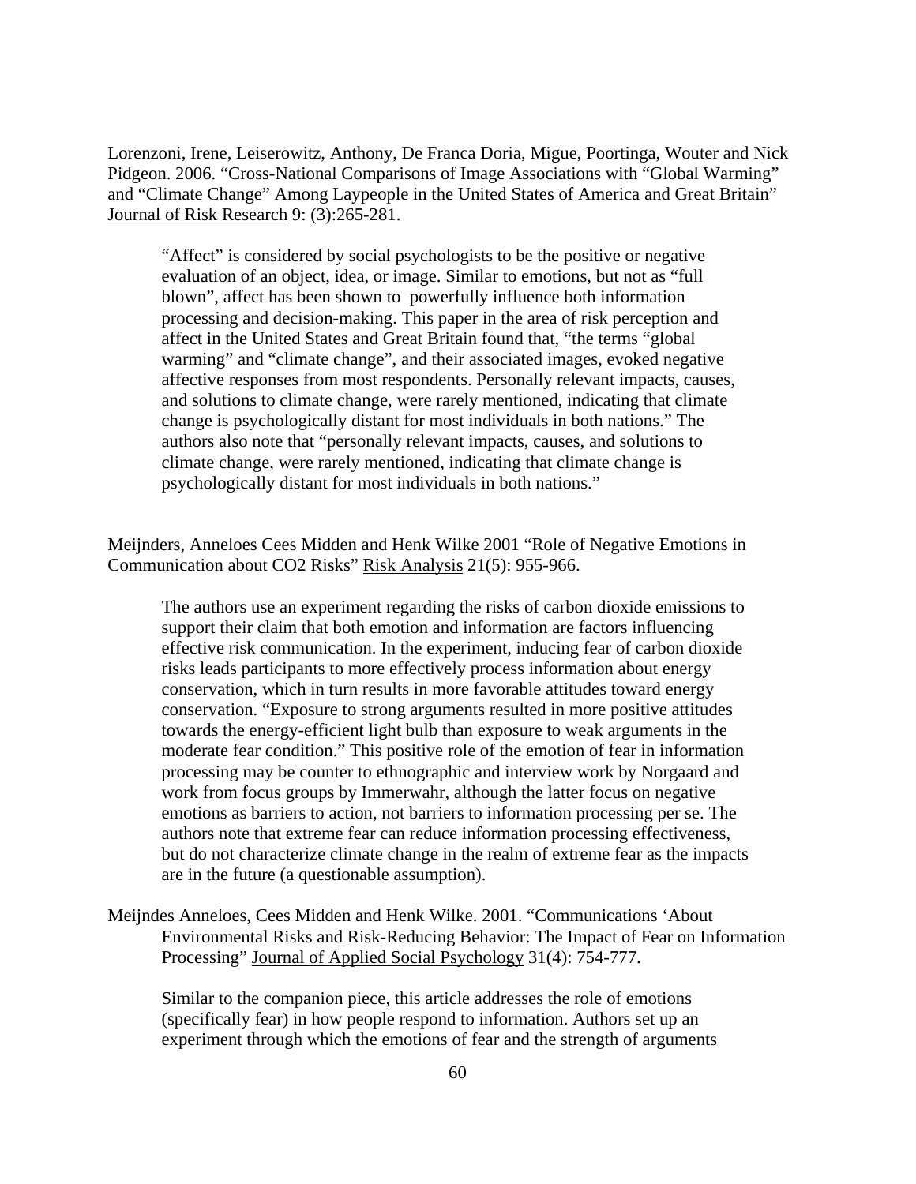Lorenzoni, Irene, Leiserowitz, Anthony, De Franca Doria, Migue, Poortinga, Wouter and Nick Pidgeon. 2006. "Cross-National Comparisons of Image Associations with "Global Warming" and "Climate Change" Among Laypeople in the United States of America and Great Britain" Journal of Risk Research 9: (3):265-281.

> "Affect" is considered by social psychologists to be the positive or negative evaluation of an object, idea, or image. Similar to emotions, but not as "full blown", affect has been shown to powerfully influence both information processing and decision-making. This paper in the area of risk perception and affect in the United States and Great Britain found that, "the terms "global warming" and "climate change", and their associated images, evoked negative affective responses from most respondents. Personally relevant impacts, causes, and solutions to climate change, were rarely mentioned, indicating that climate change is psychologically distant for most individuals in both nations." The authors also note that "personally relevant impacts, causes, and solutions to climate change, were rarely mentioned, indicating that climate change is psychologically distant for most individuals in both nations."

Meijnders, Anneloes Cees Midden and Henk Wilke 2001 "Role of Negative Emotions in Communication about CO2 Risks" Risk Analysis 21(5): 955-966.

> The authors use an experiment regarding the risks of carbon dioxide emissions to support their claim that both emotion and information are factors influencing effective risk communication. In the experiment, inducing fear of carbon dioxide risks leads participants to more effectively process information about energy conservation, which in turn results in more favorable attitudes toward energy conservation. "Exposure to strong arguments resulted in more positive attitudes towards the energy-efficient light bulb than exposure to weak arguments in the moderate fear condition." This positive role of the emotion of fear in information processing may be counter to ethnographic and interview work by Norgaard and work from focus groups by Immerwahr, although the latter focus on negative emotions as barriers to action, not barriers to information processing per se. The authors note that extreme fear can reduce information processing effectiveness, but do not characterize climate change in the realm of extreme fear as the impacts are in the future (a questionable assumption).

Meijndes Anneloes, Cees Midden and Henk Wilke. 2001. "Communications 'About Environmental Risks and Risk-Reducing Behavior: The Impact of Fear on Information Processing" Journal of Applied Social Psychology 31(4): 754-777.

> Similar to the companion piece, this article addresses the role of emotions (specifically fear) in how people respond to information. Authors set up an experiment through which the emotions of fear and the strength of arguments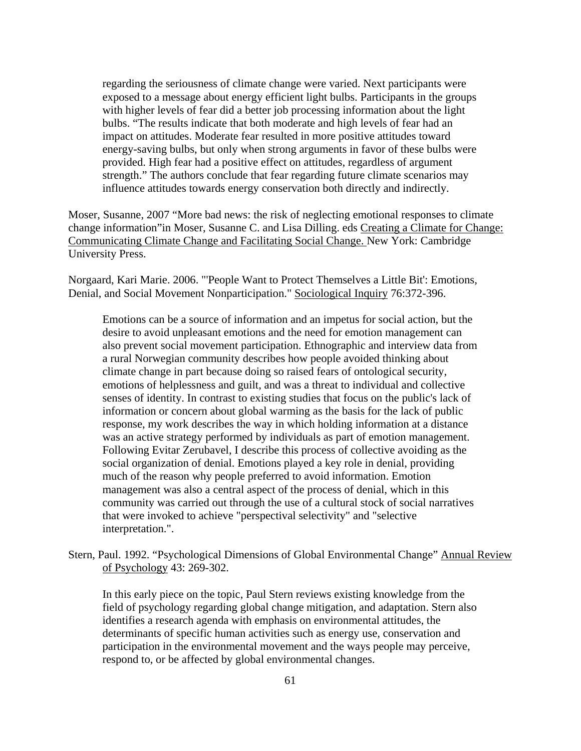regarding the seriousness of climate change were varied. Next participants were exposed to a message about energy efficient light bulbs. Participants in the groups with higher levels of fear did a better job processing information about the light bulbs. "The results indicate that both moderate and high levels of fear had an impact on attitudes. Moderate fear resulted in more positive attitudes toward energy-saving bulbs, but only when strong arguments in favor of these bulbs were provided. High fear had a positive effect on attitudes, regardless of argument strength." The authors conclude that fear regarding future climate scenarios may influence attitudes towards energy conservation both directly and indirectly.

Moser, Susanne, 2007 "More bad news: the risk of neglecting emotional responses to climate change information"in Moser, Susanne C. and Lisa Dilling. eds Creating a Climate for Change: Communicating Climate Change and Facilitating Social Change. New York: Cambridge University Press.

Norgaard, Kari Marie. 2006. "'People Want to Protect Themselves a Little Bit': Emotions, Denial, and Social Movement Nonparticipation." Sociological Inquiry 76:372-396.

Emotions can be a source of information and an impetus for social action, but the desire to avoid unpleasant emotions and the need for emotion management can also prevent social movement participation. Ethnographic and interview data from a rural Norwegian community describes how people avoided thinking about climate change in part because doing so raised fears of ontological security, emotions of helplessness and guilt, and was a threat to individual and collective senses of identity. In contrast to existing studies that focus on the public's lack of information or concern about global warming as the basis for the lack of public response, my work describes the way in which holding information at a distance was an active strategy performed by individuals as part of emotion management. Following Evitar Zerubavel, I describe this process of collective avoiding as the social organization of denial. Emotions played a key role in denial, providing much of the reason why people preferred to avoid information. Emotion management was also a central aspect of the process of denial, which in this community was carried out through the use of a cultural stock of social narratives that were invoked to achieve "perspectival selectivity" and "selective interpretation.".

Stern, Paul. 1992. "Psychological Dimensions of Global Environmental Change" Annual Review of Psychology 43: 269-302.

In this early piece on the topic, Paul Stern reviews existing knowledge from the field of psychology regarding global change mitigation, and adaptation. Stern also identifies a research agenda with emphasis on environmental attitudes, the determinants of specific human activities such as energy use, conservation and participation in the environmental movement and the ways people may perceive, respond to, or be affected by global environmental changes.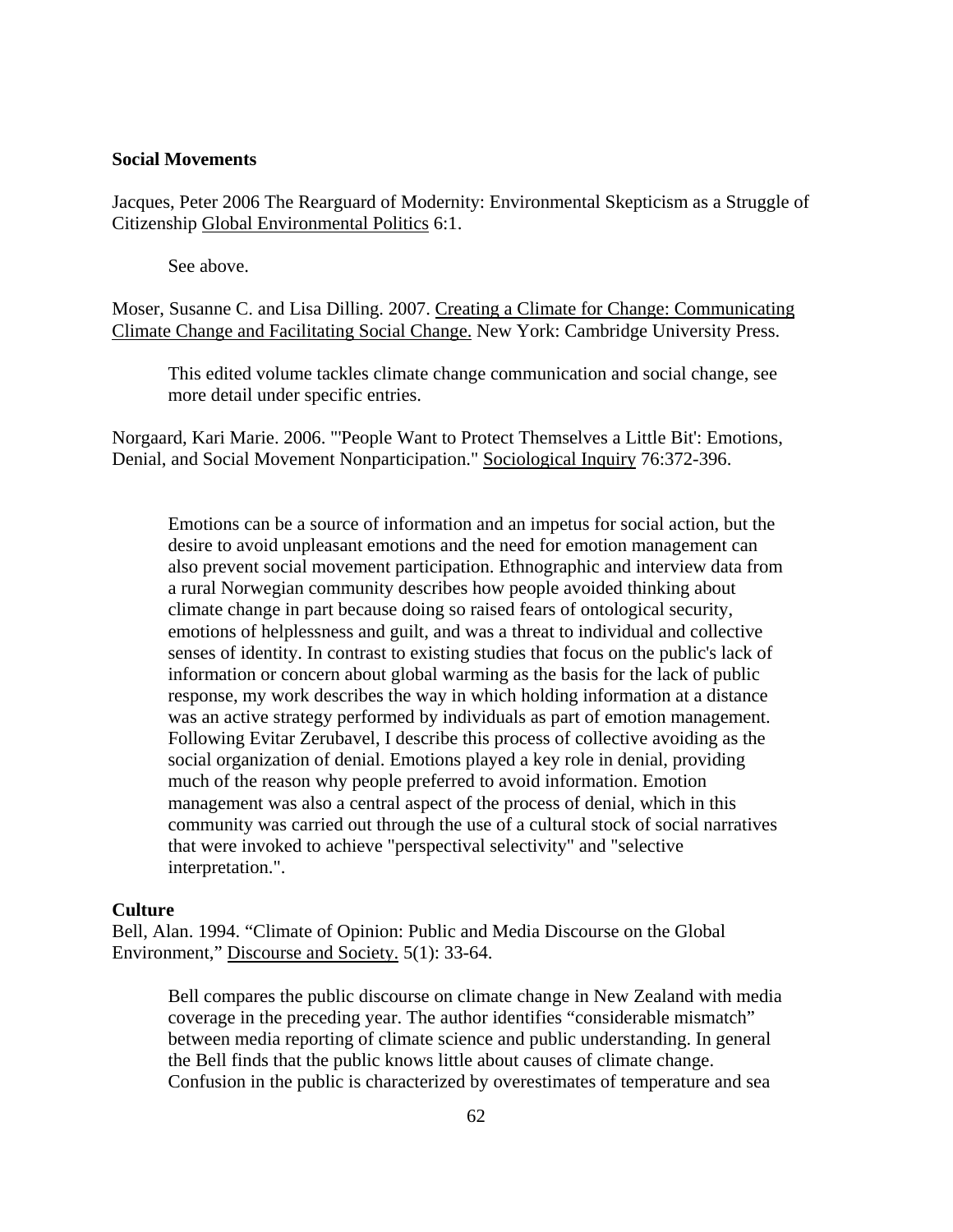**Social Movements**

Jacques, Peter 2006 The Rearguard of Modernity: Environmental Skepticism as a Struggle of Citizenship Global Environmental Politics 6:1.

> See above.

Moser, Susanne C. and Lisa Dilling. 2007. Creating a Climate for Change: Communicating Climate Change and Facilitating Social Change. New York: Cambridge University Press.

> This edited volume tackles climate change communication and social change, see more detail under specific entries.

Norgaard, Kari Marie. 2006. "'People Want to Protect Themselves a Little Bit': Emotions, Denial, and Social Movement Nonparticipation." Sociological Inquiry 76:372-396.

> Emotions can be a source of information and an impetus for social action, but the desire to avoid unpleasant emotions and the need for emotion management can also prevent social movement participation. Ethnographic and interview data from a rural Norwegian community describes how people avoided thinking about climate change in part because doing so raised fears of ontological security, emotions of helplessness and guilt, and was a threat to individual and collective senses of identity. In contrast to existing studies that focus on the public's lack of information or concern about global warming as the basis for the lack of public response, my work describes the way in which holding information at a distance was an active strategy performed by individuals as part of emotion management. Following Evitar Zerubavel, I describe this process of collective avoiding as the social organization of denial. Emotions played a key role in denial, providing much of the reason why people preferred to avoid information. Emotion management was also a central aspect of the process of denial, which in this community was carried out through the use of a cultural stock of social narratives that were invoked to achieve "perspectival selectivity" and "selective interpretation.".

**Culture**

Bell, Alan. 1994. "Climate of Opinion: Public and Media Discourse on the Global Environment," Discourse and Society. 5(1): 33-64.

> Bell compares the public discourse on climate change in New Zealand with media coverage in the preceding year. The author identifies "considerable mismatch" between media reporting of climate science and public understanding. In general the Bell finds that the public knows little about causes of climate change. Confusion in the public is characterized by overestimates of temperature and sea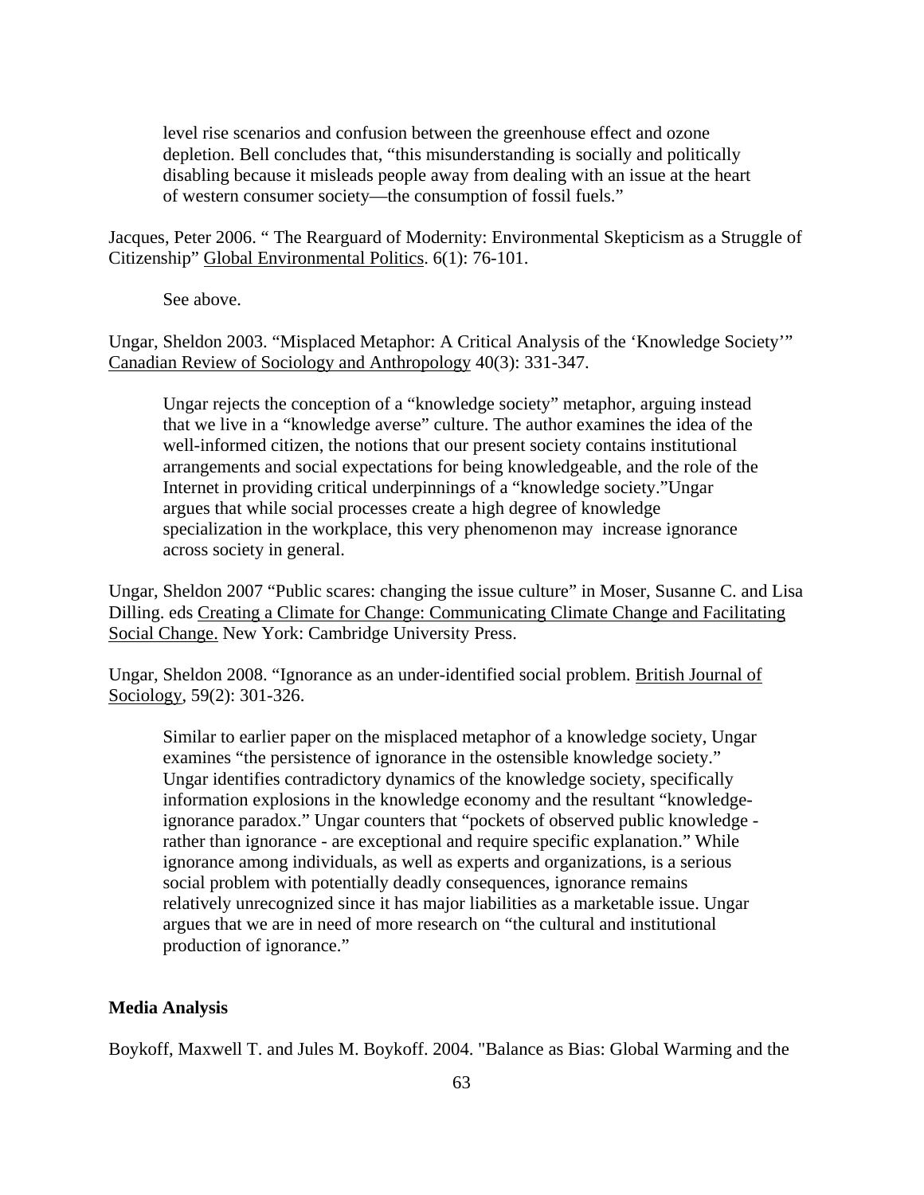level rise scenarios and confusion between the greenhouse effect and ozone depletion. Bell concludes that, "this misunderstanding is socially and politically disabling because it misleads people away from dealing with an issue at the heart of western consumer society—the consumption of fossil fuels."

Jacques, Peter 2006. " The Rearguard of Modernity: Environmental Skepticism as a Struggle of Citizenship" Global Environmental Politics. 6(1): 76-101.

See above.

Ungar, Sheldon 2003. "Misplaced Metaphor: A Critical Analysis of the 'Knowledge Society'" Canadian Review of Sociology and Anthropology 40(3): 331-347.

Ungar rejects the conception of a "knowledge society" metaphor, arguing instead that we live in a "knowledge averse" culture. The author examines the idea of the well-informed citizen, the notions that our present society contains institutional arrangements and social expectations for being knowledgeable, and the role of the Internet in providing critical underpinnings of a "knowledge society."Ungar argues that while social processes create a high degree of knowledge specialization in the workplace, this very phenomenon may increase ignorance across society in general.

Ungar, Sheldon 2007 "Public scares: changing the issue culture" in Moser, Susanne C. and Lisa Dilling. eds Creating a Climate for Change: Communicating Climate Change and Facilitating Social Change. New York: Cambridge University Press.

Ungar, Sheldon 2008. "Ignorance as an under-identified social problem. British Journal of Sociology, 59(2): 301-326.

Similar to earlier paper on the misplaced metaphor of a knowledge society, Ungar examines "the persistence of ignorance in the ostensible knowledge society." Ungar identifies contradictory dynamics of the knowledge society, specifically information explosions in the knowledge economy and the resultant "knowledge-ignorance paradox." Ungar counters that "pockets of observed public knowledge - rather than ignorance - are exceptional and require specific explanation." While ignorance among individuals, as well as experts and organizations, is a serious social problem with potentially deadly consequences, ignorance remains relatively unrecognized since it has major liabilities as a marketable issue. Ungar argues that we are in need of more research on "the cultural and institutional production of ignorance."

**Media Analysis**

Boykoff, Maxwell T. and Jules M. Boykoff. 2004. "Balance as Bias: Global Warming and the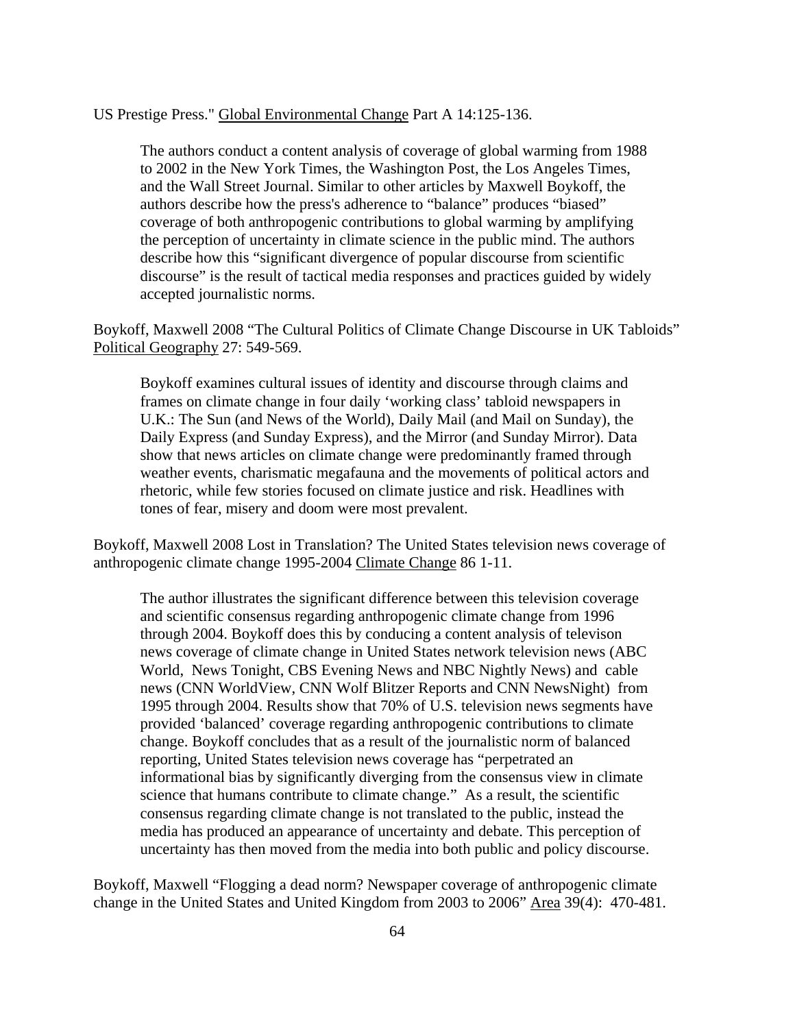US Prestige Press." Global Environmental Change Part A 14:125-136.

> The authors conduct a content analysis of coverage of global warming from 1988 to 2002 in the New York Times, the Washington Post, the Los Angeles Times, and the Wall Street Journal. Similar to other articles by Maxwell Boykoff, the authors describe how the press's adherence to "balance" produces "biased" coverage of both anthropogenic contributions to global warming by amplifying the perception of uncertainty in climate science in the public mind. The authors describe how this "significant divergence of popular discourse from scientific discourse" is the result of tactical media responses and practices guided by widely accepted journalistic norms.

Boykoff, Maxwell 2008 "The Cultural Politics of Climate Change Discourse in UK Tabloids" Political Geography 27: 549-569.

> Boykoff examines cultural issues of identity and discourse through claims and frames on climate change in four daily 'working class' tabloid newspapers in U.K.: The Sun (and News of the World), Daily Mail (and Mail on Sunday), the Daily Express (and Sunday Express), and the Mirror (and Sunday Mirror). Data show that news articles on climate change were predominantly framed through weather events, charismatic megafauna and the movements of political actors and rhetoric, while few stories focused on climate justice and risk. Headlines with tones of fear, misery and doom were most prevalent.

Boykoff, Maxwell 2008 Lost in Translation? The United States television news coverage of anthropogenic climate change 1995-2004 Climate Change 86 1-11.

> The author illustrates the significant difference between this television coverage and scientific consensus regarding anthropogenic climate change from 1996 through 2004. Boykoff does this by conducing a content analysis of televison news coverage of climate change in United States network television news (ABC World, News Tonight, CBS Evening News and NBC Nightly News) and cable news (CNN WorldView, CNN Wolf Blitzer Reports and CNN NewsNight) from 1995 through 2004. Results show that 70% of U.S. television news segments have provided 'balanced' coverage regarding anthropogenic contributions to climate change. Boykoff concludes that as a result of the journalistic norm of balanced reporting, United States television news coverage has "perpetrated an informational bias by significantly diverging from the consensus view in climate science that humans contribute to climate change." As a result, the scientific consensus regarding climate change is not translated to the public, instead the media has produced an appearance of uncertainty and debate. This perception of uncertainty has then moved from the media into both public and policy discourse.

Boykoff, Maxwell "Flogging a dead norm? Newspaper coverage of anthropogenic climate change in the United States and United Kingdom from 2003 to 2006" Area 39(4): 470-481.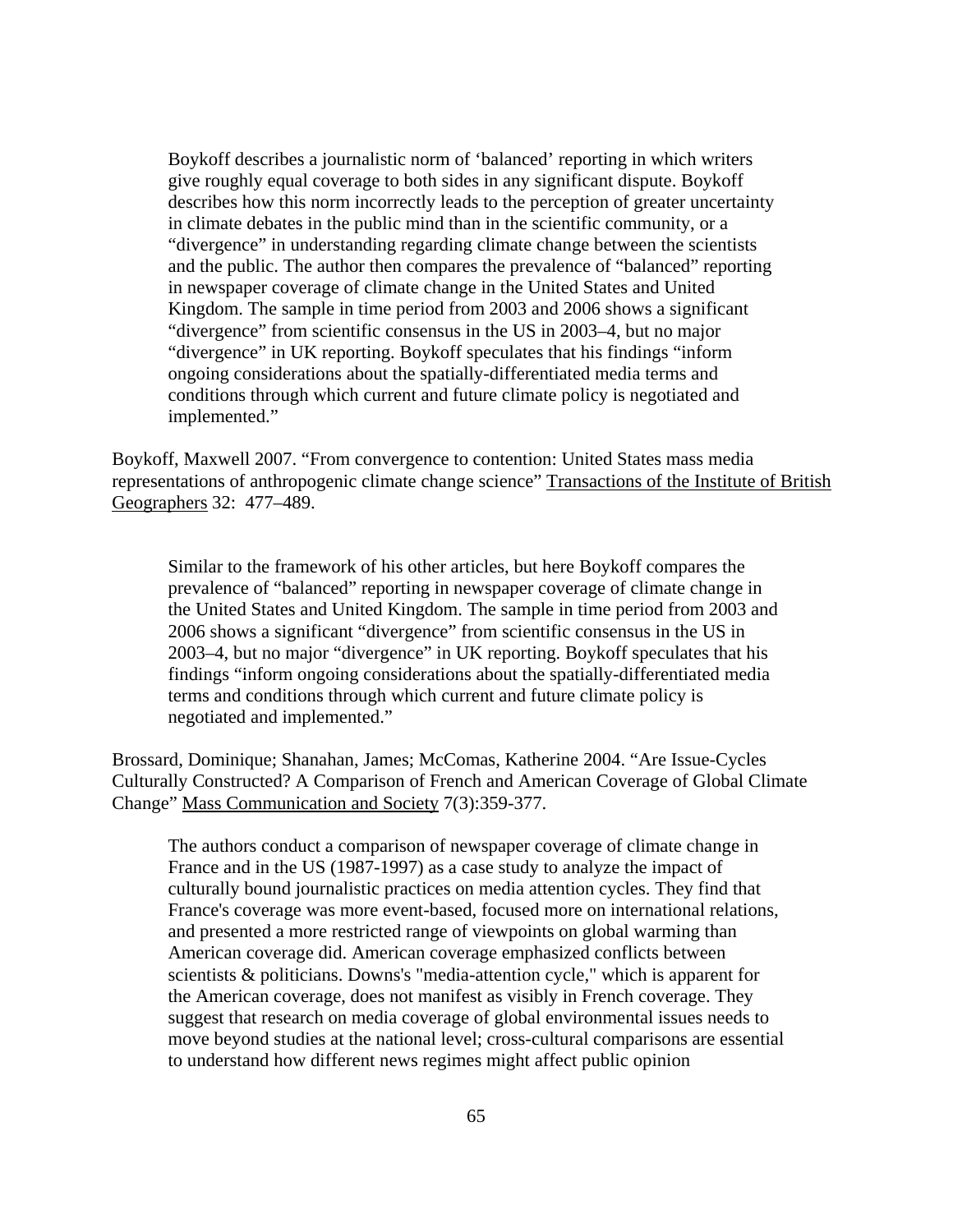> Boykoff describes a journalistic norm of 'balanced' reporting in which writers give roughly equal coverage to both sides in any significant dispute. Boykoff describes how this norm incorrectly leads to the perception of greater uncertainty in climate debates in the public mind than in the scientific community, or a "divergence" in understanding regarding climate change between the scientists and the public. The author then compares the prevalence of "balanced" reporting in newspaper coverage of climate change in the United States and United Kingdom. The sample in time period from 2003 and 2006 shows a significant "divergence" from scientific consensus in the US in 2003–4, but no major "divergence" in UK reporting. Boykoff speculates that his findings "inform ongoing considerations about the spatially-differentiated media terms and conditions through which current and future climate policy is negotiated and implemented."

Boykoff, Maxwell 2007. "From convergence to contention: United States mass media representations of anthropogenic climate change science" Transactions of the Institute of British Geographers 32: 477–489.

> Similar to the framework of his other articles, but here Boykoff compares the prevalence of "balanced" reporting in newspaper coverage of climate change in the United States and United Kingdom. The sample in time period from 2003 and 2006 shows a significant "divergence" from scientific consensus in the US in 2003–4, but no major "divergence" in UK reporting. Boykoff speculates that his findings "inform ongoing considerations about the spatially-differentiated media terms and conditions through which current and future climate policy is negotiated and implemented."

Brossard, Dominique; Shanahan, James; McComas, Katherine 2004. "Are Issue-Cycles Culturally Constructed? A Comparison of French and American Coverage of Global Climate Change" Mass Communication and Society 7(3):359-377.

> The authors conduct a comparison of newspaper coverage of climate change in France and in the US (1987-1997) as a case study to analyze the impact of culturally bound journalistic practices on media attention cycles. They find that France's coverage was more event-based, focused more on international relations, and presented a more restricted range of viewpoints on global warming than American coverage did. American coverage emphasized conflicts between scientists & politicians. Downs's "media-attention cycle," which is apparent for the American coverage, does not manifest as visibly in French coverage. They suggest that research on media coverage of global environmental issues needs to move beyond studies at the national level; cross-cultural comparisons are essential to understand how different news regimes might affect public opinion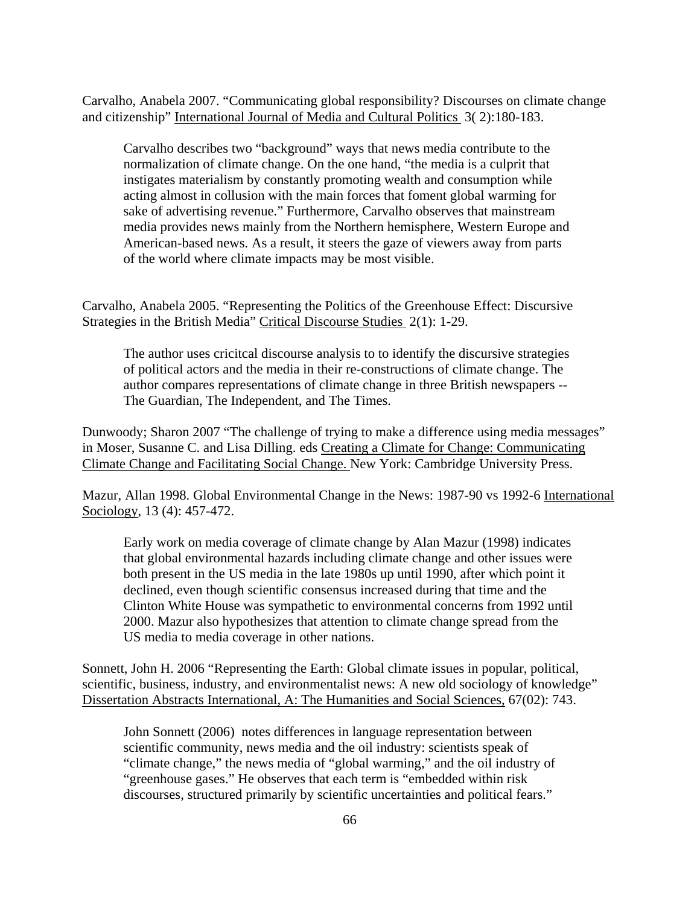Carvalho, Anabela 2007. "Communicating global responsibility? Discourses on climate change and citizenship" International Journal of Media and Cultural Politics 3( 2):180-183.

> Carvalho describes two "background" ways that news media contribute to the normalization of climate change. On the one hand, "the media is a culprit that instigates materialism by constantly promoting wealth and consumption while acting almost in collusion with the main forces that foment global warming for sake of advertising revenue." Furthermore, Carvalho observes that mainstream media provides news mainly from the Northern hemisphere, Western Europe and American-based news. As a result, it steers the gaze of viewers away from parts of the world where climate impacts may be most visible.

Carvalho, Anabela 2005. "Representing the Politics of the Greenhouse Effect: Discursive Strategies in the British Media" Critical Discourse Studies 2(1): 1-29.

> The author uses cricitcal discourse analysis to to identify the discursive strategies of political actors and the media in their re-constructions of climate change. The author compares representations of climate change in three British newspapers -- The Guardian, The Independent, and The Times.

Dunwoody; Sharon 2007 "The challenge of trying to make a difference using media messages" in Moser, Susanne C. and Lisa Dilling. eds Creating a Climate for Change: Communicating Climate Change and Facilitating Social Change. New York: Cambridge University Press.

Mazur, Allan 1998. Global Environmental Change in the News: 1987-90 vs 1992-6 International Sociology, 13 (4): 457-472.

> Early work on media coverage of climate change by Alan Mazur (1998) indicates that global environmental hazards including climate change and other issues were both present in the US media in the late 1980s up until 1990, after which point it declined, even though scientific consensus increased during that time and the Clinton White House was sympathetic to environmental concerns from 1992 until 2000. Mazur also hypothesizes that attention to climate change spread from the US media to media coverage in other nations.

Sonnett, John H. 2006 "Representing the Earth: Global climate issues in popular, political, scientific, business, industry, and environmentalist news: A new old sociology of knowledge" Dissertation Abstracts International, A: The Humanities and Social Sciences, 67(02): 743.

> John Sonnett (2006) notes differences in language representation between scientific community, news media and the oil industry: scientists speak of "climate change," the news media of "global warming," and the oil industry of "greenhouse gases." He observes that each term is "embedded within risk discourses, structured primarily by scientific uncertainties and political fears."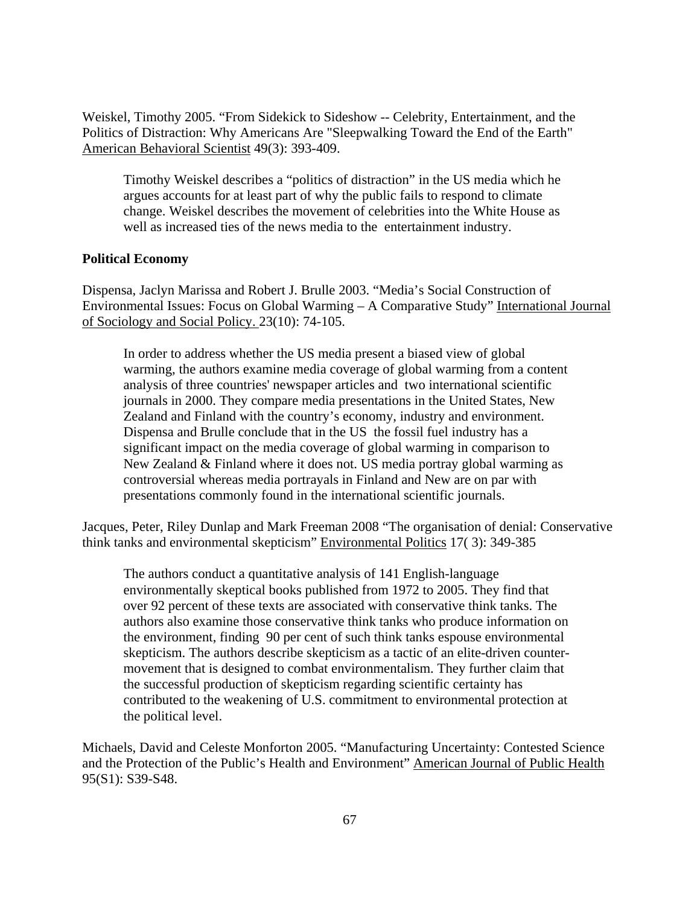Weiskel, Timothy 2005. "From Sidekick to Sideshow -- Celebrity, Entertainment, and the Politics of Distraction: Why Americans Are "Sleepwalking Toward the End of the Earth" American Behavioral Scientist 49(3): 393-409.

> Timothy Weiskel describes a "politics of distraction" in the US media which he argues accounts for at least part of why the public fails to respond to climate change. Weiskel describes the movement of celebrities into the White House as well as increased ties of the news media to the entertainment industry.

**Political Economy**

Dispensa, Jaclyn Marissa and Robert J. Brulle 2003. "Media's Social Construction of Environmental Issues: Focus on Global Warming – A Comparative Study" International Journal of Sociology and Social Policy. 23(10): 74-105.

> In order to address whether the US media present a biased view of global warming, the authors examine media coverage of global warming from a content analysis of three countries' newspaper articles and two international scientific journals in 2000. They compare media presentations in the United States, New Zealand and Finland with the country's economy, industry and environment. Dispensa and Brulle conclude that in the US the fossil fuel industry has a significant impact on the media coverage of global warming in comparison to New Zealand & Finland where it does not. US media portray global warming as controversial whereas media portrayals in Finland and New are on par with presentations commonly found in the international scientific journals.

Jacques, Peter, Riley Dunlap and Mark Freeman 2008 "The organisation of denial: Conservative think tanks and environmental skepticism" Environmental Politics 17( 3): 349-385

> The authors conduct a quantitative analysis of 141 English-language environmentally skeptical books published from 1972 to 2005. They find that over 92 percent of these texts are associated with conservative think tanks. The authors also examine those conservative think tanks who produce information on the environment, finding 90 per cent of such think tanks espouse environmental skepticism. The authors describe skepticism as a tactic of an elite-driven counter-movement that is designed to combat environmentalism. They further claim that the successful production of skepticism regarding scientific certainty has contributed to the weakening of U.S. commitment to environmental protection at the political level.

Michaels, David and Celeste Monforton 2005. "Manufacturing Uncertainty: Contested Science and the Protection of the Public's Health and Environment" American Journal of Public Health 95(S1): S39-S48.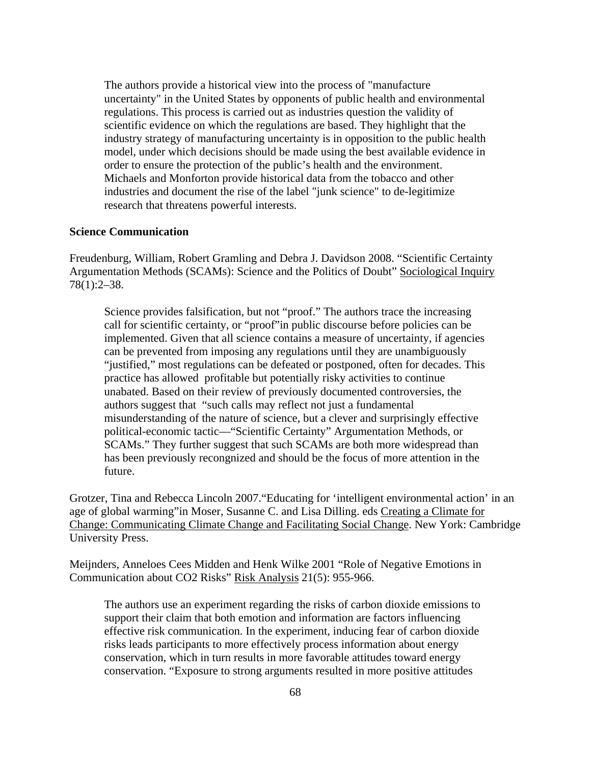The authors provide a historical view into the process of "manufacture uncertainty" in the United States by opponents of public health and environmental regulations. This process is carried out as industries question the validity of scientific evidence on which the regulations are based. They highlight that the industry strategy of manufacturing uncertainty is in opposition to the public health model, under which decisions should be made using the best available evidence in order to ensure the protection of the public's health and the environment. Michaels and Monforton provide historical data from the tobacco and other industries and document the rise of the label "junk science" to de-legitimize research that threatens powerful interests.

**Science Communication**

Freudenburg, William, Robert Gramling and Debra J. Davidson 2008. "Scientific Certainty Argumentation Methods (SCAMs): Science and the Politics of Doubt" Sociological Inquiry 78(1):2–38.

> Science provides falsification, but not "proof." The authors trace the increasing call for scientific certainty, or "proof"in public discourse before policies can be implemented. Given that all science contains a measure of uncertainty, if agencies can be prevented from imposing any regulations until they are unambiguously "justified," most regulations can be defeated or postponed, often for decades. This practice has allowed profitable but potentially risky activities to continue unabated. Based on their review of previously documented controversies, the authors suggest that "such calls may reflect not just a fundamental misunderstanding of the nature of science, but a clever and surprisingly effective political-economic tactic—"Scientific Certainty" Argumentation Methods, or SCAMs." They further suggest that such SCAMs are both more widespread than has been previously recongnized and should be the focus of more attention in the future.

Grotzer, Tina and Rebecca Lincoln 2007."Educating for 'intelligent environmental action' in an age of global warming"in Moser, Susanne C. and Lisa Dilling. eds Creating a Climate for Change: Communicating Climate Change and Facilitating Social Change. New York: Cambridge University Press.

Meijnders, Anneloes Cees Midden and Henk Wilke 2001 "Role of Negative Emotions in Communication about CO2 Risks" Risk Analysis 21(5): 955-966.

> The authors use an experiment regarding the risks of carbon dioxide emissions to support their claim that both emotion and information are factors influencing effective risk communication. In the experiment, inducing fear of carbon dioxide risks leads participants to more effectively process information about energy conservation, which in turn results in more favorable attitudes toward energy conservation. "Exposure to strong arguments resulted in more positive attitudes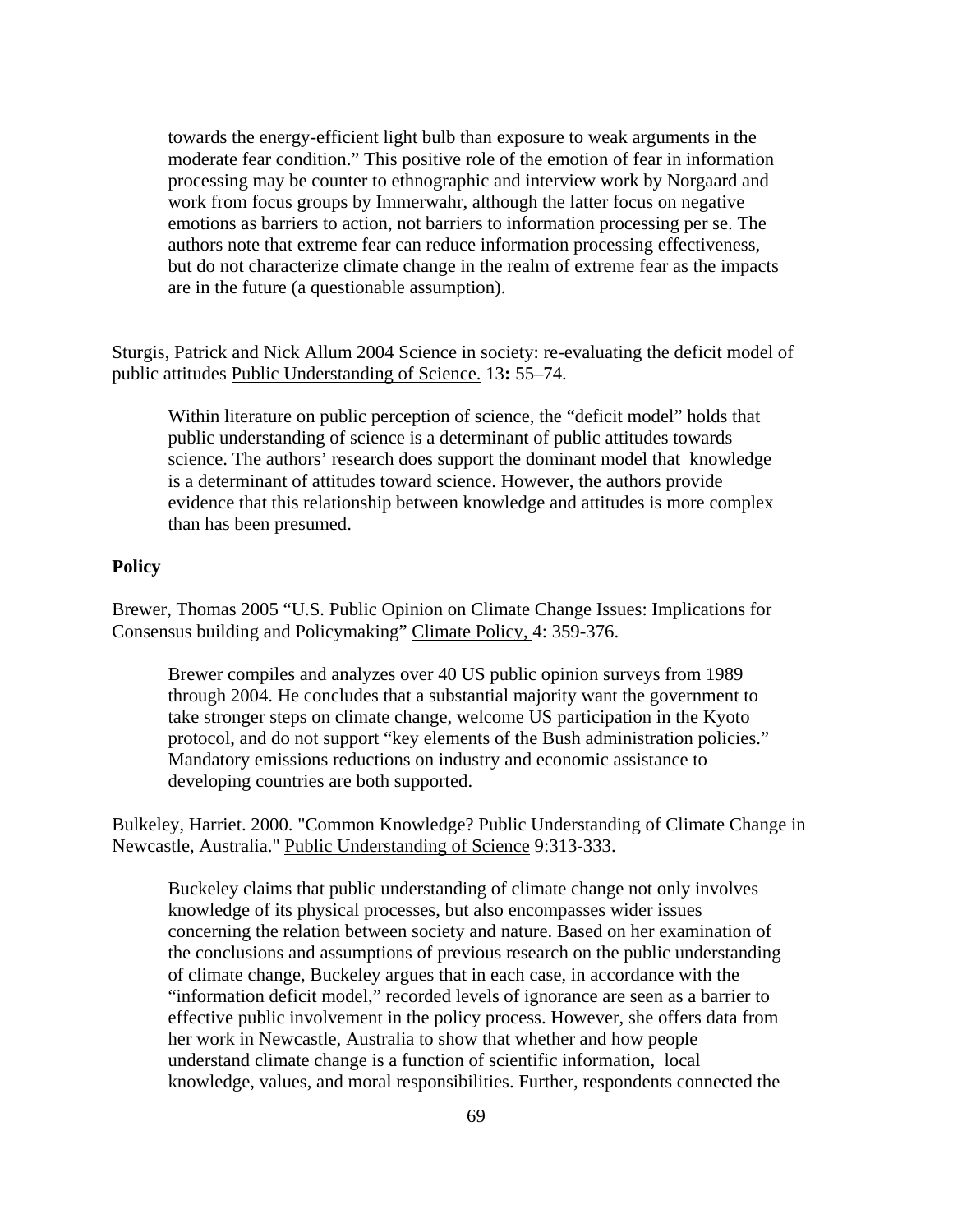towards the energy-efficient light bulb than exposure to weak arguments in the moderate fear condition." This positive role of the emotion of fear in information processing may be counter to ethnographic and interview work by Norgaard and work from focus groups by Immerwahr, although the latter focus on negative emotions as barriers to action, not barriers to information processing per se. The authors note that extreme fear can reduce information processing effectiveness, but do not characterize climate change in the realm of extreme fear as the impacts are in the future (a questionable assumption).

Sturgis, Patrick and Nick Allum 2004 Science in society: re-evaluating the deficit model of public attitudes Public Understanding of Science. 13**:** 55–74.

> Within literature on public perception of science, the "deficit model" holds that public understanding of science is a determinant of public attitudes towards science. The authors' research does support the dominant model that knowledge is a determinant of attitudes toward science. However, the authors provide evidence that this relationship between knowledge and attitudes is more complex than has been presumed.

**Policy**

Brewer, Thomas 2005 "U.S. Public Opinion on Climate Change Issues: Implications for Consensus building and Policymaking" Climate Policy, 4: 359-376.

> Brewer compiles and analyzes over 40 US public opinion surveys from 1989 through 2004. He concludes that a substantial majority want the government to take stronger steps on climate change, welcome US participation in the Kyoto protocol, and do not support "key elements of the Bush administration policies." Mandatory emissions reductions on industry and economic assistance to developing countries are both supported.

Bulkeley, Harriet. 2000. "Common Knowledge? Public Understanding of Climate Change in Newcastle, Australia." Public Understanding of Science 9:313-333.

> Buckeley claims that public understanding of climate change not only involves knowledge of its physical processes, but also encompasses wider issues concerning the relation between society and nature. Based on her examination of the conclusions and assumptions of previous research on the public understanding of climate change, Buckeley argues that in each case, in accordance with the "information deficit model," recorded levels of ignorance are seen as a barrier to effective public involvement in the policy process. However, she offers data from her work in Newcastle, Australia to show that whether and how people understand climate change is a function of scientific information, local knowledge, values, and moral responsibilities. Further, respondents connected the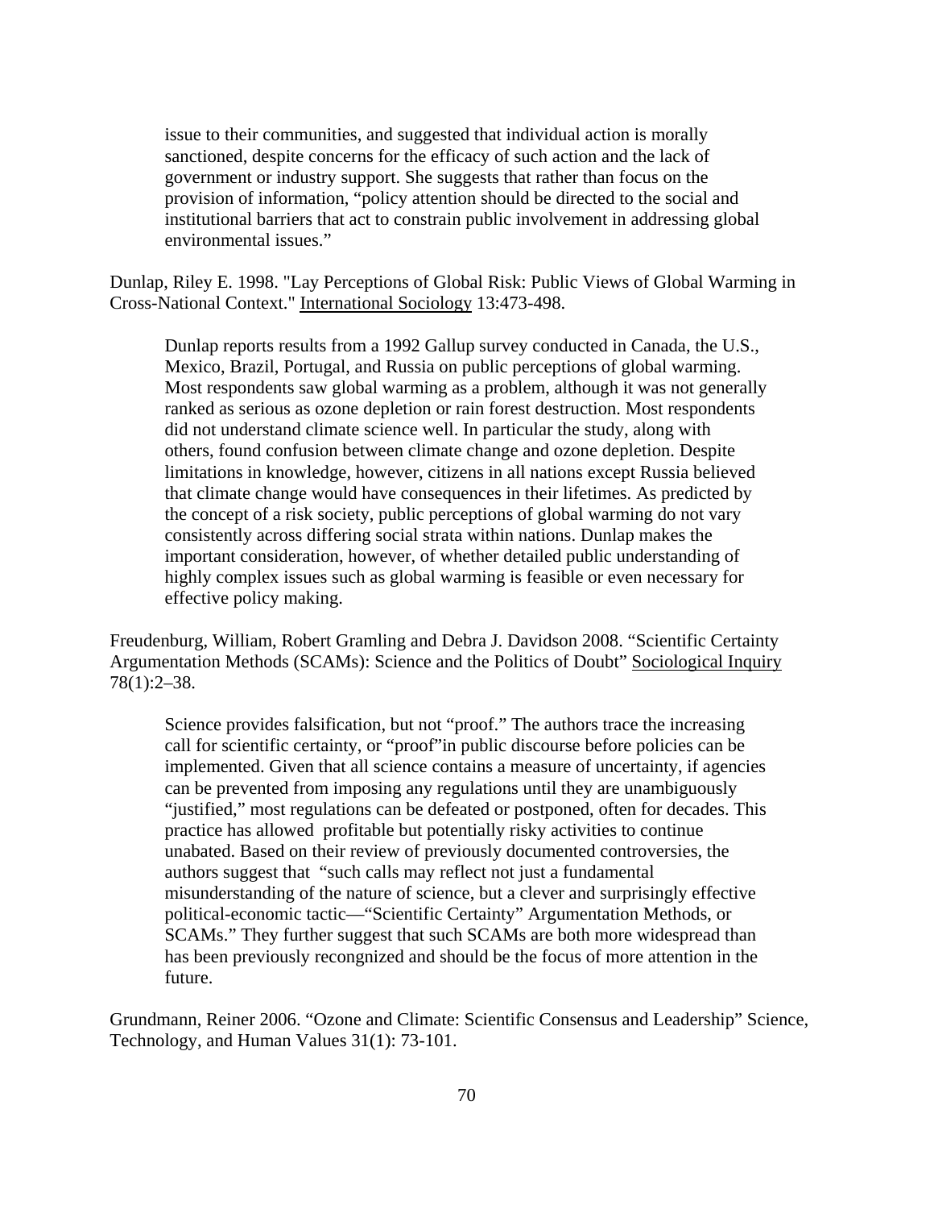issue to their communities, and suggested that individual action is morally sanctioned, despite concerns for the efficacy of such action and the lack of government or industry support. She suggests that rather than focus on the provision of information, "policy attention should be directed to the social and institutional barriers that act to constrain public involvement in addressing global environmental issues."

Dunlap, Riley E. 1998. "Lay Perceptions of Global Risk: Public Views of Global Warming in Cross-National Context." International Sociology 13:473-498.

> Dunlap reports results from a 1992 Gallup survey conducted in Canada, the U.S., Mexico, Brazil, Portugal, and Russia on public perceptions of global warming. Most respondents saw global warming as a problem, although it was not generally ranked as serious as ozone depletion or rain forest destruction. Most respondents did not understand climate science well. In particular the study, along with others, found confusion between climate change and ozone depletion. Despite limitations in knowledge, however, citizens in all nations except Russia believed that climate change would have consequences in their lifetimes. As predicted by the concept of a risk society, public perceptions of global warming do not vary consistently across differing social strata within nations. Dunlap makes the important consideration, however, of whether detailed public understanding of highly complex issues such as global warming is feasible or even necessary for effective policy making.

Freudenburg, William, Robert Gramling and Debra J. Davidson 2008. "Scientific Certainty Argumentation Methods (SCAMs): Science and the Politics of Doubt" Sociological Inquiry 78(1):2–38.

> Science provides falsification, but not "proof." The authors trace the increasing call for scientific certainty, or "proof"in public discourse before policies can be implemented. Given that all science contains a measure of uncertainty, if agencies can be prevented from imposing any regulations until they are unambiguously "justified," most regulations can be defeated or postponed, often for decades. This practice has allowed profitable but potentially risky activities to continue unabated. Based on their review of previously documented controversies, the authors suggest that "such calls may reflect not just a fundamental misunderstanding of the nature of science, but a clever and surprisingly effective political-economic tactic—"Scientific Certainty" Argumentation Methods, or SCAMs." They further suggest that such SCAMs are both more widespread than has been previously recongnized and should be the focus of more attention in the future.

Grundmann, Reiner 2006. "Ozone and Climate: Scientific Consensus and Leadership" Science, Technology, and Human Values 31(1): 73-101.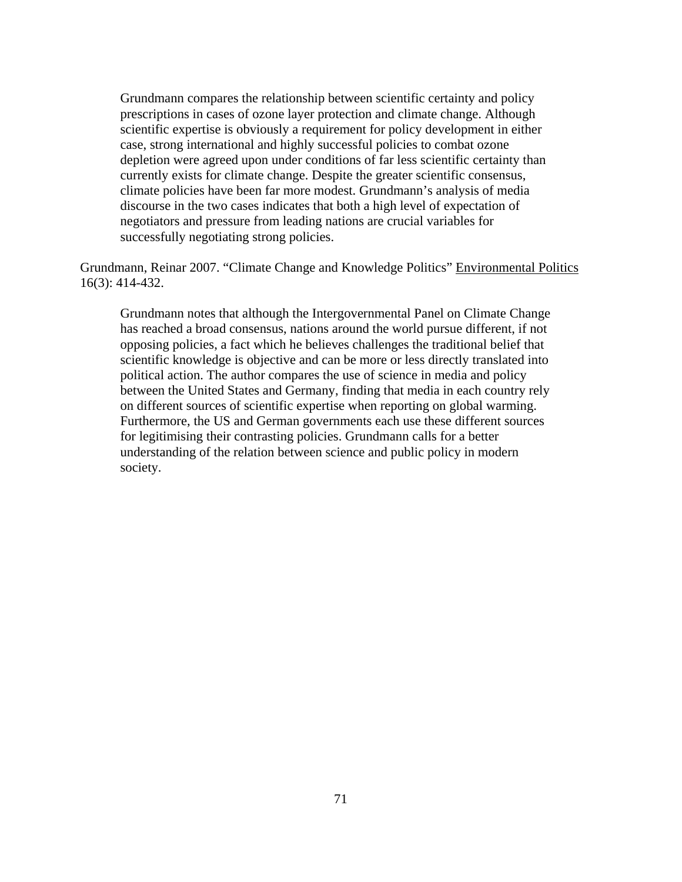Grundmann compares the relationship between scientific certainty and policy prescriptions in cases of ozone layer protection and climate change. Although scientific expertise is obviously a requirement for policy development in either case, strong international and highly successful policies to combat ozone depletion were agreed upon under conditions of far less scientific certainty than currently exists for climate change. Despite the greater scientific consensus, climate policies have been far more modest. Grundmann's analysis of media discourse in the two cases indicates that both a high level of expectation of negotiators and pressure from leading nations are crucial variables for successfully negotiating strong policies.

Grundmann, Reinar 2007. "Climate Change and Knowledge Politics" Environmental Politics 16(3): 414-432.

> Grundmann notes that although the Intergovernmental Panel on Climate Change has reached a broad consensus, nations around the world pursue different, if not opposing policies, a fact which he believes challenges the traditional belief that scientific knowledge is objective and can be more or less directly translated into political action. The author compares the use of science in media and policy between the United States and Germany, finding that media in each country rely on different sources of scientific expertise when reporting on global warming. Furthermore, the US and German governments each use these different sources for legitimising their contrasting policies. Grundmann calls for a better understanding of the relation between science and public policy in modern society.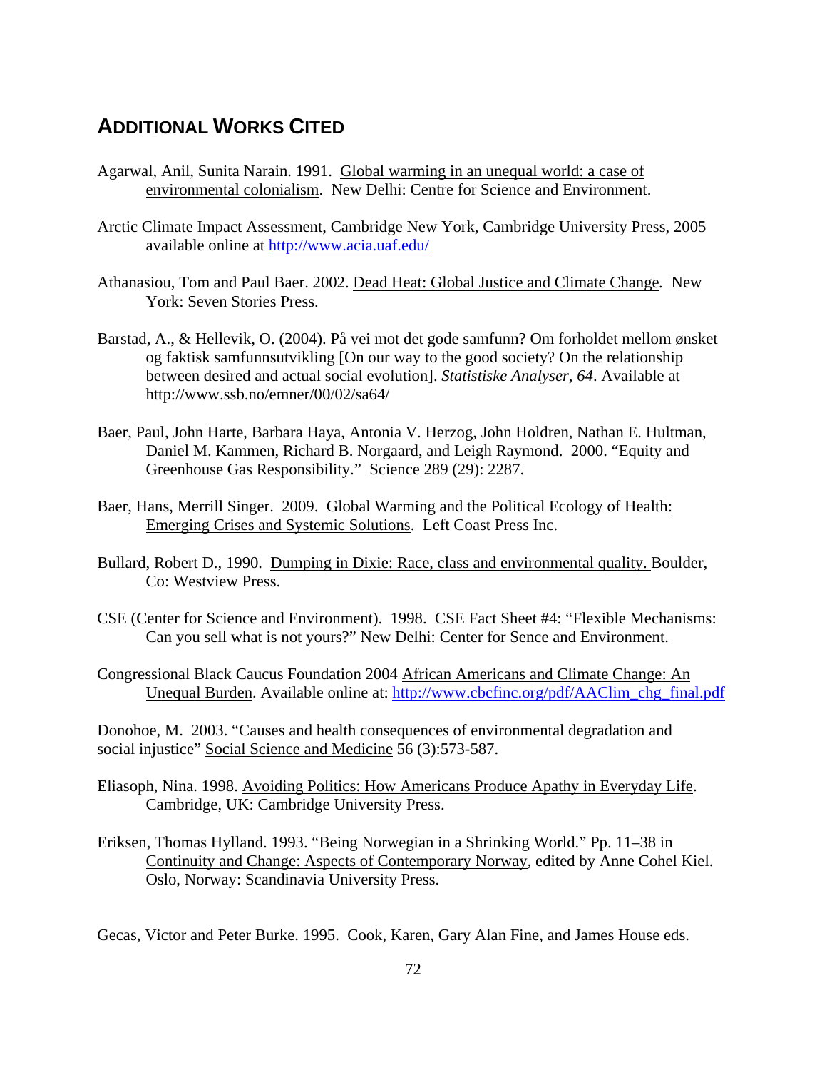## ADDITIONAL WORKS CITED

Agarwal, Anil, Sunita Narain. 1991. Global warming in an unequal world: a case of environmental colonialism. New Delhi: Centre for Science and Environment.

Arctic Climate Impact Assessment, Cambridge New York, Cambridge University Press, 2005 available online at http://www.acia.uaf.edu/

Athanasiou, Tom and Paul Baer. 2002. Dead Heat: Global Justice and Climate Change. New York: Seven Stories Press.

Barstad, A., & Hellevik, O. (2004). På vei mot det gode samfunn? Om forholdet mellom ønsket og faktisk samfunnsutvikling [On our way to the good society? On the relationship between desired and actual social evolution]. *Statistiske Analyser*, *64*. Available at http://www.ssb.no/emner/00/02/sa64/

Baer, Paul, John Harte, Barbara Haya, Antonia V. Herzog, John Holdren, Nathan E. Hultman, Daniel M. Kammen, Richard B. Norgaard, and Leigh Raymond. 2000. "Equity and Greenhouse Gas Responsibility." Science 289 (29): 2287.

Baer, Hans, Merrill Singer. 2009. Global Warming and the Political Ecology of Health: Emerging Crises and Systemic Solutions. Left Coast Press Inc.

Bullard, Robert D., 1990. Dumping in Dixie: Race, class and environmental quality. Boulder, Co: Westview Press.

CSE (Center for Science and Environment). 1998. CSE Fact Sheet #4: "Flexible Mechanisms: Can you sell what is not yours?" New Delhi: Center for Sence and Environment.

Congressional Black Caucus Foundation 2004 African Americans and Climate Change: An Unequal Burden. Available online at: http://www.cbcfinc.org/pdf/AAClim_chg_final.pdf

Donohoe, M. 2003. "Causes and health consequences of environmental degradation and social injustice" Social Science and Medicine 56 (3):573-587.

Eliasoph, Nina. 1998. Avoiding Politics: How Americans Produce Apathy in Everyday Life. Cambridge, UK: Cambridge University Press.

Eriksen, Thomas Hylland. 1993. "Being Norwegian in a Shrinking World." Pp. 11–38 in Continuity and Change: Aspects of Contemporary Norway, edited by Anne Cohel Kiel. Oslo, Norway: Scandinavia University Press.

Gecas, Victor and Peter Burke. 1995. Cook, Karen, Gary Alan Fine, and James House eds.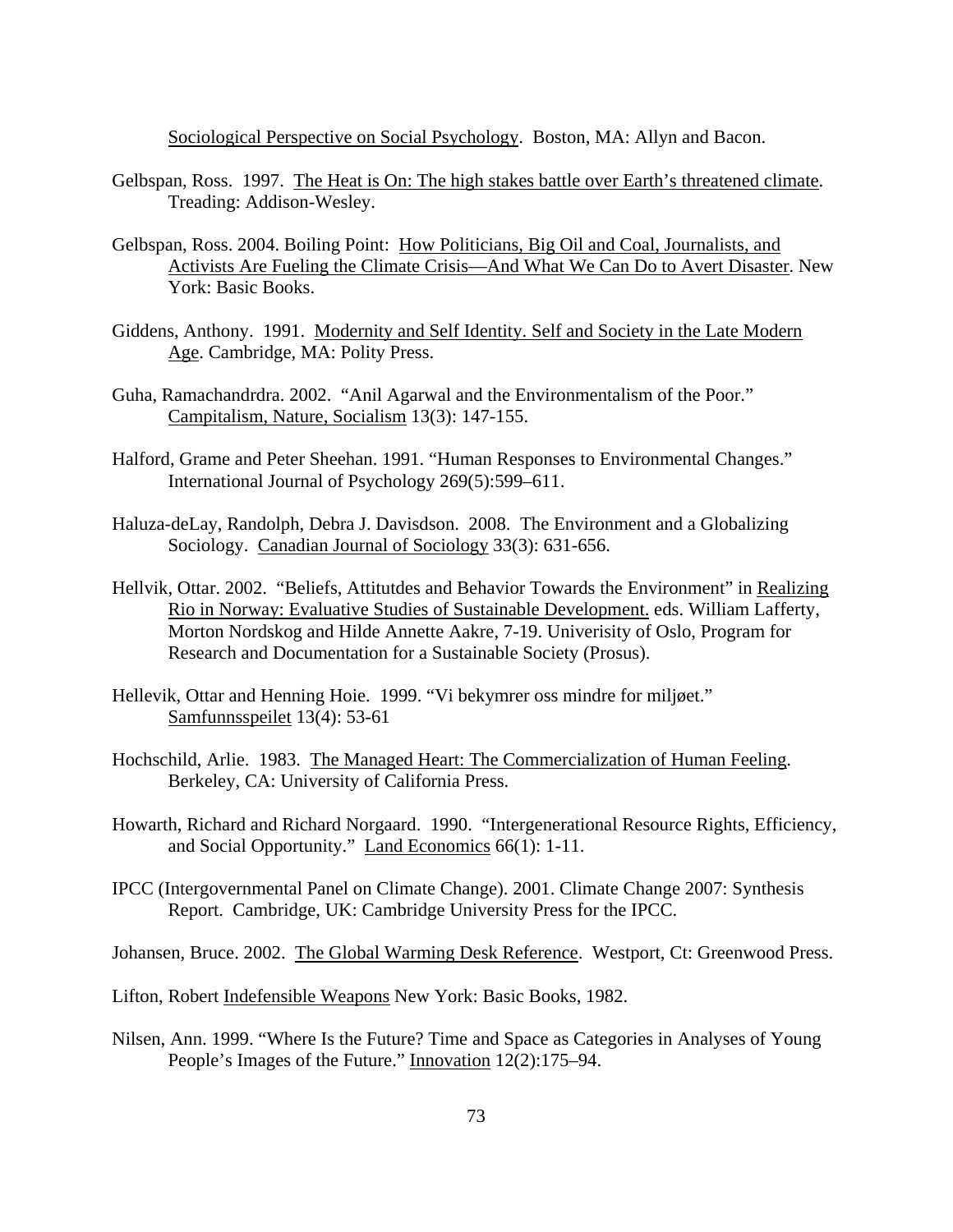Sociological Perspective on Social Psychology. Boston, MA: Allyn and Bacon.

Gelbspan, Ross. 1997. The Heat is On: The high stakes battle over Earth's threatened climate. Treading: Addison-Wesley.

Gelbspan, Ross. 2004. Boiling Point: How Politicians, Big Oil and Coal, Journalists, and Activists Are Fueling the Climate Crisis—And What We Can Do to Avert Disaster. New York: Basic Books.

Giddens, Anthony. 1991. Modernity and Self Identity. Self and Society in the Late Modern Age. Cambridge, MA: Polity Press.

Guha, Ramachandrdra. 2002. "Anil Agarwal and the Environmentalism of the Poor." Campitalism, Nature, Socialism 13(3): 147-155.

Halford, Grame and Peter Sheehan. 1991. "Human Responses to Environmental Changes." International Journal of Psychology 269(5):599–611.

Haluza-deLay, Randolph, Debra J. Davisdson. 2008. The Environment and a Globalizing Sociology. Canadian Journal of Sociology 33(3): 631-656.

Hellvik, Ottar. 2002. "Beliefs, Attitutdes and Behavior Towards the Environment" in Realizing Rio in Norway: Evaluative Studies of Sustainable Development. eds. William Lafferty, Morton Nordskog and Hilde Annette Aakre, 7-19. Univerisity of Oslo, Program for Research and Documentation for a Sustainable Society (Prosus).

Hellevik, Ottar and Henning Hoie. 1999. "Vi bekymrer oss mindre for miljøet." Samfunnsspeilet 13(4): 53-61

Hochschild, Arlie. 1983. The Managed Heart: The Commercialization of Human Feeling. Berkeley, CA: University of California Press.

Howarth, Richard and Richard Norgaard. 1990. "Intergenerational Resource Rights, Efficiency, and Social Opportunity." Land Economics 66(1): 1-11.

IPCC (Intergovernmental Panel on Climate Change). 2001. Climate Change 2007: Synthesis Report. Cambridge, UK: Cambridge University Press for the IPCC.

Johansen, Bruce. 2002. The Global Warming Desk Reference. Westport, Ct: Greenwood Press.

Lifton, Robert Indefensible Weapons New York: Basic Books, 1982.

Nilsen, Ann. 1999. "Where Is the Future? Time and Space as Categories in Analyses of Young People's Images of the Future." Innovation 12(2):175–94.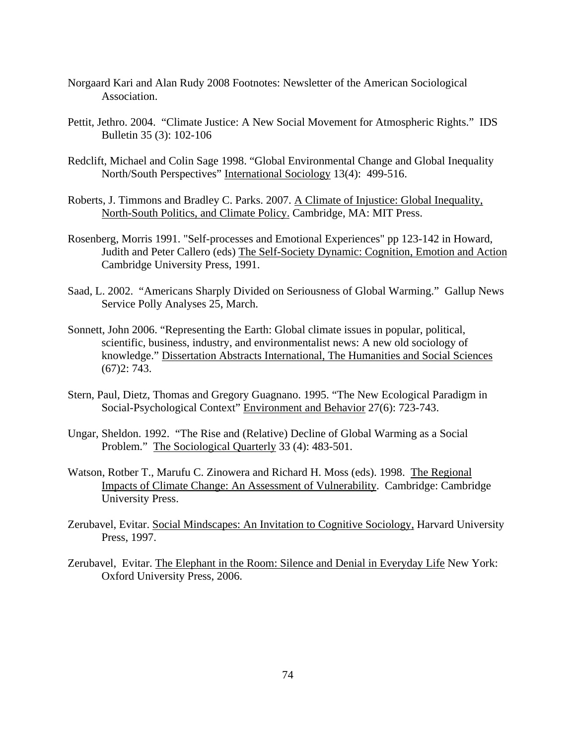Norgaard Kari and Alan Rudy 2008 Footnotes: Newsletter of the American Sociological Association.

Pettit, Jethro. 2004. "Climate Justice: A New Social Movement for Atmospheric Rights." IDS Bulletin 35 (3): 102-106

Redclift, Michael and Colin Sage 1998. "Global Environmental Change and Global Inequality North/South Perspectives" International Sociology 13(4): 499-516.

Roberts, J. Timmons and Bradley C. Parks. 2007. A Climate of Injustice: Global Inequality, North-South Politics, and Climate Policy. Cambridge, MA: MIT Press.

Rosenberg, Morris 1991. "Self-processes and Emotional Experiences" pp 123-142 in Howard, Judith and Peter Callero (eds) The Self-Society Dynamic: Cognition, Emotion and Action Cambridge University Press, 1991.

Saad, L. 2002. "Americans Sharply Divided on Seriousness of Global Warming." Gallup News Service Polly Analyses 25, March.

Sonnett, John 2006. "Representing the Earth: Global climate issues in popular, political, scientific, business, industry, and environmentalist news: A new old sociology of knowledge." Dissertation Abstracts International, The Humanities and Social Sciences (67)2: 743.

Stern, Paul, Dietz, Thomas and Gregory Guagnano. 1995. "The New Ecological Paradigm in Social-Psychological Context" Environment and Behavior 27(6): 723-743.

Ungar, Sheldon. 1992. "The Rise and (Relative) Decline of Global Warming as a Social Problem." The Sociological Quarterly 33 (4): 483-501.

Watson, Rotber T., Marufu C. Zinowera and Richard H. Moss (eds). 1998. The Regional Impacts of Climate Change: An Assessment of Vulnerability. Cambridge: Cambridge University Press.

Zerubavel, Evitar. Social Mindscapes: An Invitation to Cognitive Sociology, Harvard University Press, 1997.

Zerubavel, Evitar. The Elephant in the Room: Silence and Denial in Everyday Life New York: Oxford University Press, 2006.